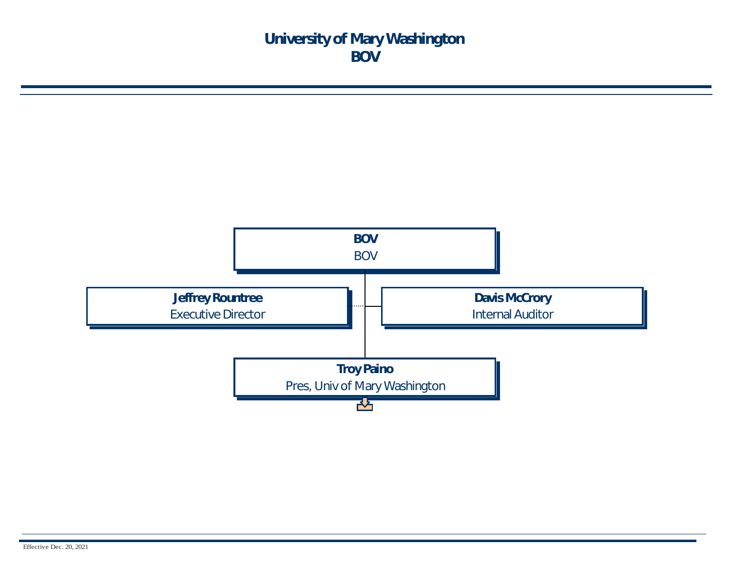# University of Mary Washington
# BOV

**BOV**
BOV

**Jeffrey Rountree**
Executive Director

**Davis McCrory**
Internal Auditor

**Troy Paino**
Pres, Univ of Mary Washington

Effective Dec. 20, 2021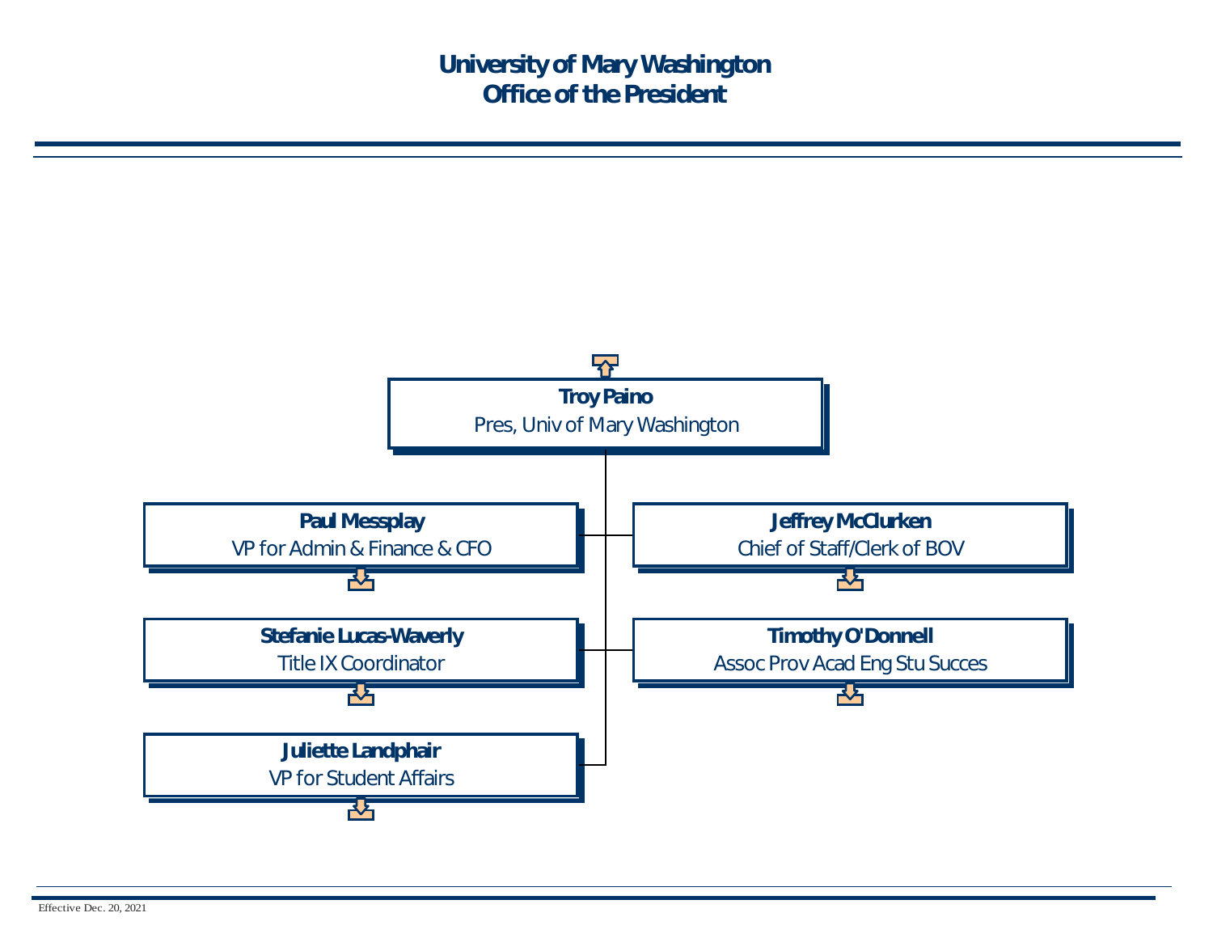# University of Mary Washington
## Office of the President

**Troy Paino**
Pres, Univ of Mary Washington

- **Paul Messplay**
  VP for Admin & Finance & CFO
- **Jeffrey McClurken**
  Chief of Staff/Clerk of BOV
- **Stefanie Lucas-Waverly**
  Title IX Coordinator
- **Timothy O'Donnell**
  Assoc Prov Acad Eng Stu Succes
- **Juliette Landphair**
  VP for Student Affairs

Effective Dec. 20, 2021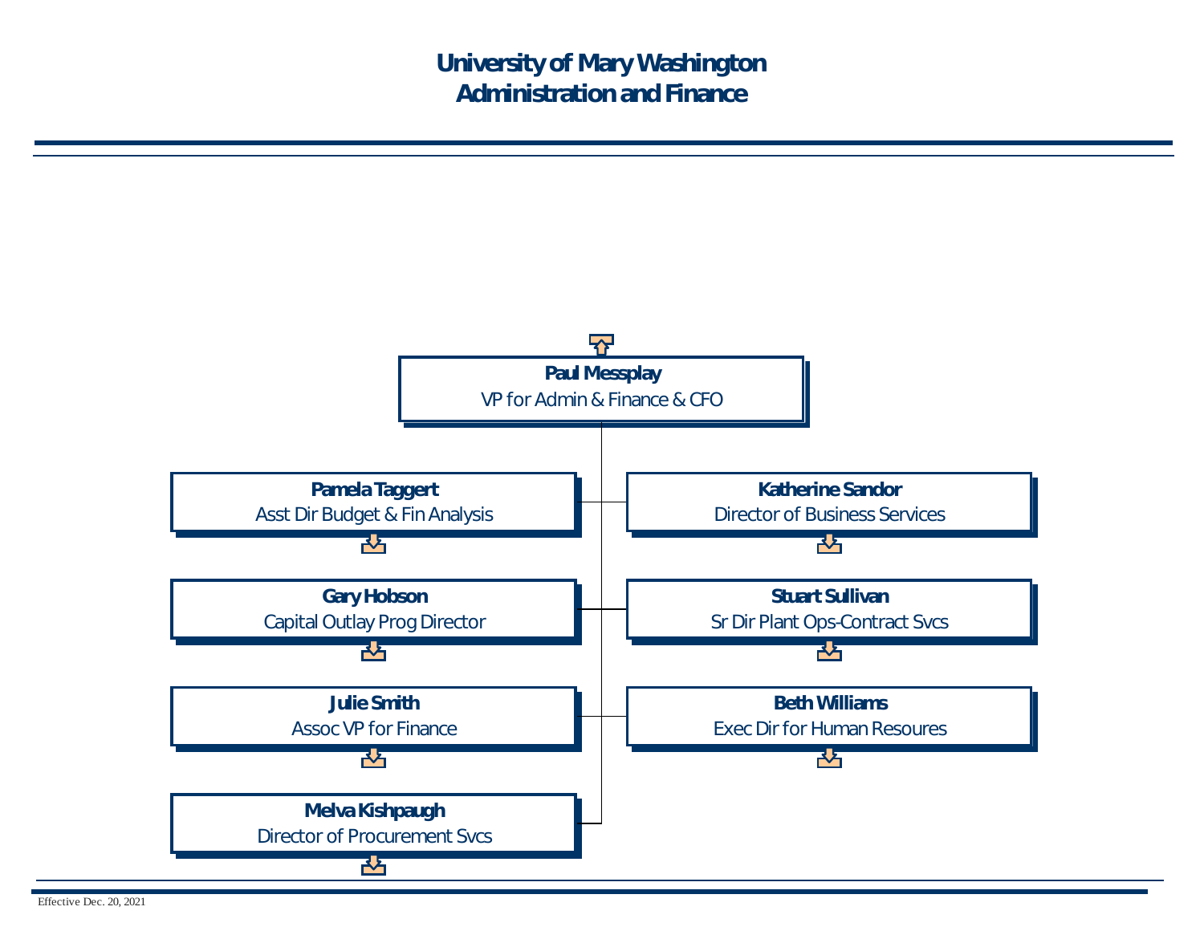# University of Mary Washington
# Administration and Finance

**Paul Messplay**
VP for Admin & Finance & CFO

- **Pamela Taggert** — Asst Dir Budget & Fin Analysis
- **Katherine Sandor** — Director of Business Services
- **Gary Hobson** — Capital Outlay Prog Director
- **Stuart Sullivan** — Sr Dir Plant Ops-Contract Svcs
- **Julie Smith** — Assoc VP for Finance
- **Beth Williams** — Exec Dir for Human Resoures
- **Melva Kishpaugh** — Director of Procurement Svcs

Effective Dec. 20, 2021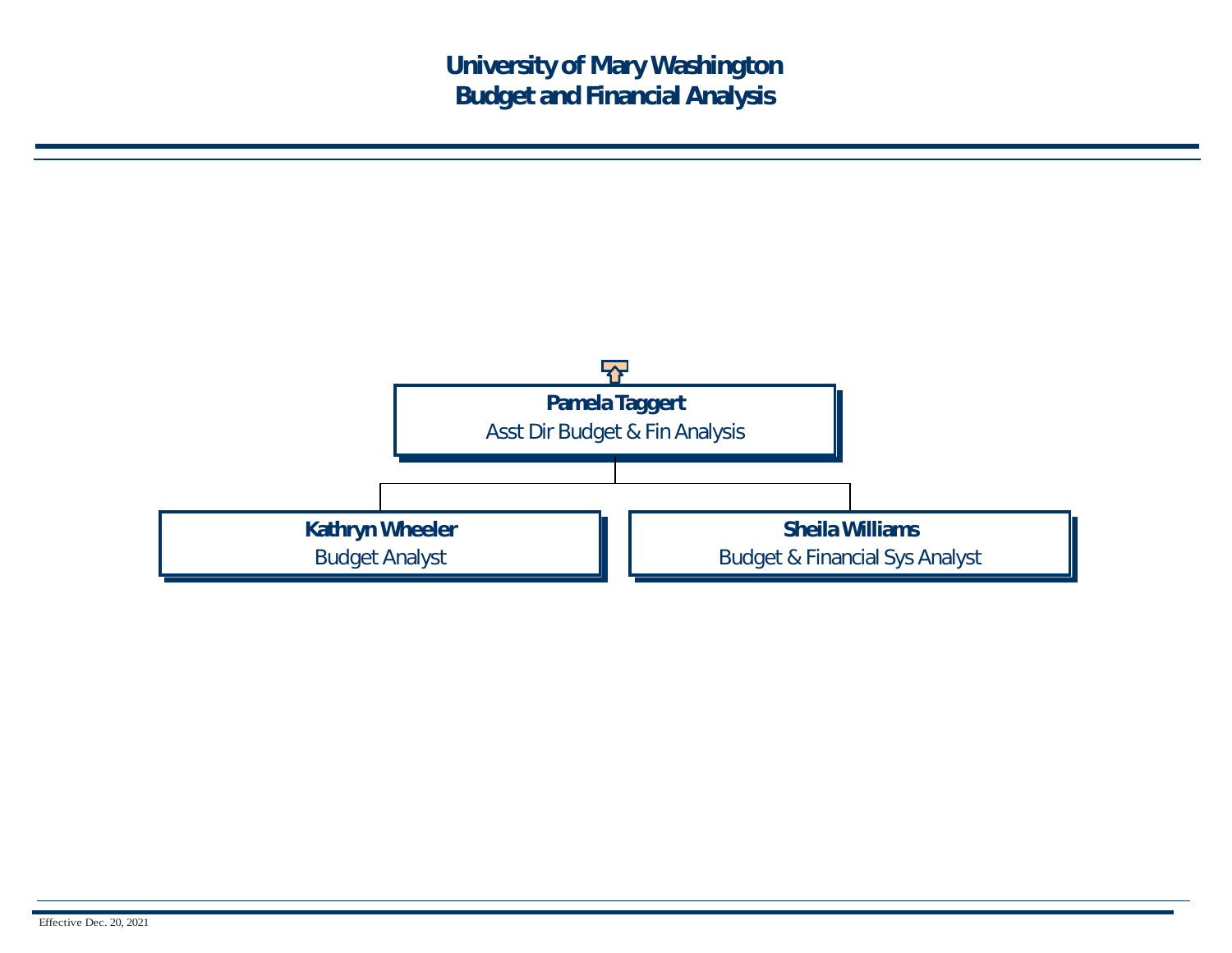# University of Mary Washington
## Budget and Financial Analysis

**Pamela Taggert**
Asst Dir Budget & Fin Analysis

- **Kathryn Wheeler**
  Budget Analyst
- **Sheila Williams**
  Budget & Financial Sys Analyst

Effective Dec. 20, 2021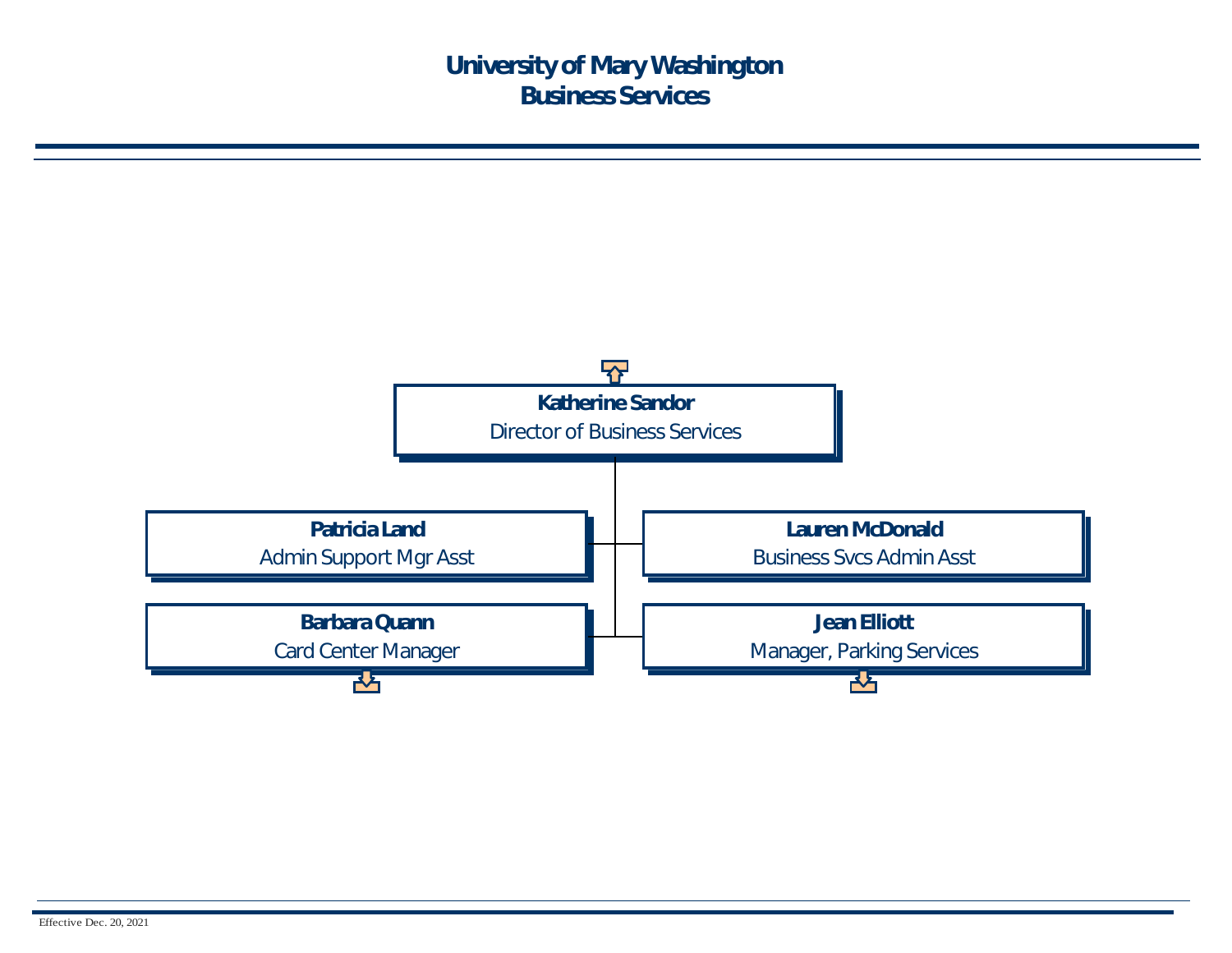# University of Mary Washington
# Business Services

**Katherine Sandor**
Director of Business Services

- **Patricia Land** – Admin Support Mgr Asst
- **Lauren McDonald** – Business Svcs Admin Asst
- **Barbara Quann** – Card Center Manager
- **Jean Elliott** – Manager, Parking Services

Effective Dec. 20, 2021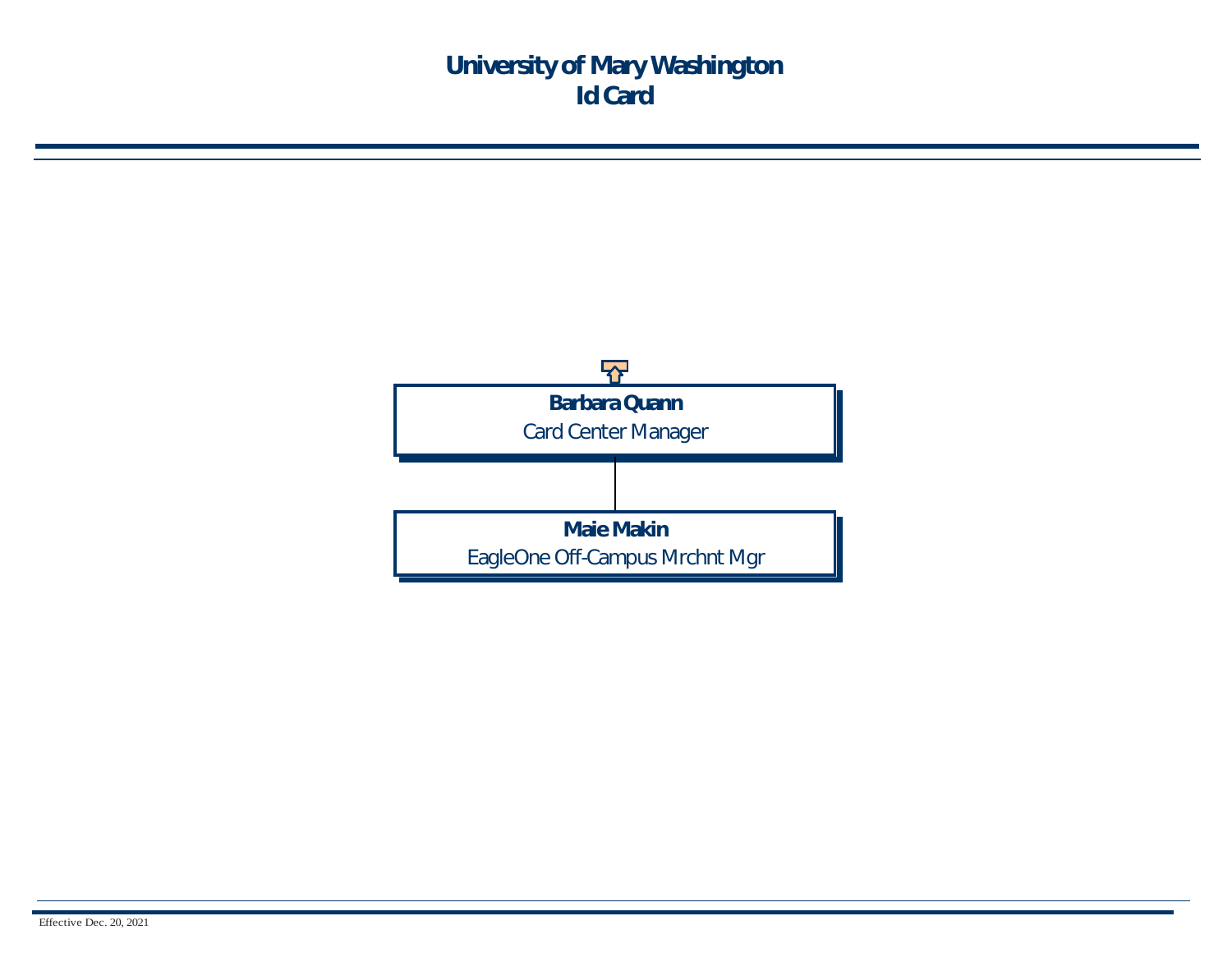# University of Mary Washington
## Id Card

**Barbara Quann**
Card Center Manager

- **Maie Makin**
  EagleOne Off-Campus Mrchnt Mgr

Effective Dec. 20, 2021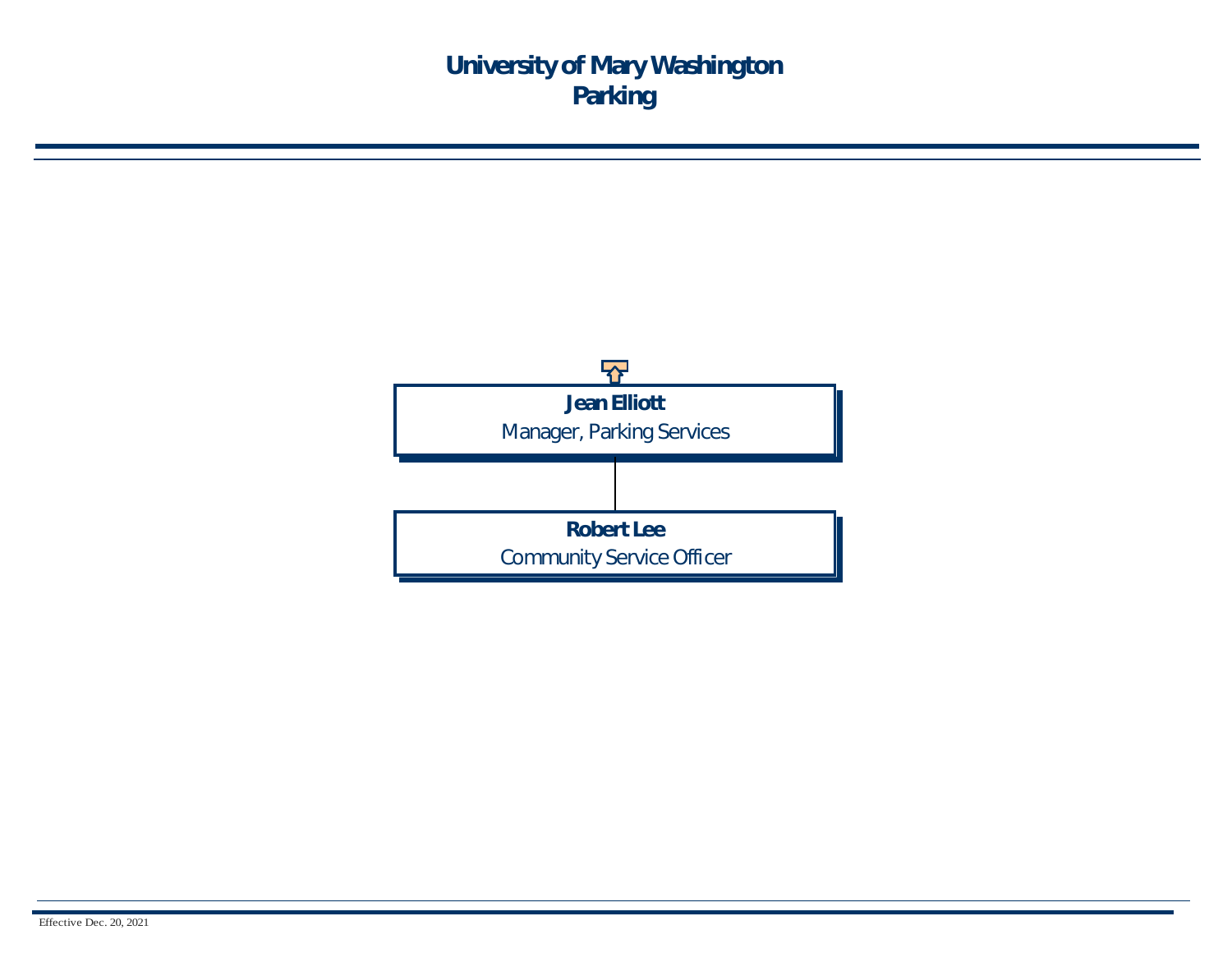# University of Mary Washington
# Parking

**Jean Elliott**
Manager, Parking Services

**Robert Lee**
Community Service Officer

Effective Dec. 20, 2021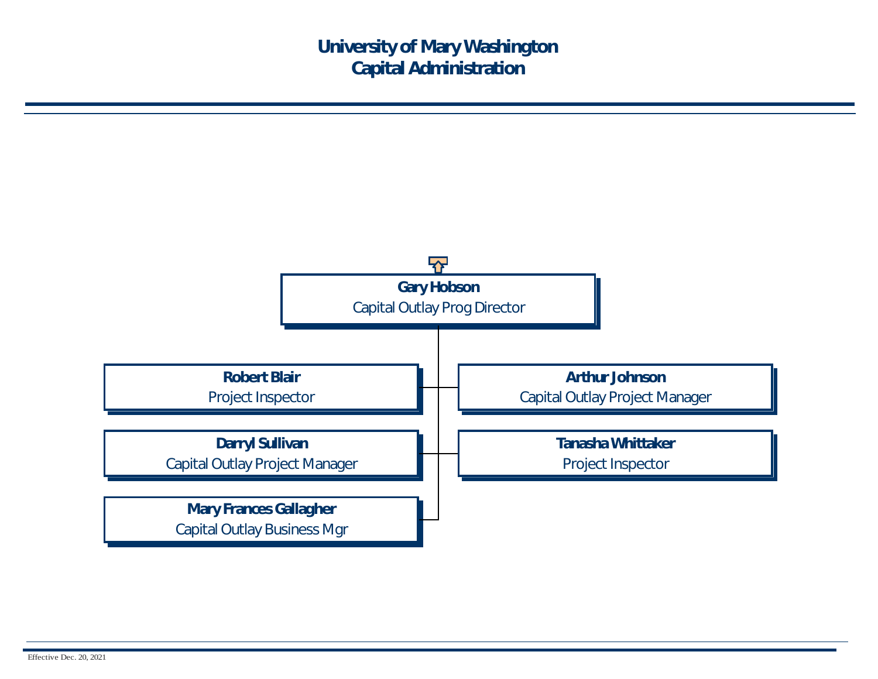# University of Mary Washington
# Capital Administration

**Gary Hobson**
Capital Outlay Prog Director

- **Robert Blair**
  Project Inspector
- **Arthur Johnson**
  Capital Outlay Project Manager
- **Darryl Sullivan**
  Capital Outlay Project Manager
- **Tanasha Whittaker**
  Project Inspector
- **Mary Frances Gallagher**
  Capital Outlay Business Mgr

Effective Dec. 20, 2021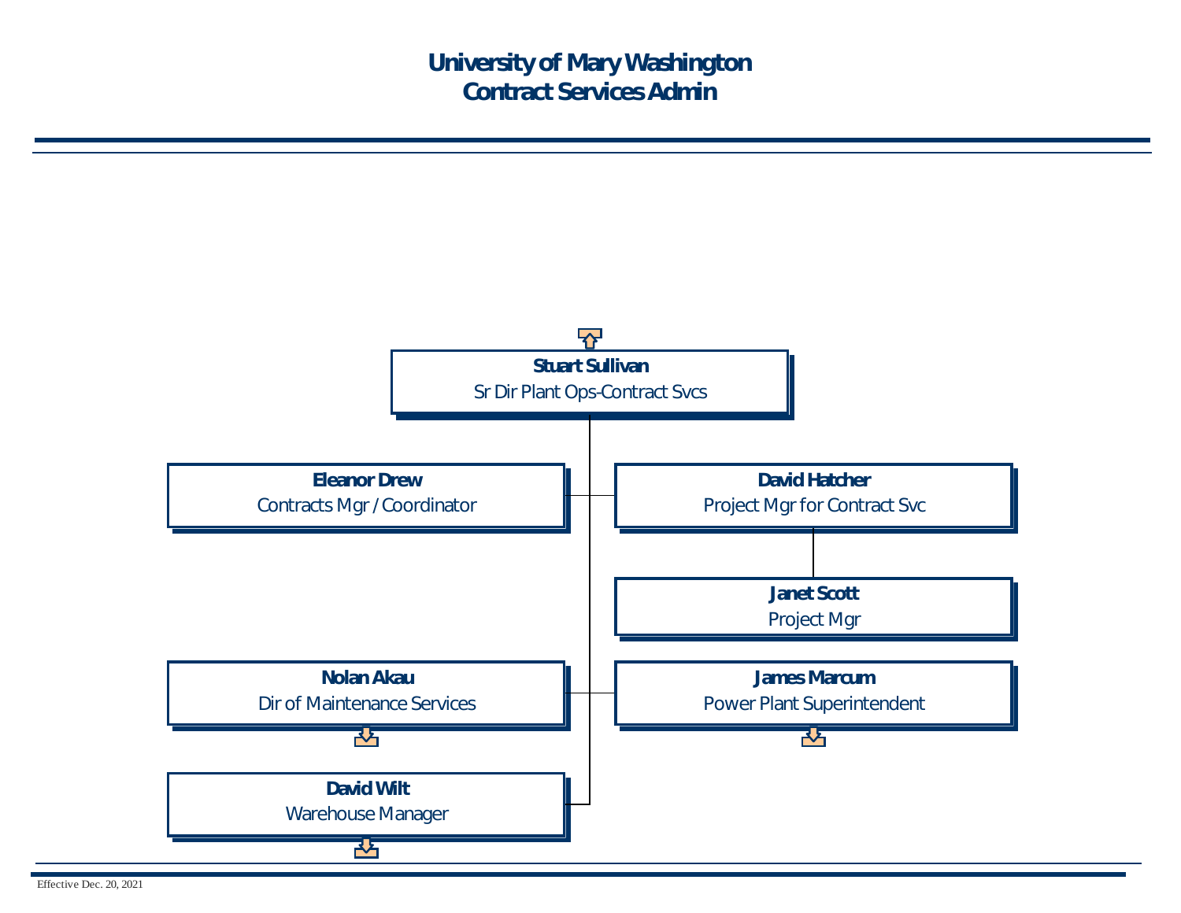# University of Mary Washington
# Contract Services Admin

**Stuart Sullivan**
Sr Dir Plant Ops-Contract Svcs

- **Eleanor Drew**
  Contracts Mgr / Coordinator
- **David Hatcher**
  Project Mgr for Contract Svc
  - **Janet Scott**
    Project Mgr
- **Nolan Akau**
  Dir of Maintenance Services
- **James Marcum**
  Power Plant Superintendent
- **David Wilt**
  Warehouse Manager

Effective Dec. 20, 2021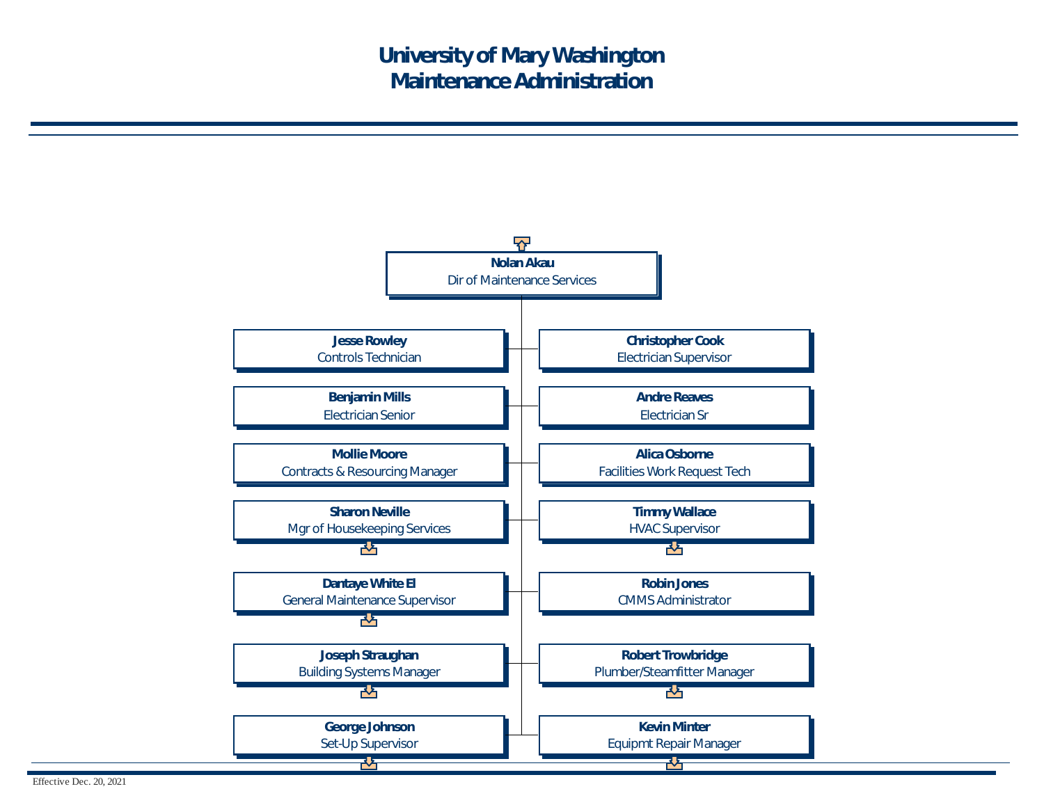# University of Mary Washington
# Maintenance Administration

**Nolan Akau**
Dir of Maintenance Services

- **Jesse Rowley** – Controls Technician
- **Christopher Cook** – Electrician Supervisor
- **Benjamin Mills** – Electrician Senior
- **Andre Reaves** – Electrician Sr
- **Mollie Moore** – Contracts & Resourcing Manager
- **Alica Osborne** – Facilities Work Request Tech
- **Sharon Neville** – Mgr of Housekeeping Services
- **Timmy Wallace** – HVAC Supervisor
- **Dantaye White El** – General Maintenance Supervisor
- **Robin Jones** – CMMS Administrator
- **Joseph Straughan** – Building Systems Manager
- **Robert Trowbridge** – Plumber/Steamfitter Manager
- **George Johnson** – Set-Up Supervisor
- **Kevin Minter** – Equipmt Repair Manager

Effective Dec. 20, 2021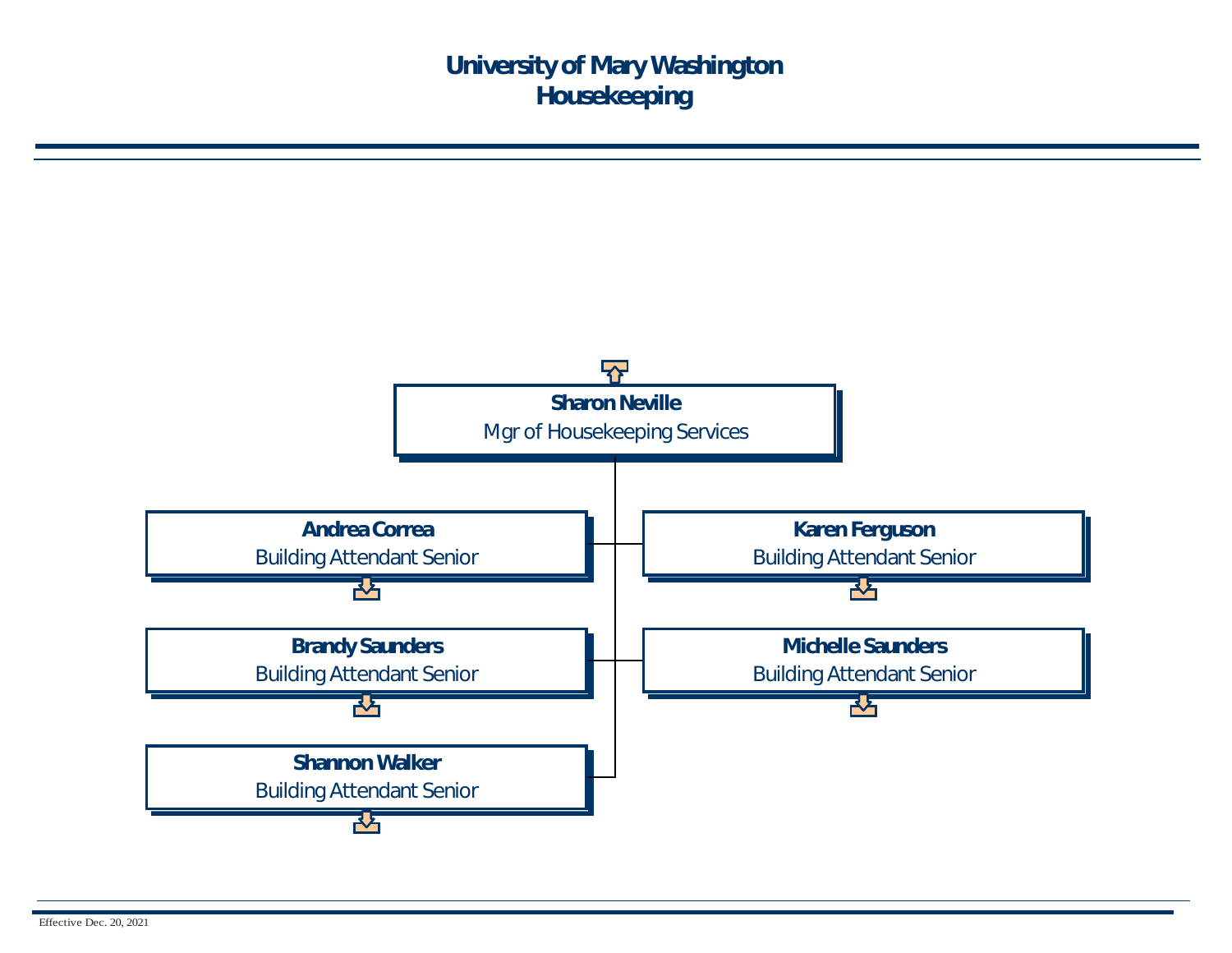# University of Mary Washington
# Housekeeping

**Sharon Neville**
Mgr of Housekeeping Services

- **Andrea Correa**
  Building Attendant Senior
- **Karen Ferguson**
  Building Attendant Senior
- **Brandy Saunders**
  Building Attendant Senior
- **Michelle Saunders**
  Building Attendant Senior
- **Shannon Walker**
  Building Attendant Senior

Effective Dec. 20, 2021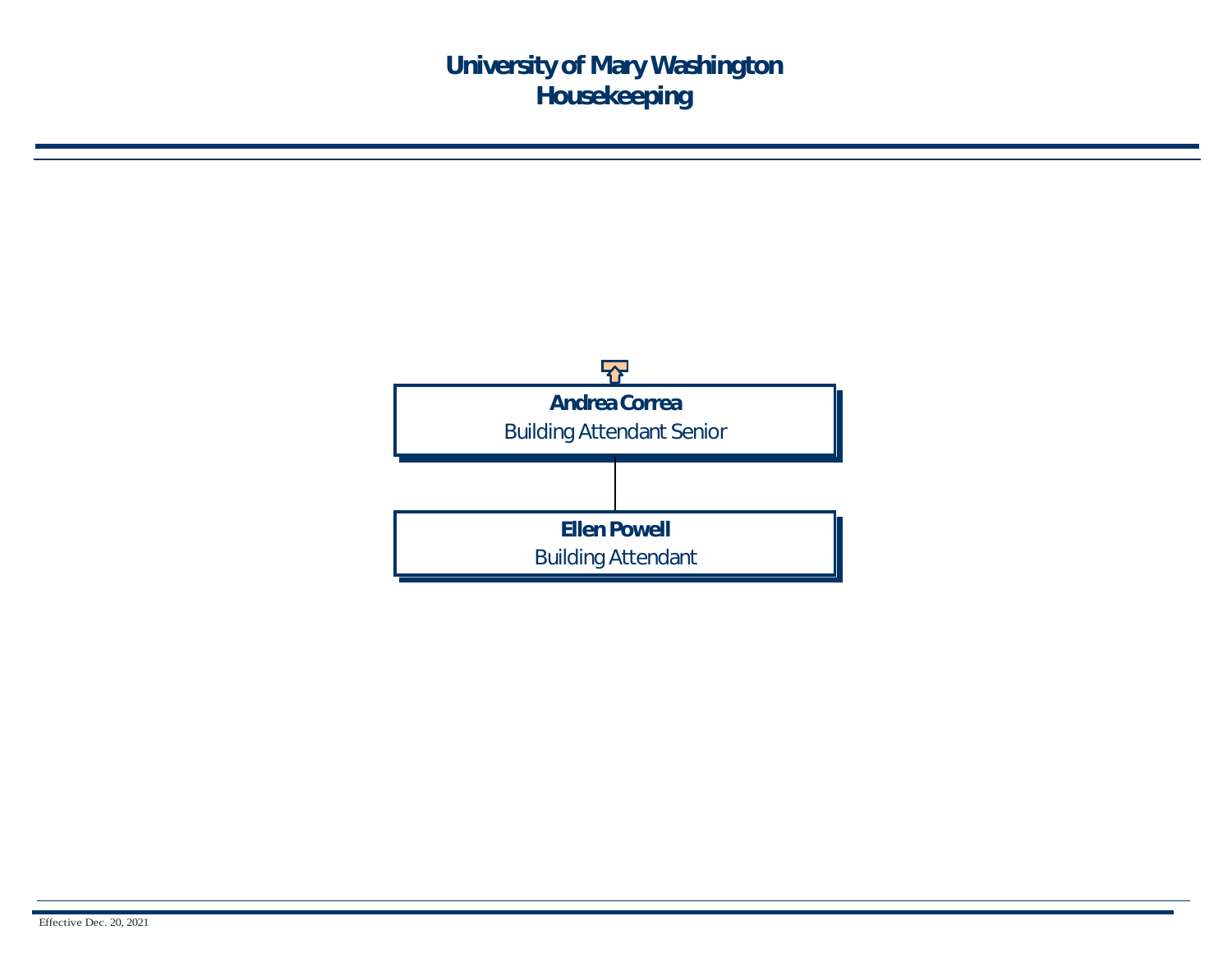# University of Mary Washington
# Housekeeping

**Andrea Correa**
Building Attendant Senior

**Ellen Powell**
Building Attendant

Effective Dec. 20, 2021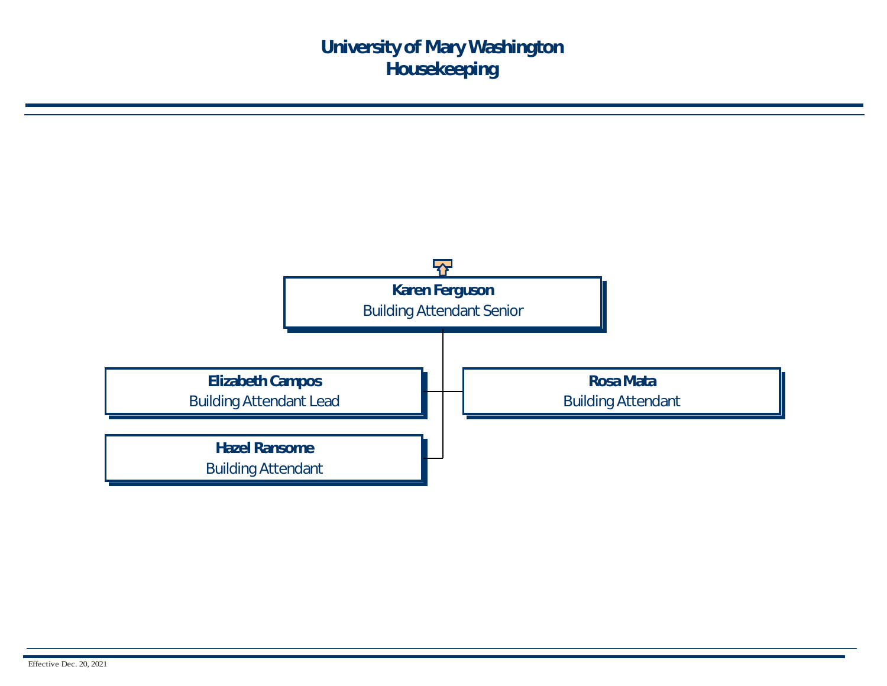# University of Mary Washington
## Housekeeping

- **Karen Ferguson** — Building Attendant Senior
  - **Elizabeth Campos** — Building Attendant Lead
  - **Rosa Mata** — Building Attendant
  - **Hazel Ransome** — Building Attendant

Effective Dec. 20, 2021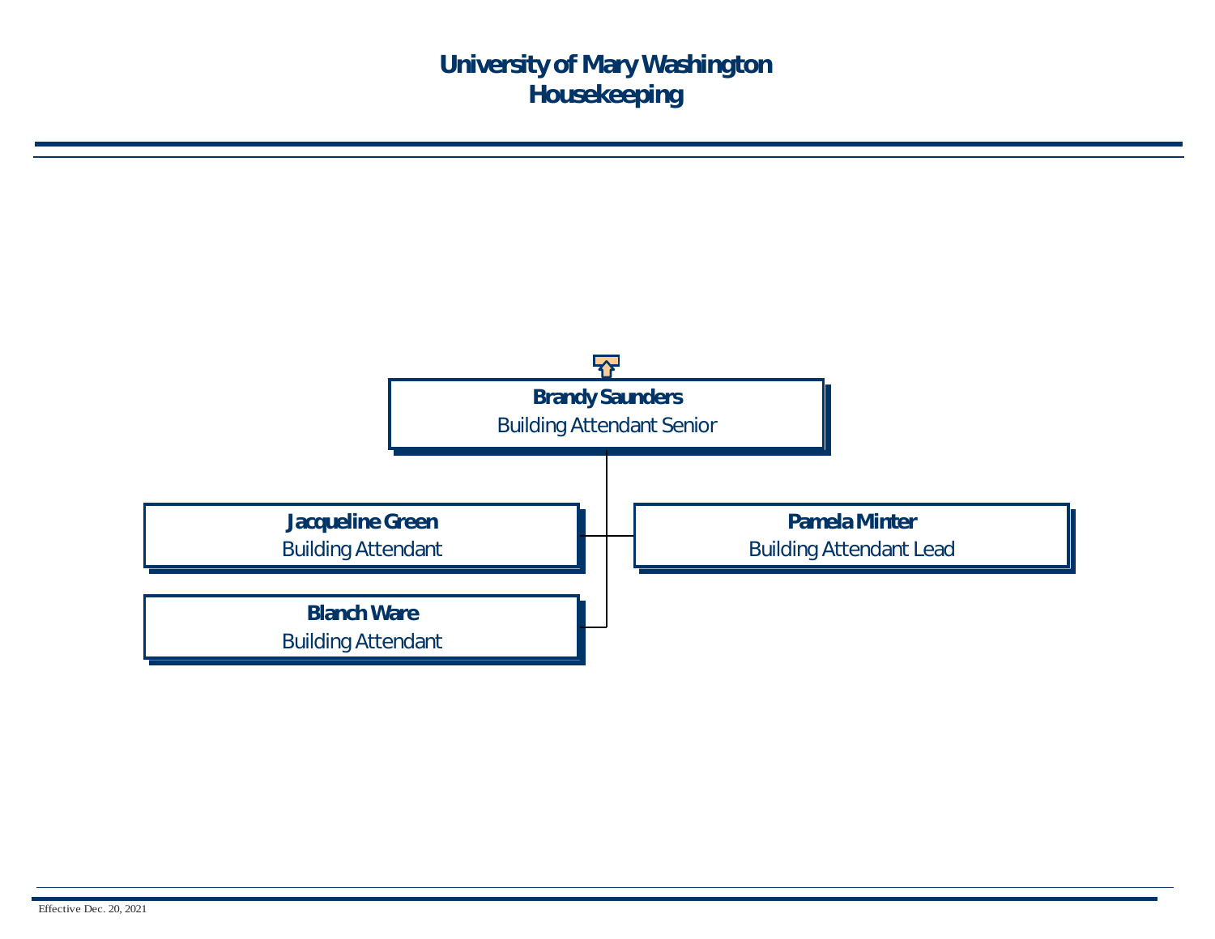# University of Mary Washington
## Housekeeping

**Brandy Saunders**
Building Attendant Senior

- **Jacqueline Green**
  Building Attendant
- **Blanch Ware**
  Building Attendant
- **Pamela Minter**
  Building Attendant Lead

Effective Dec. 20, 2021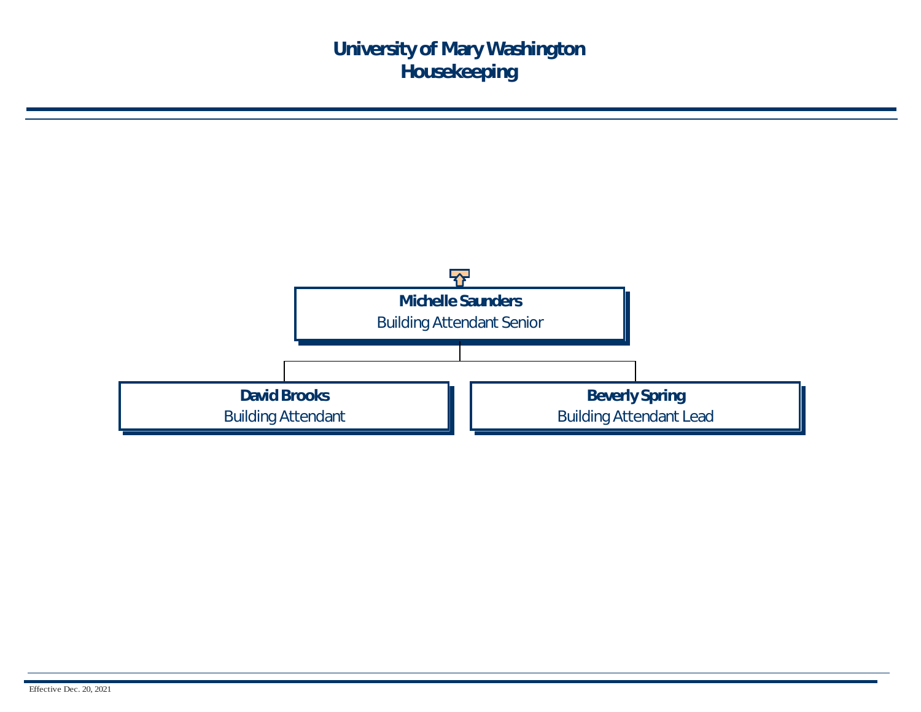# University of Mary Washington
## Housekeeping

**Michelle Saunders**
Building Attendant Senior

- **David Brooks**
  Building Attendant
- **Beverly Spring**
  Building Attendant Lead

Effective Dec. 20, 2021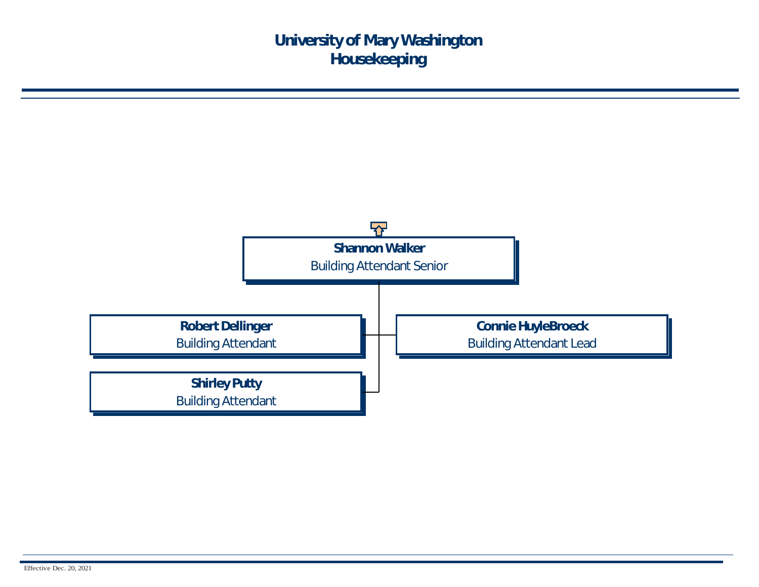# University of Mary Washington
# Housekeeping

**Shannon Walker**
Building Attendant Senior

- **Robert Dellinger**
  Building Attendant
- **Connie HuyleBroeck**
  Building Attendant Lead
- **Shirley Putty**
  Building Attendant

Effective Dec. 20, 2021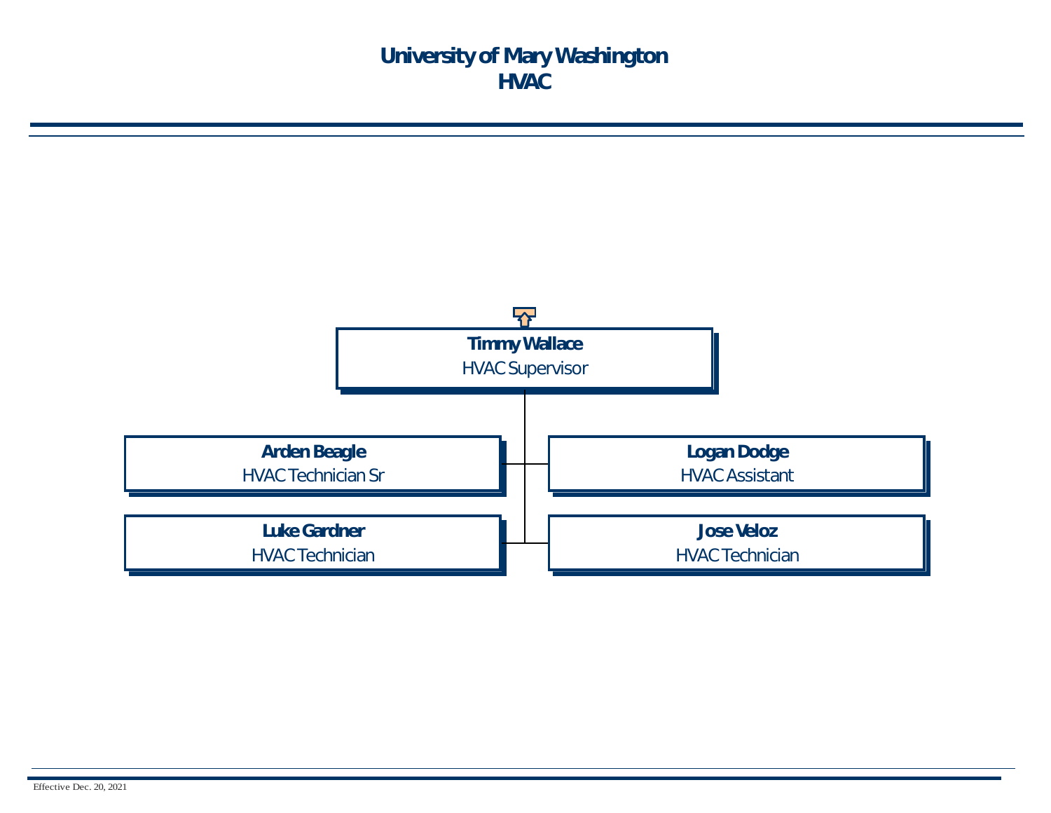# University of Mary Washington
# HVAC

**Timmy Wallace**
HVAC Supervisor

- **Arden Beagle**
  HVAC Technician Sr
- **Logan Dodge**
  HVAC Assistant
- **Luke Gardner**
  HVAC Technician
- **Jose Veloz**
  HVAC Technician

Effective Dec. 20, 2021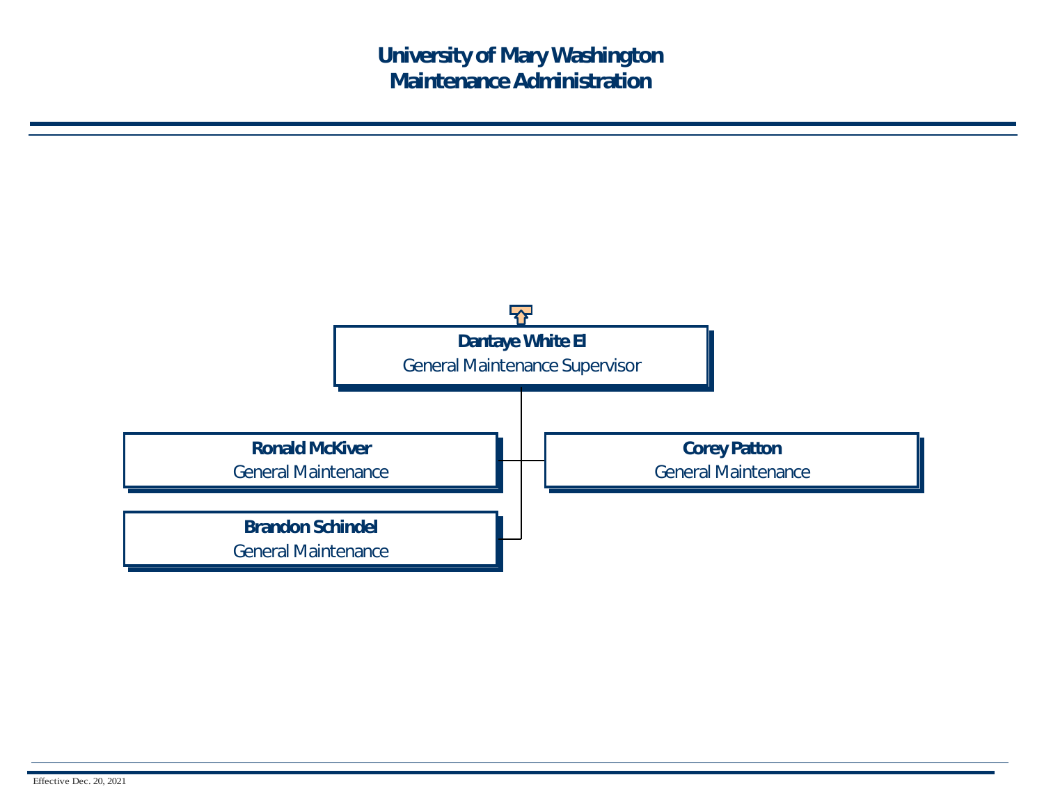# University of Mary Washington
## Maintenance Administration

**Dantaye White El**
General Maintenance Supervisor

- **Ronald McKiver**
  General Maintenance
- **Corey Patton**
  General Maintenance
- **Brandon Schindel**
  General Maintenance

Effective Dec. 20, 2021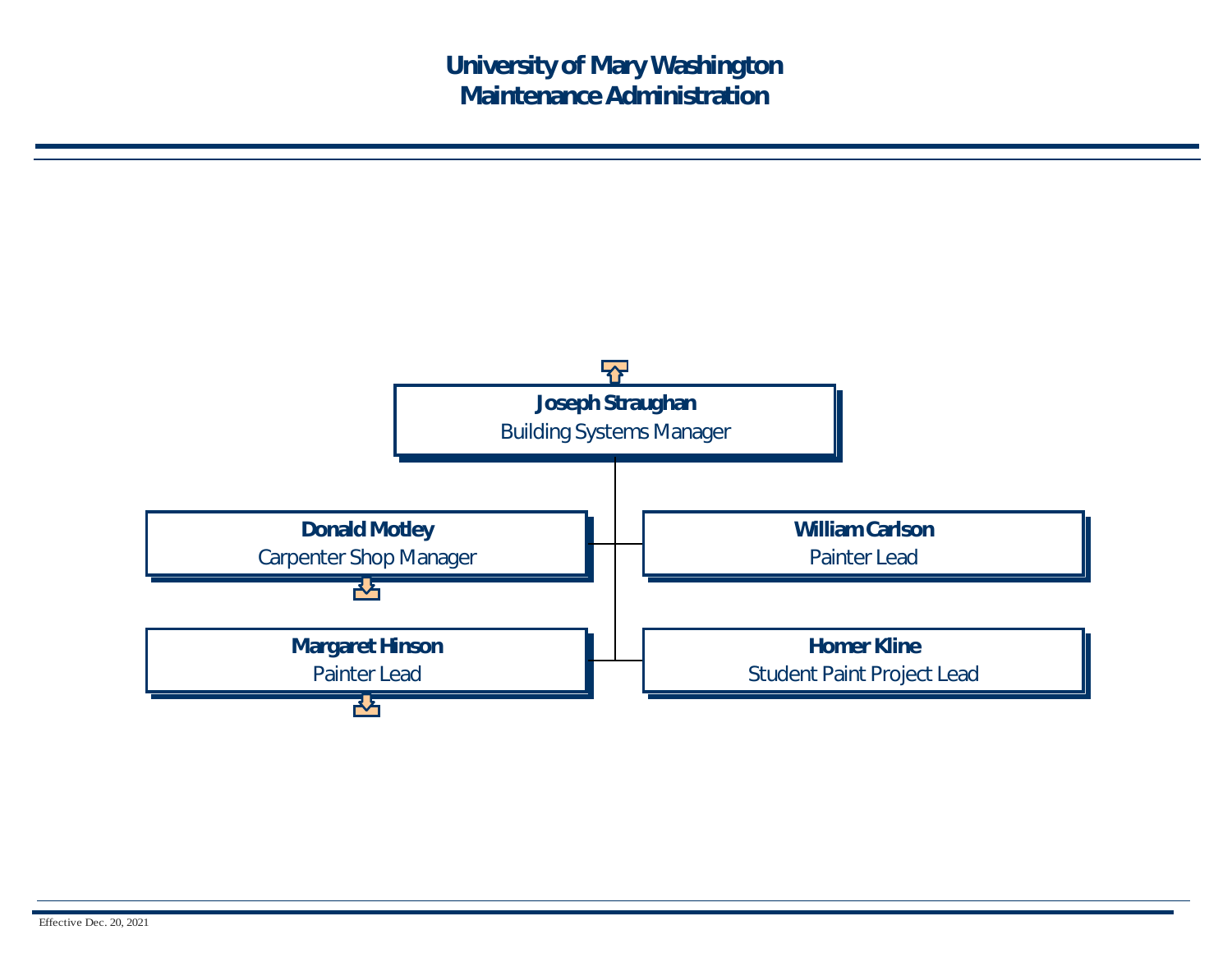# University of Mary Washington
## Maintenance Administration

**Joseph Straughan**
Building Systems Manager

- **Donald Motley**
  Carpenter Shop Manager
- **William Carlson**
  Painter Lead
- **Margaret Hinson**
  Painter Lead
- **Homer Kline**
  Student Paint Project Lead

Effective Dec. 20, 2021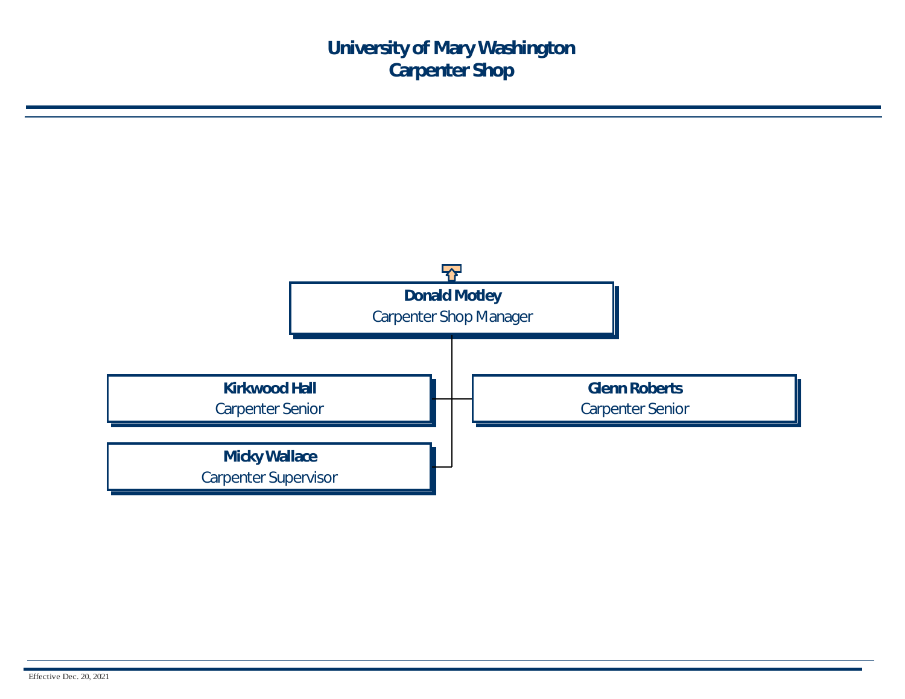# University of Mary Washington
## Carpenter Shop

**Donald Motley**
Carpenter Shop Manager

- **Kirkwood Hall**
  Carpenter Senior
- **Glenn Roberts**
  Carpenter Senior
- **Micky Wallace**
  Carpenter Supervisor

Effective Dec. 20, 2021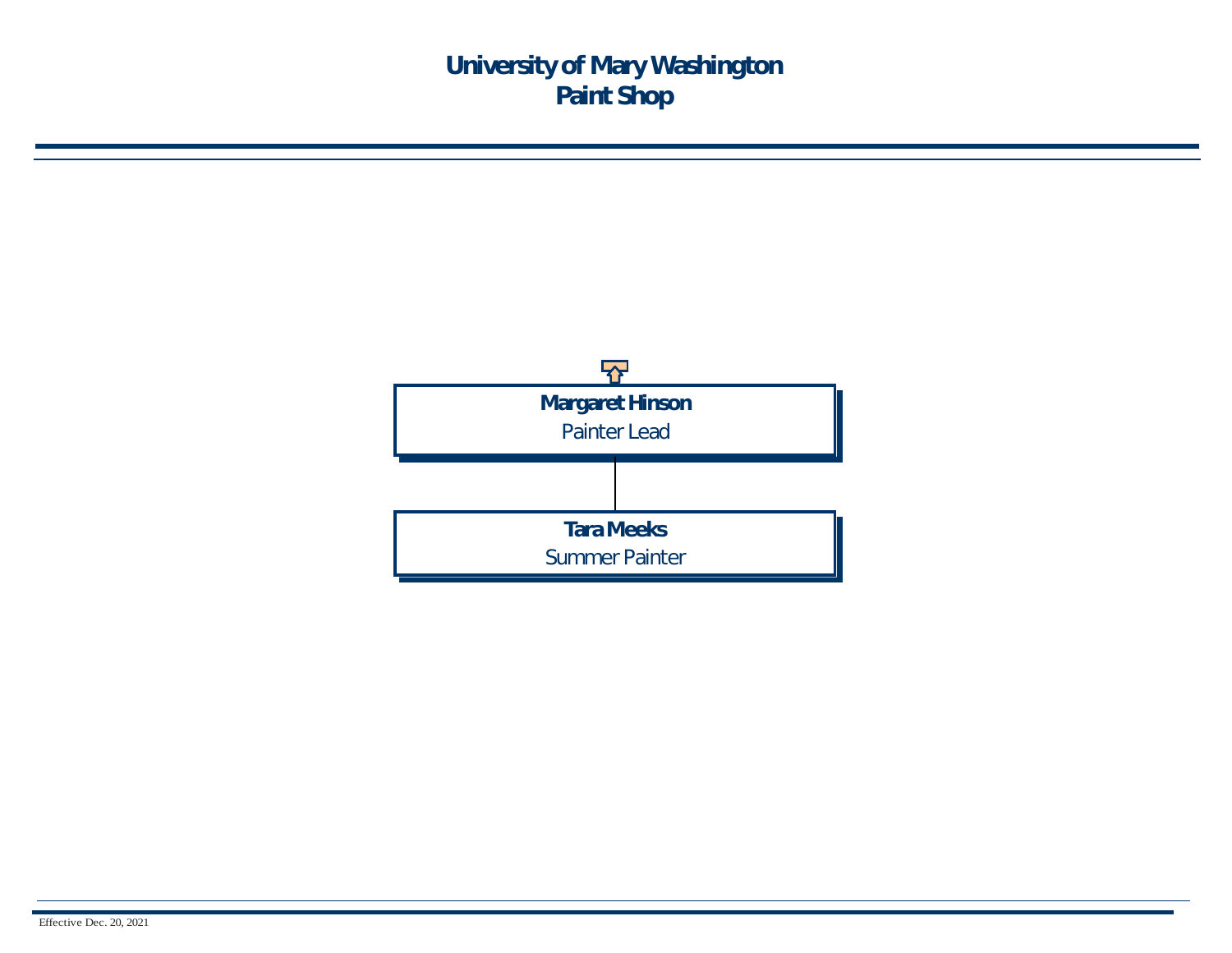# University of Mary Washington
# Paint Shop

**Margaret Hinson**
Painter Lead

**Tara Meeks**
Summer Painter

Effective Dec. 20, 2021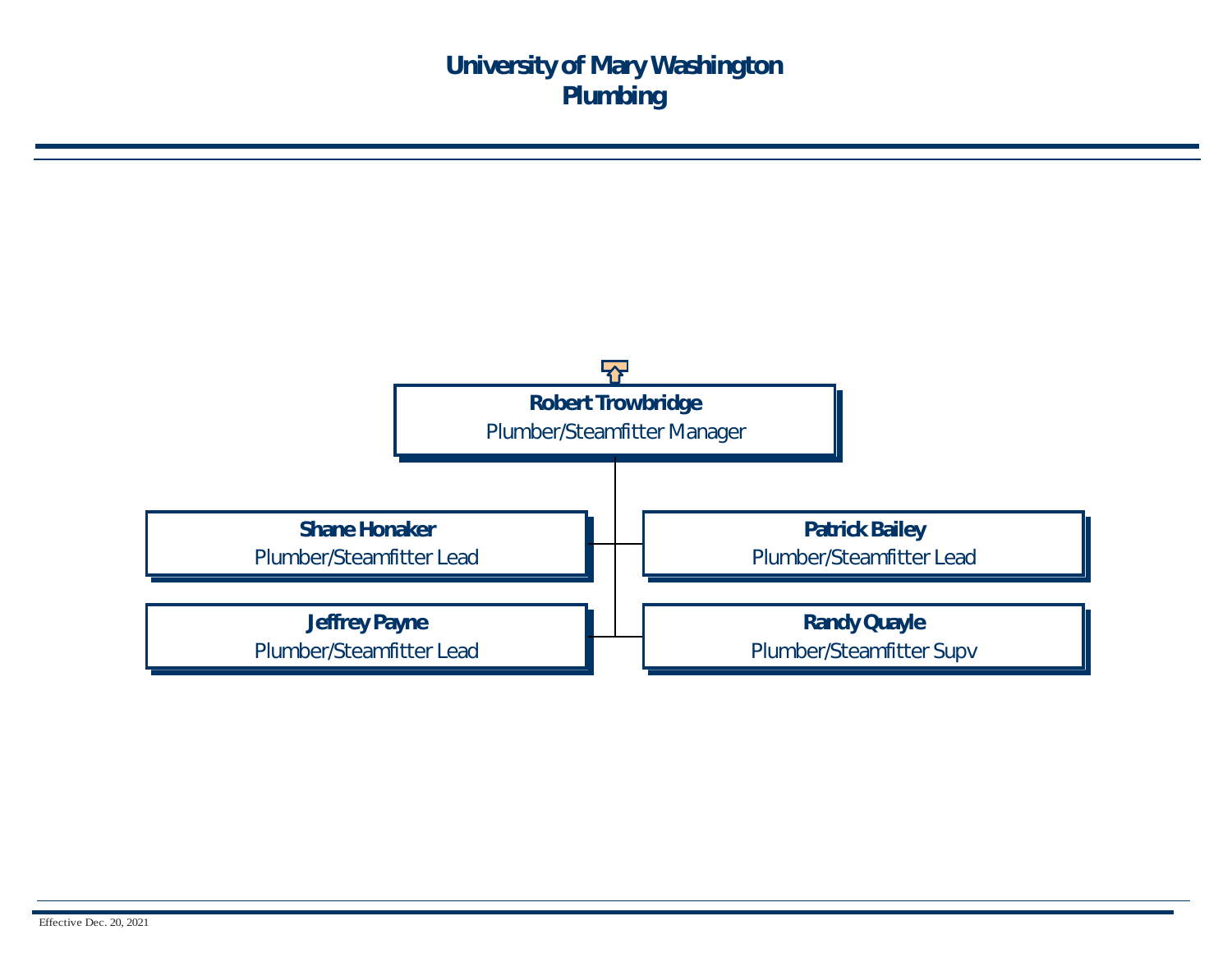# University of Mary Washington
## Plumbing

**Robert Trowbridge**
Plumber/Steamfitter Manager

- **Shane Honaker**
  Plumber/Steamfitter Lead
- **Patrick Bailey**
  Plumber/Steamfitter Lead
- **Jeffrey Payne**
  Plumber/Steamfitter Lead
- **Randy Quayle**
  Plumber/Steamfitter Supv

Effective Dec. 20, 2021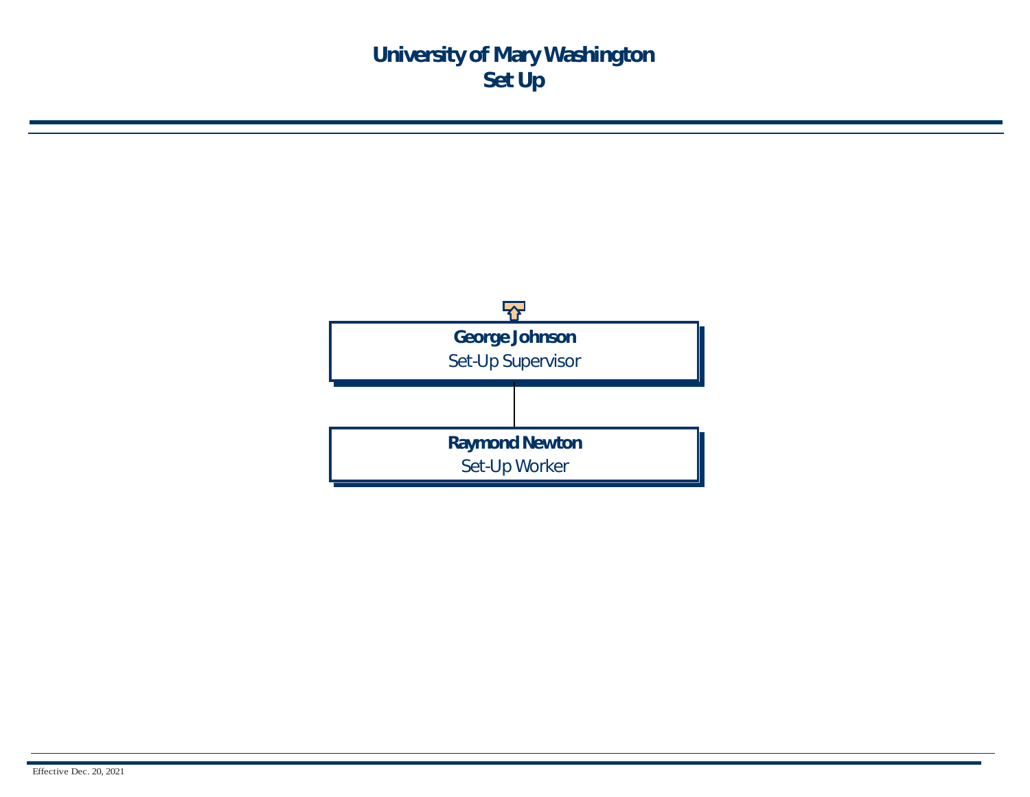# University of Mary Washington
# Set Up

**George Johnson**
Set-Up Supervisor

**Raymond Newton**
Set-Up Worker

Effective Dec. 20, 2021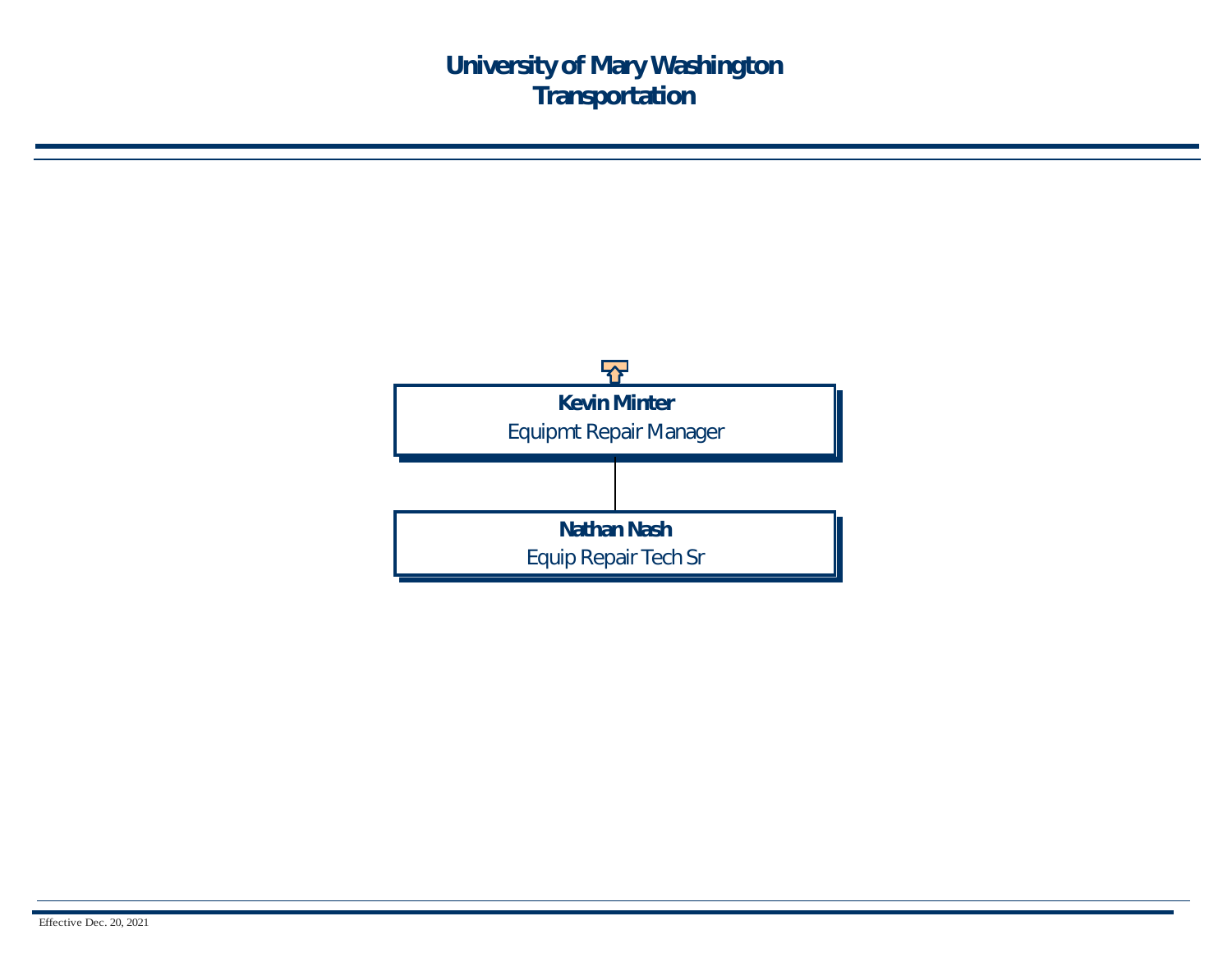# University of Mary Washington
## Transportation

**Kevin Minter**
Equipmt Repair Manager

- **Nathan Nash**
  Equip Repair Tech Sr

Effective Dec. 20, 2021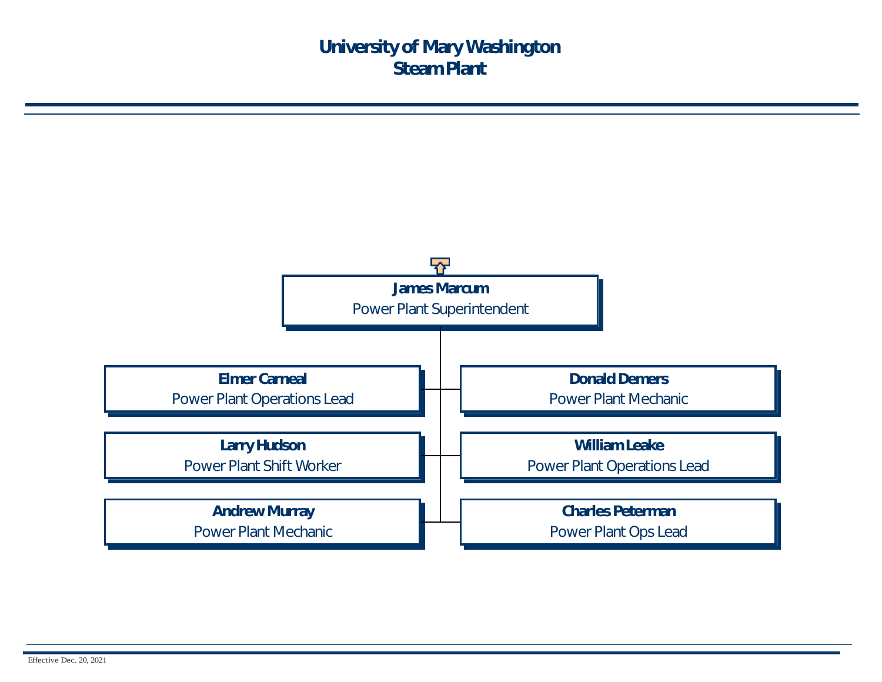# University of Mary Washington
## Steam Plant

**James Marcum**
Power Plant Superintendent

- **Elmer Carneal**
  Power Plant Operations Lead
- **Donald Demers**
  Power Plant Mechanic
- **Larry Hudson**
  Power Plant Shift Worker
- **William Leake**
  Power Plant Operations Lead
- **Andrew Murray**
  Power Plant Mechanic
- **Charles Peterman**
  Power Plant Ops Lead

Effective Dec. 20, 2021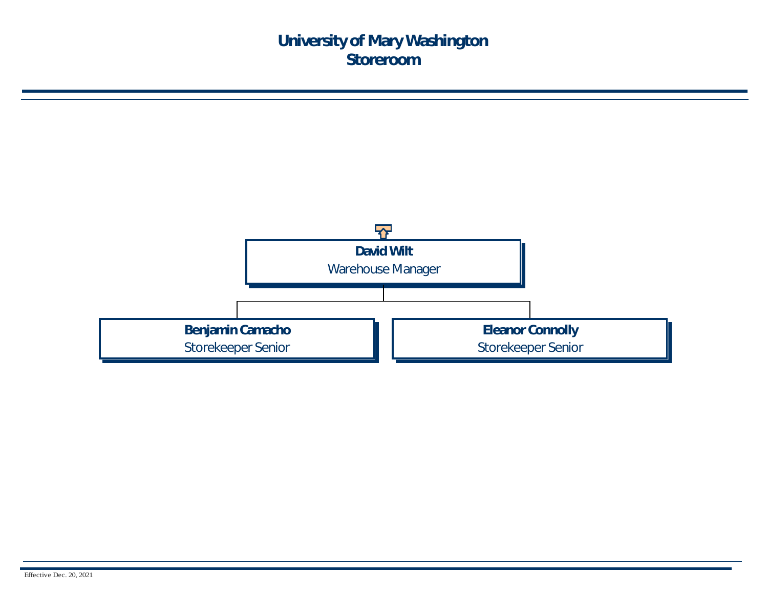# University of Mary Washington
# Storeroom

**David Wilt**
Warehouse Manager

- **Benjamin Camacho**
  Storekeeper Senior
- **Eleanor Connolly**
  Storekeeper Senior

Effective Dec. 20, 2021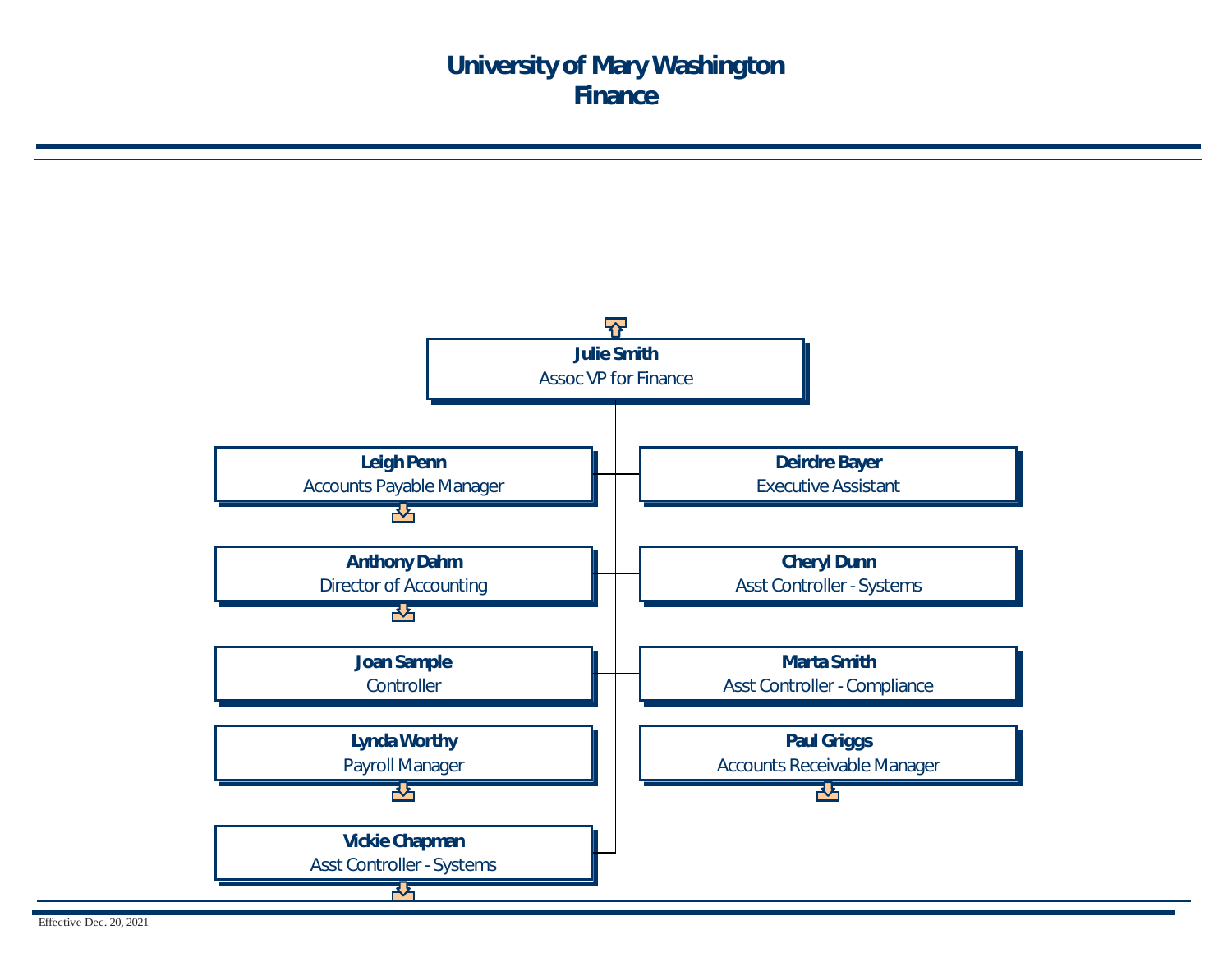# University of Mary Washington
# Finance

**Julie Smith**
Assoc VP for Finance

- **Leigh Penn** – Accounts Payable Manager
- **Deirdre Bayer** – Executive Assistant
- **Anthony Dahm** – Director of Accounting
- **Cheryl Dunn** – Asst Controller - Systems
- **Joan Sample** – Controller
- **Marta Smith** – Asst Controller - Compliance
- **Lynda Worthy** – Payroll Manager
- **Paul Griggs** – Accounts Receivable Manager
- **Vickie Chapman** – Asst Controller - Systems

Effective Dec. 20, 2021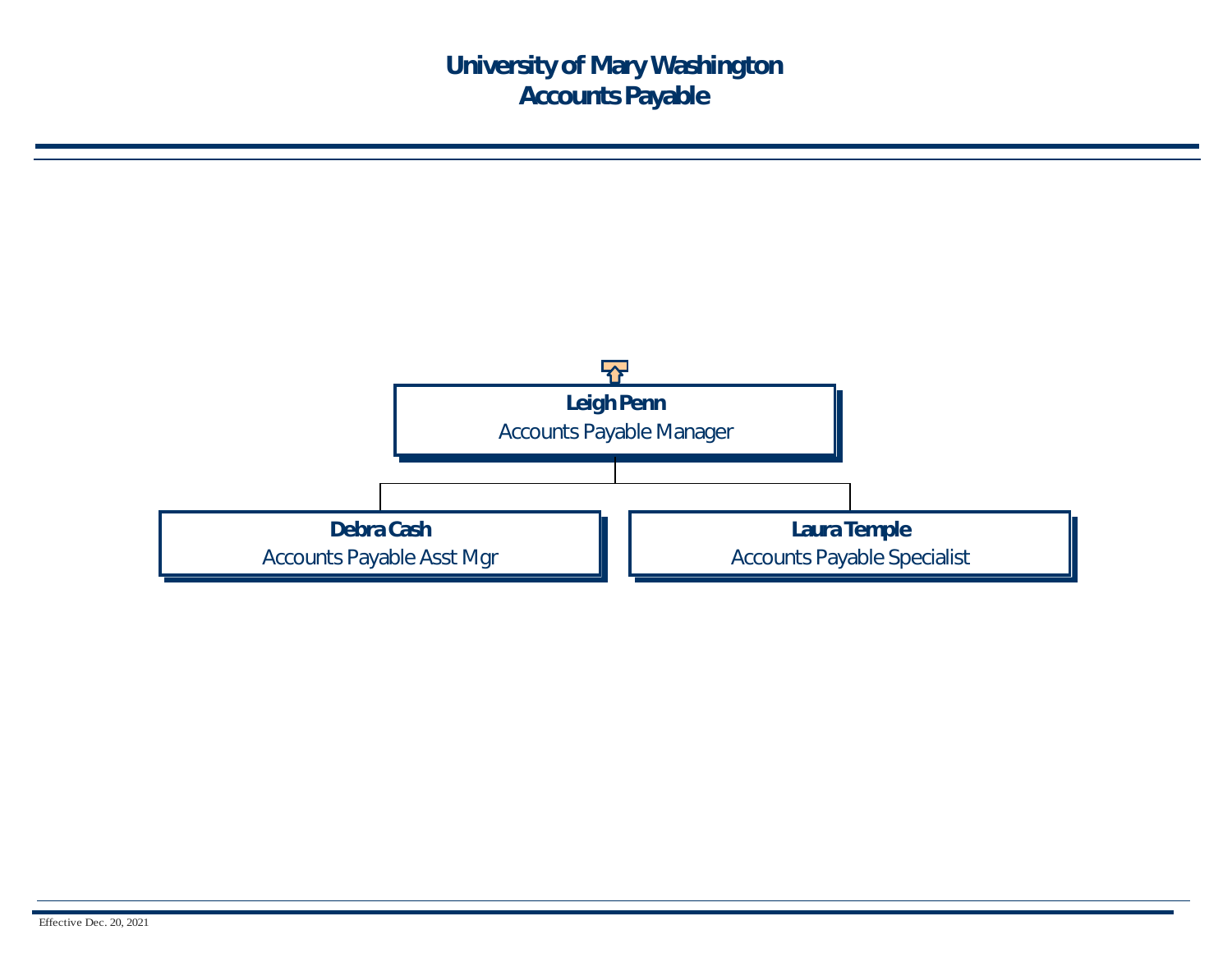# University of Mary Washington
# Accounts Payable

**Leigh Penn**
Accounts Payable Manager

- **Debra Cash**
  Accounts Payable Asst Mgr
- **Laura Temple**
  Accounts Payable Specialist

Effective Dec. 20, 2021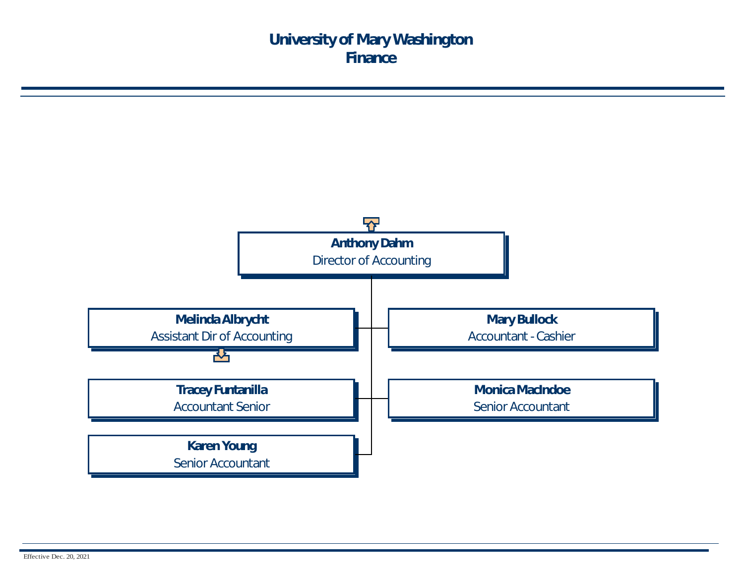# University of Mary Washington
## Finance

**Anthony Dahm**
Director of Accounting

- **Melinda Albrycht**
  Assistant Dir of Accounting
- **Mary Bullock**
  Accountant - Cashier
- **Tracey Funtanilla**
  Accountant Senior
- **Monica MacIndoe**
  Senior Accountant
- **Karen Young**
  Senior Accountant

Effective Dec. 20, 2021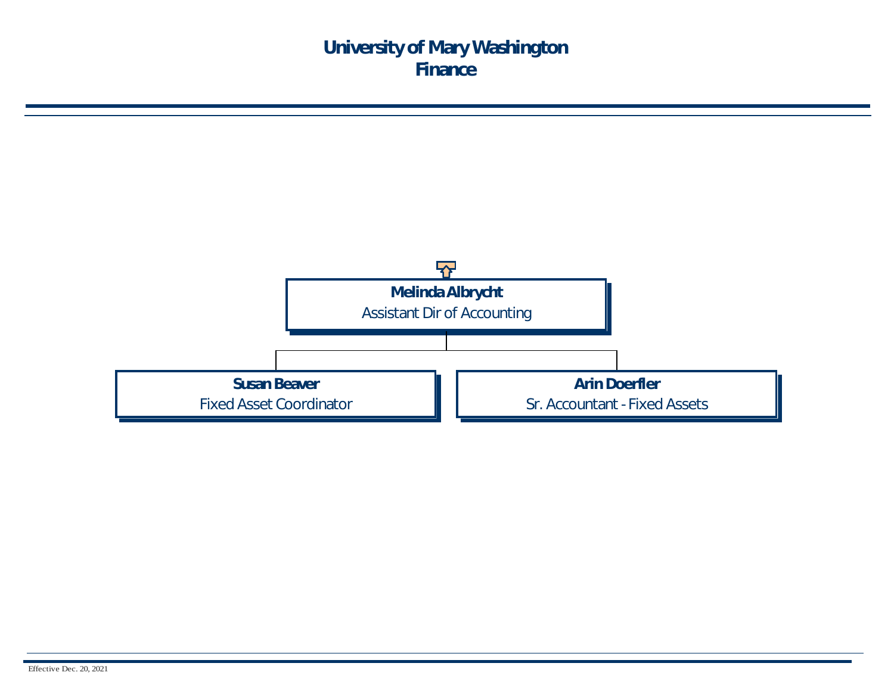# University of Mary Washington
## Finance

**Melinda Albrycht**
Assistant Dir of Accounting

- **Susan Beaver**
  Fixed Asset Coordinator
- **Arin Doerfler**
  Sr. Accountant - Fixed Assets

Effective Dec. 20, 2021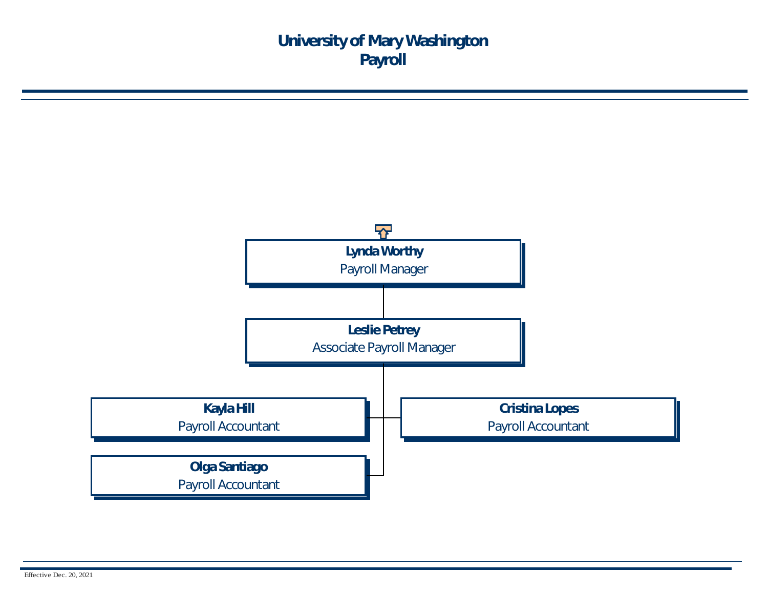# University of Mary Washington
# Payroll

**Lynda Worthy**
Payroll Manager

- **Leslie Petrey**
  Associate Payroll Manager
  - **Kayla Hill**
    Payroll Accountant
  - **Cristina Lopes**
    Payroll Accountant
  - **Olga Santiago**
    Payroll Accountant

Effective Dec. 20, 2021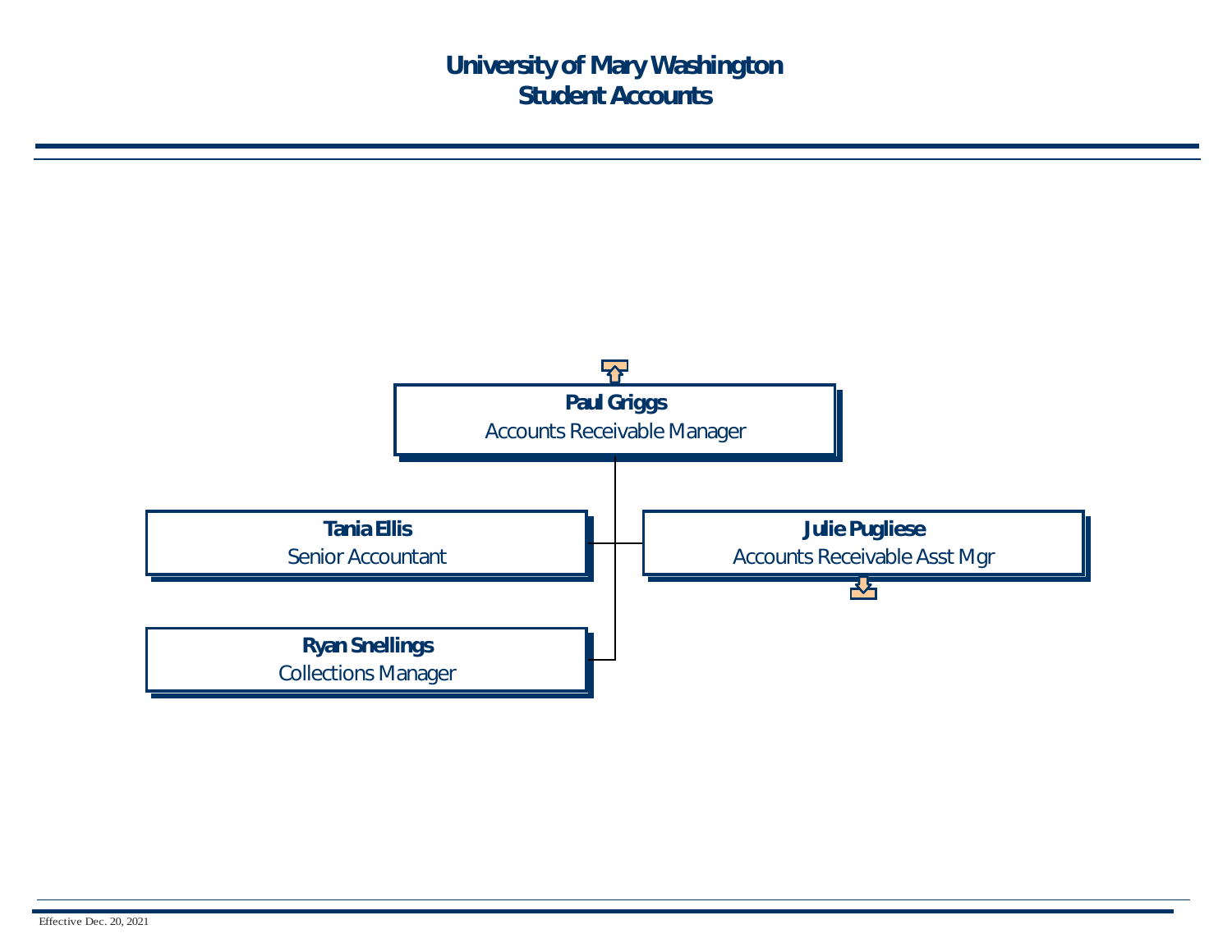# University of Mary Washington
# Student Accounts

**Paul Griggs**
Accounts Receivable Manager

- **Tania Ellis**
  Senior Accountant
- **Julie Pugliese**
  Accounts Receivable Asst Mgr
- **Ryan Snellings**
  Collections Manager

Effective Dec. 20, 2021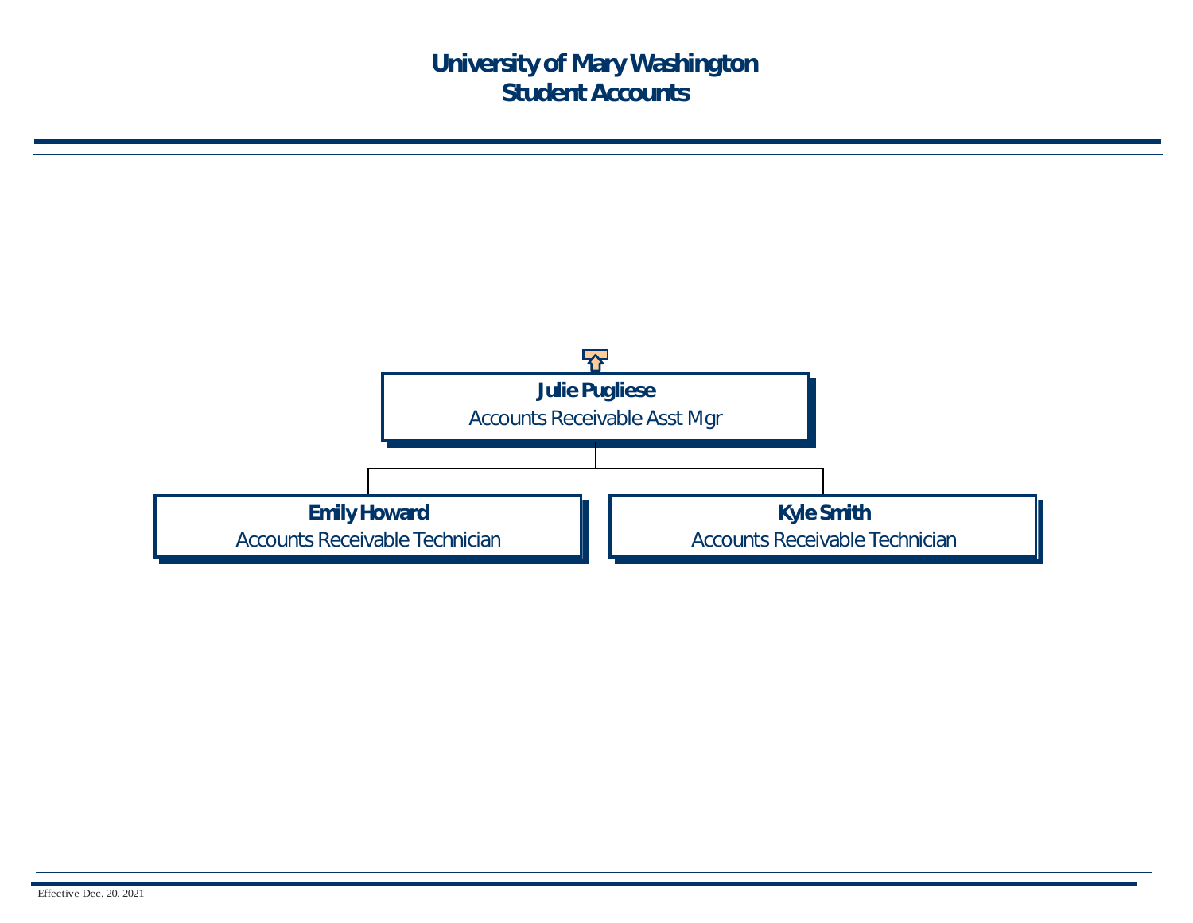# University of Mary Washington
# Student Accounts

**Julie Pugliese**
Accounts Receivable Asst Mgr

- **Emily Howard**
  Accounts Receivable Technician
- **Kyle Smith**
  Accounts Receivable Technician

Effective Dec. 20, 2021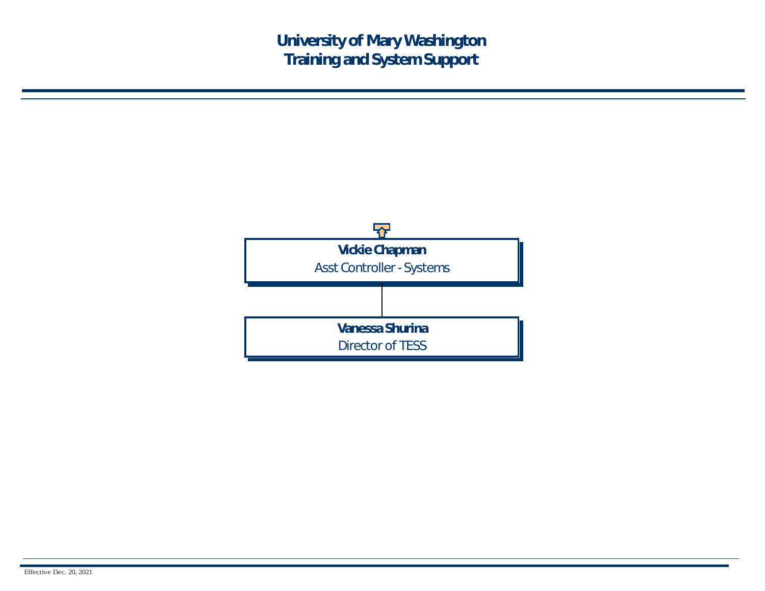# University of Mary Washington
## Training and System Support

**Vickie Chapman**
Asst Controller - Systems

**Vanessa Shurina**
Director of TESS

Effective Dec. 20, 2021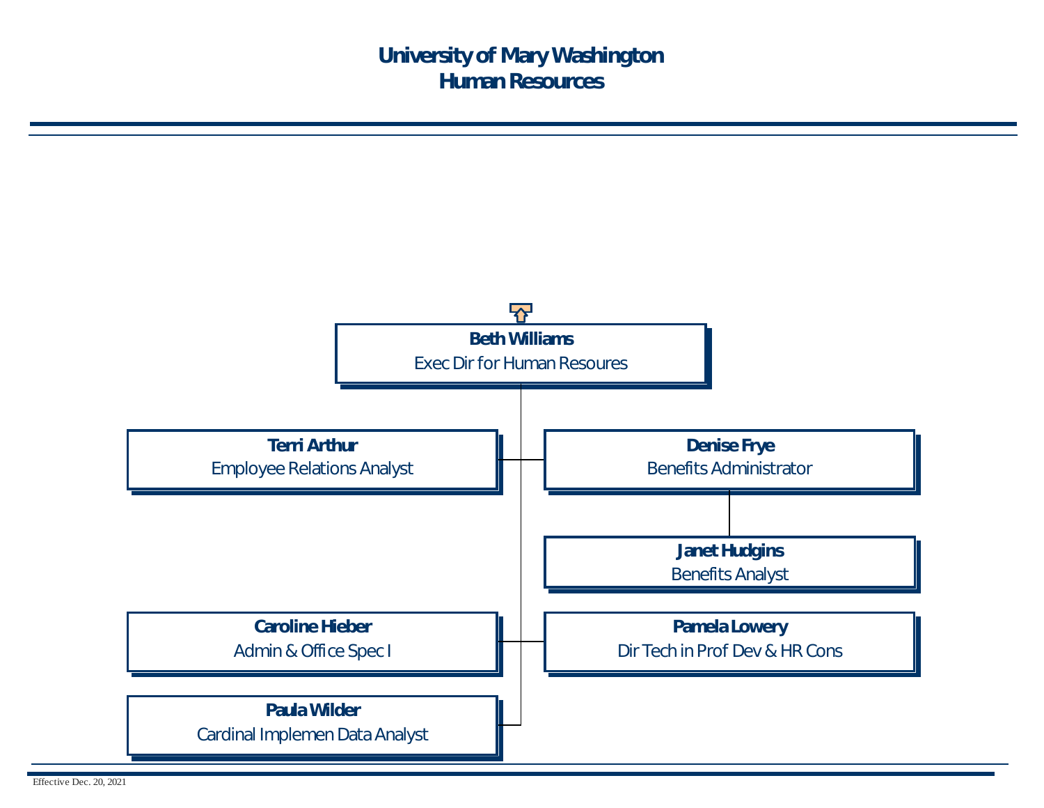# University of Mary Washington
# Human Resources

**Beth Williams**
Exec Dir for Human Resoures

- **Terri Arthur**
  Employee Relations Analyst
- **Denise Frye**
  Benefits Administrator
  - **Janet Hudgins**
    Benefits Analyst
- **Caroline Hieber**
  Admin & Office Spec I
- **Pamela Lowery**
  Dir Tech in Prof Dev & HR Cons
- **Paula Wilder**
  Cardinal Implemen Data Analyst

Effective Dec. 20, 2021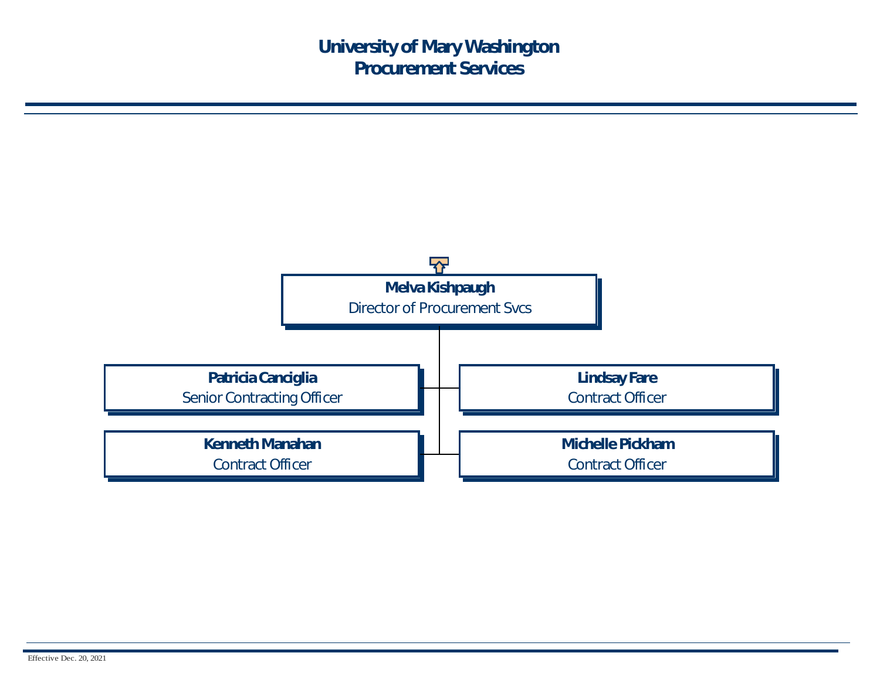# University of Mary Washington
## Procurement Services

**Melva Kishpaugh**
Director of Procurement Svcs

- **Patricia Canciglia** — Senior Contracting Officer
- **Lindsay Fare** — Contract Officer
- **Kenneth Manahan** — Contract Officer
- **Michelle Pickham** — Contract Officer

Effective Dec. 20, 2021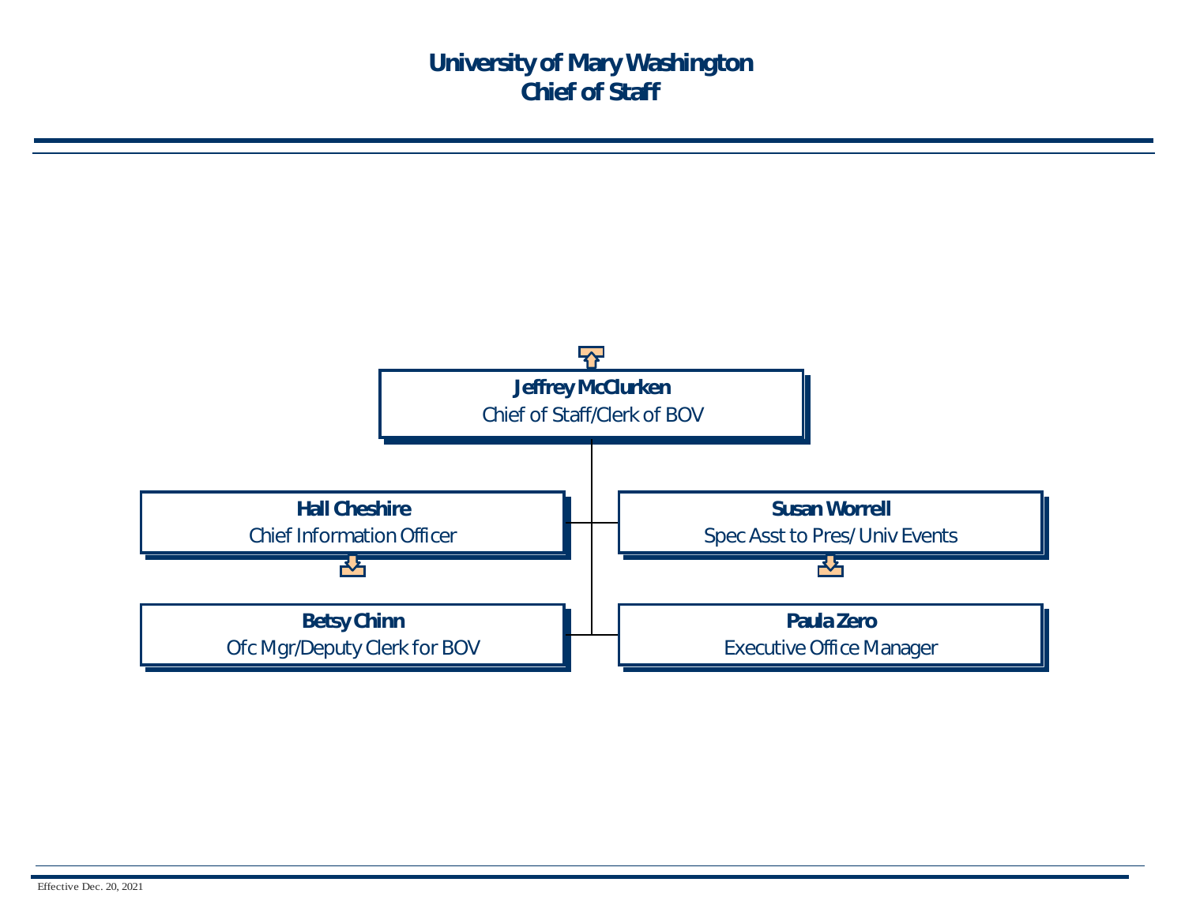# University of Mary Washington
# Chief of Staff

**Jeffrey McClurken**
Chief of Staff/Clerk of BOV

- **Hall Cheshire**
  Chief Information Officer
- **Susan Worrell**
  Spec Asst to Pres/ Univ Events
- **Betsy Chinn**
  Ofc Mgr/Deputy Clerk for BOV
- **Paula Zero**
  Executive Office Manager

Effective Dec. 20, 2021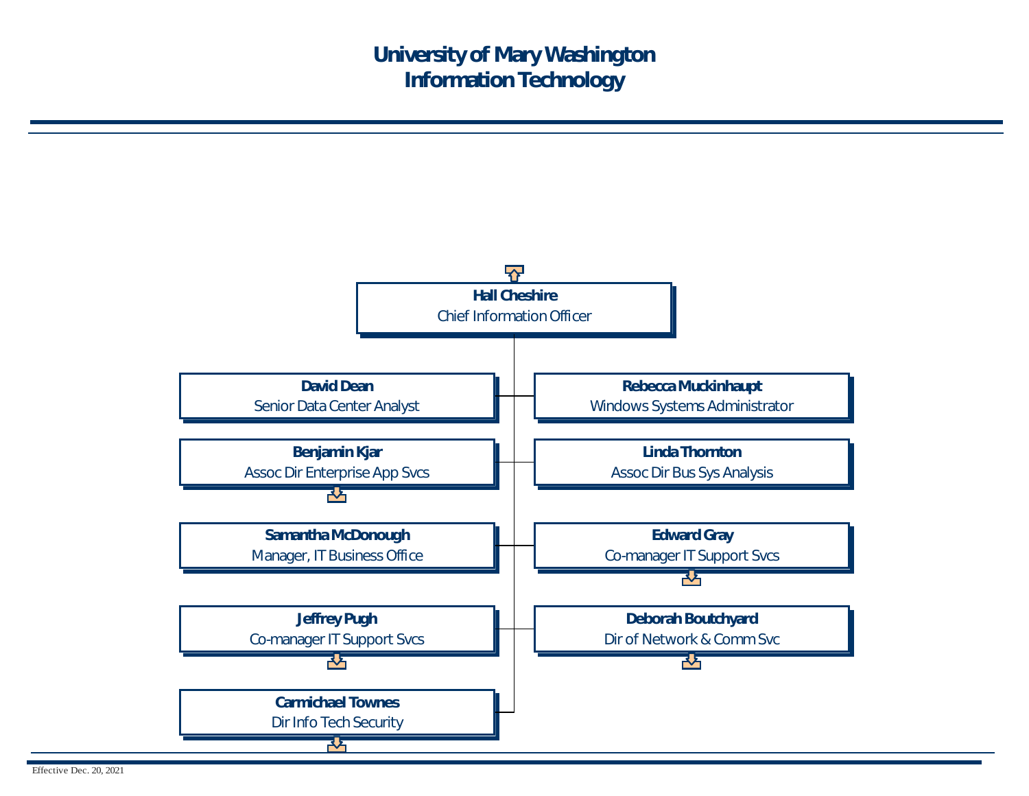# University of Mary Washington
# Information Technology

**Hall Cheshire**
Chief Information Officer

- **David Dean** — Senior Data Center Analyst
- **Rebecca Muckinhaupt** — Windows Systems Administrator
- **Benjamin Kjar** — Assoc Dir Enterprise App Svcs
- **Linda Thornton** — Assoc Dir Bus Sys Analysis
- **Samantha McDonough** — Manager, IT Business Office
- **Edward Gray** — Co-manager IT Support Svcs
- **Jeffrey Pugh** — Co-manager IT Support Svcs
- **Deborah Boutchyard** — Dir of Network & Comm Svc
- **Carmichael Townes** — Dir Info Tech Security

Effective Dec. 20, 2021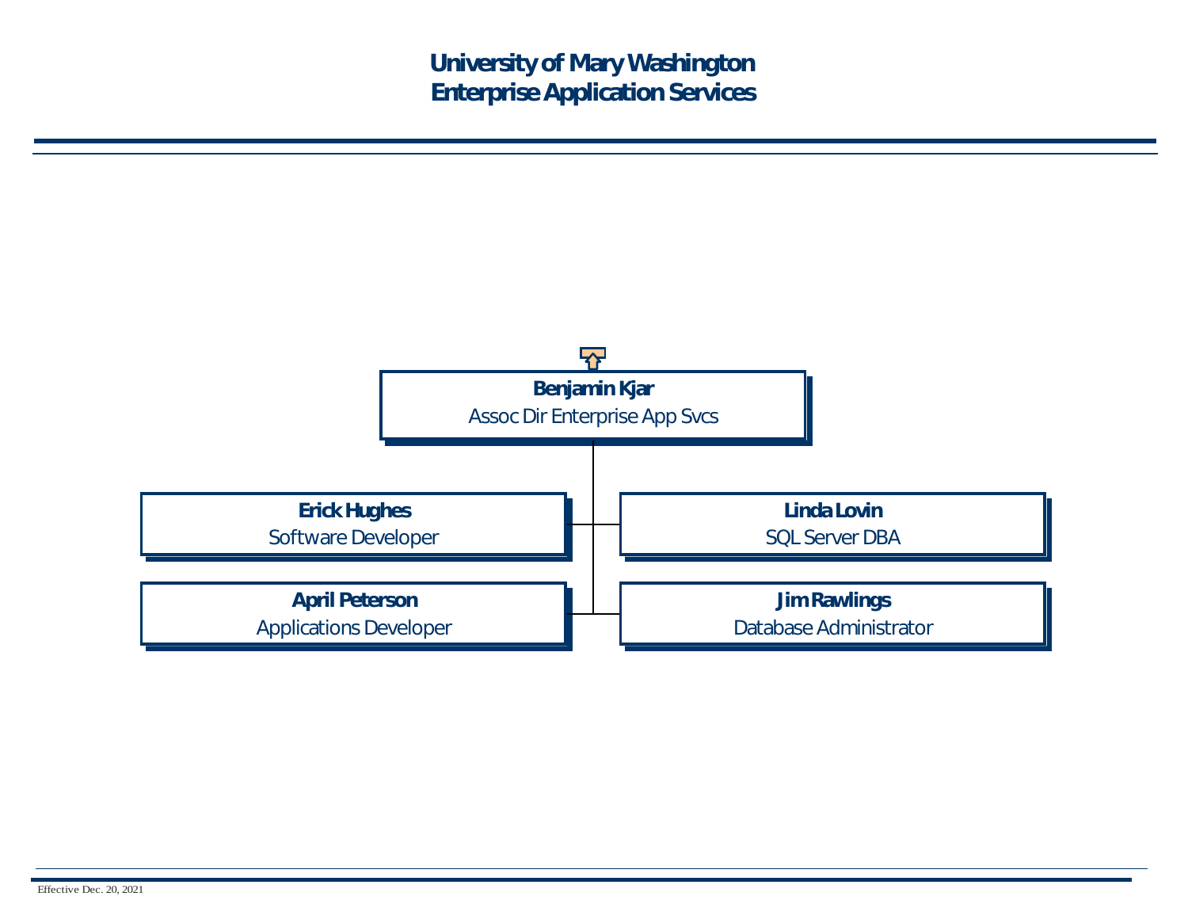# University of Mary Washington
# Enterprise Application Services

**Benjamin Kjar**
Assoc Dir Enterprise App Svcs

- **Erick Hughes**
  Software Developer
- **Linda Lovin**
  SQL Server DBA
- **April Peterson**
  Applications Developer
- **Jim Rawlings**
  Database Administrator

Effective Dec. 20, 2021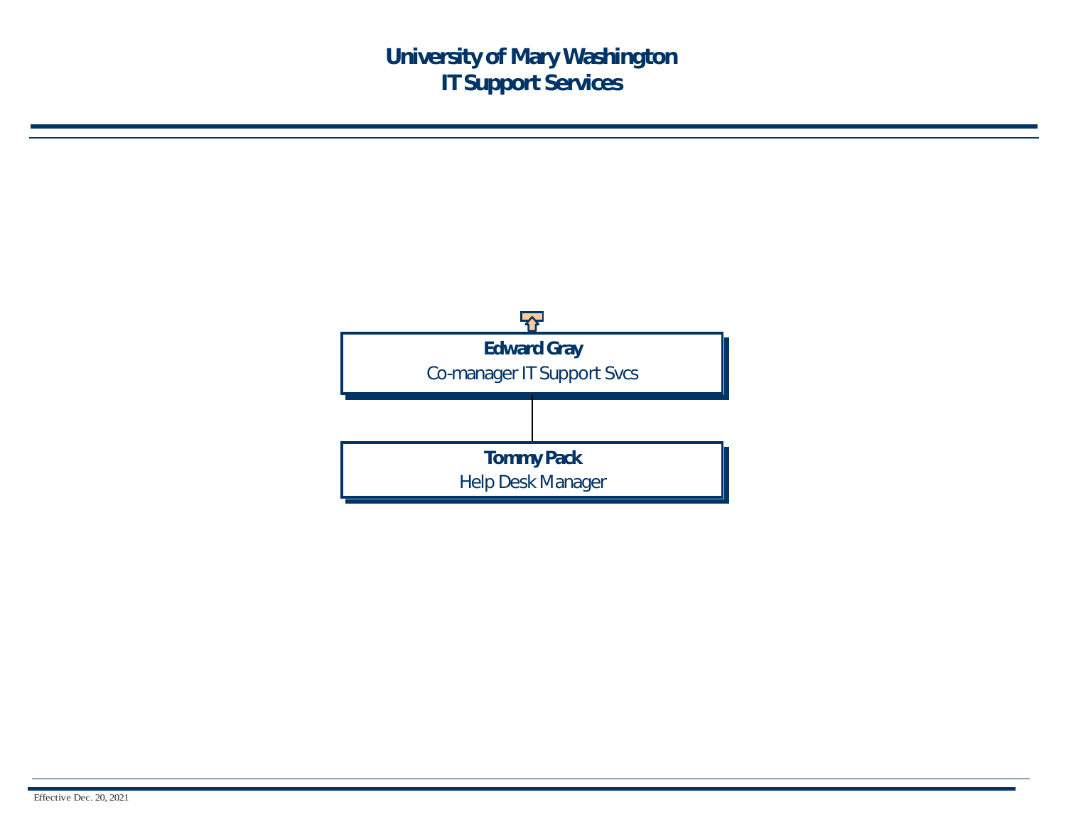# University of Mary Washington
# IT Support Services

**Edward Gray**
Co-manager IT Support Svcs

**Tommy Pack**
Help Desk Manager

Effective Dec. 20, 2021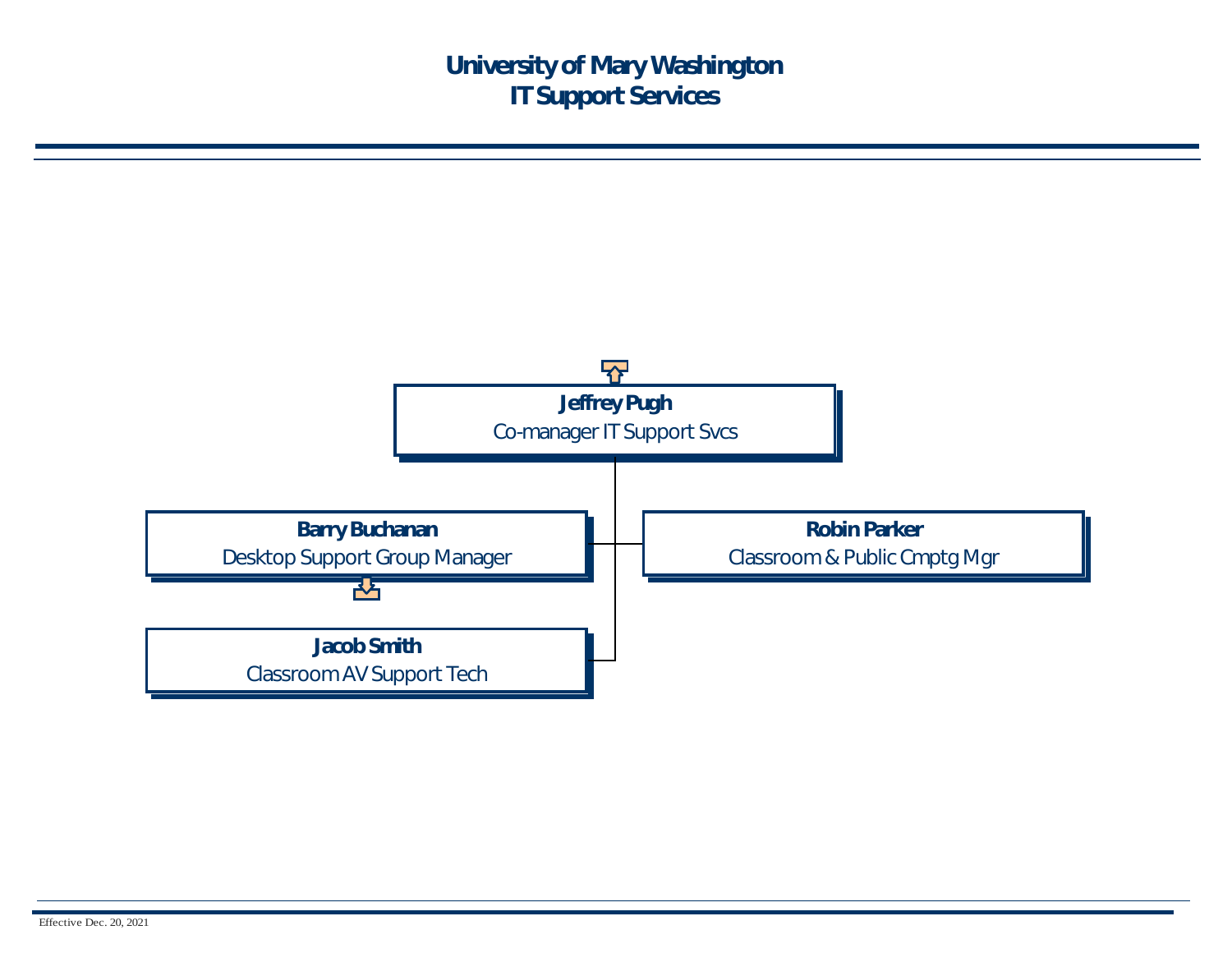# University of Mary Washington
# IT Support Services

**Jeffrey Pugh**
Co-manager IT Support Svcs

- **Barry Buchanan**
  Desktop Support Group Manager
- **Robin Parker**
  Classroom & Public Cmptg Mgr
- **Jacob Smith**
  Classroom AV Support Tech

Effective Dec. 20, 2021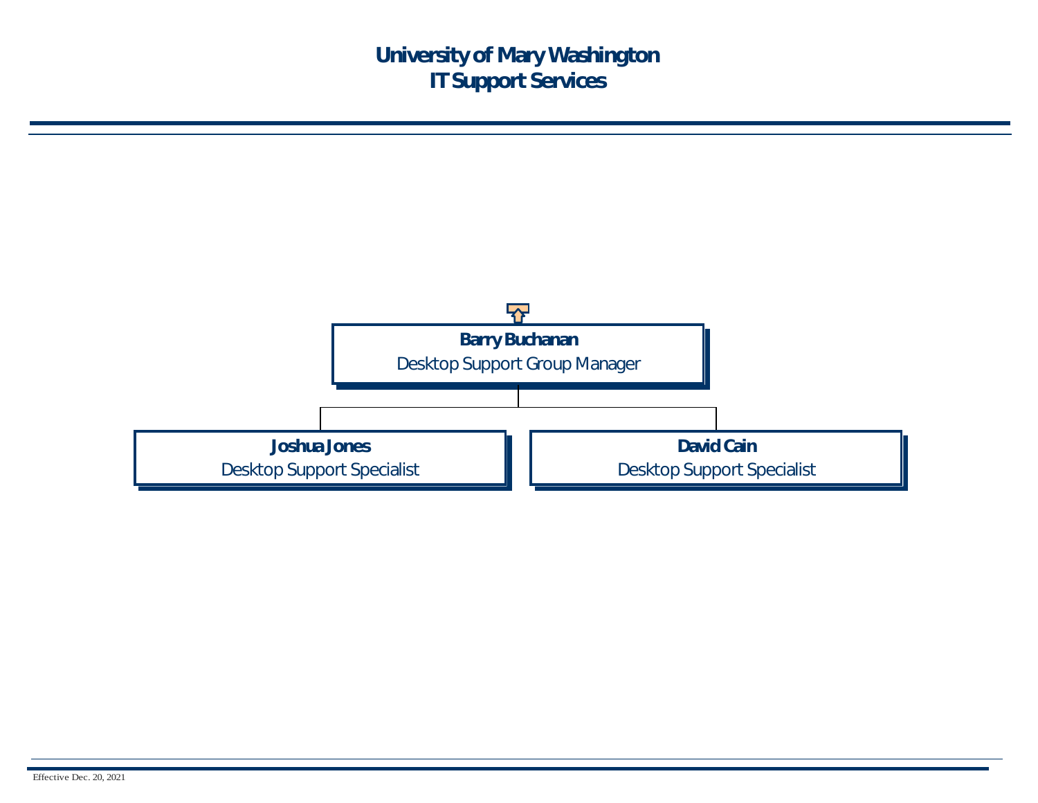# University of Mary Washington
## IT Support Services

**Barry Buchanan**
Desktop Support Group Manager

- **Joshua Jones**
  Desktop Support Specialist
- **David Cain**
  Desktop Support Specialist

Effective Dec. 20, 2021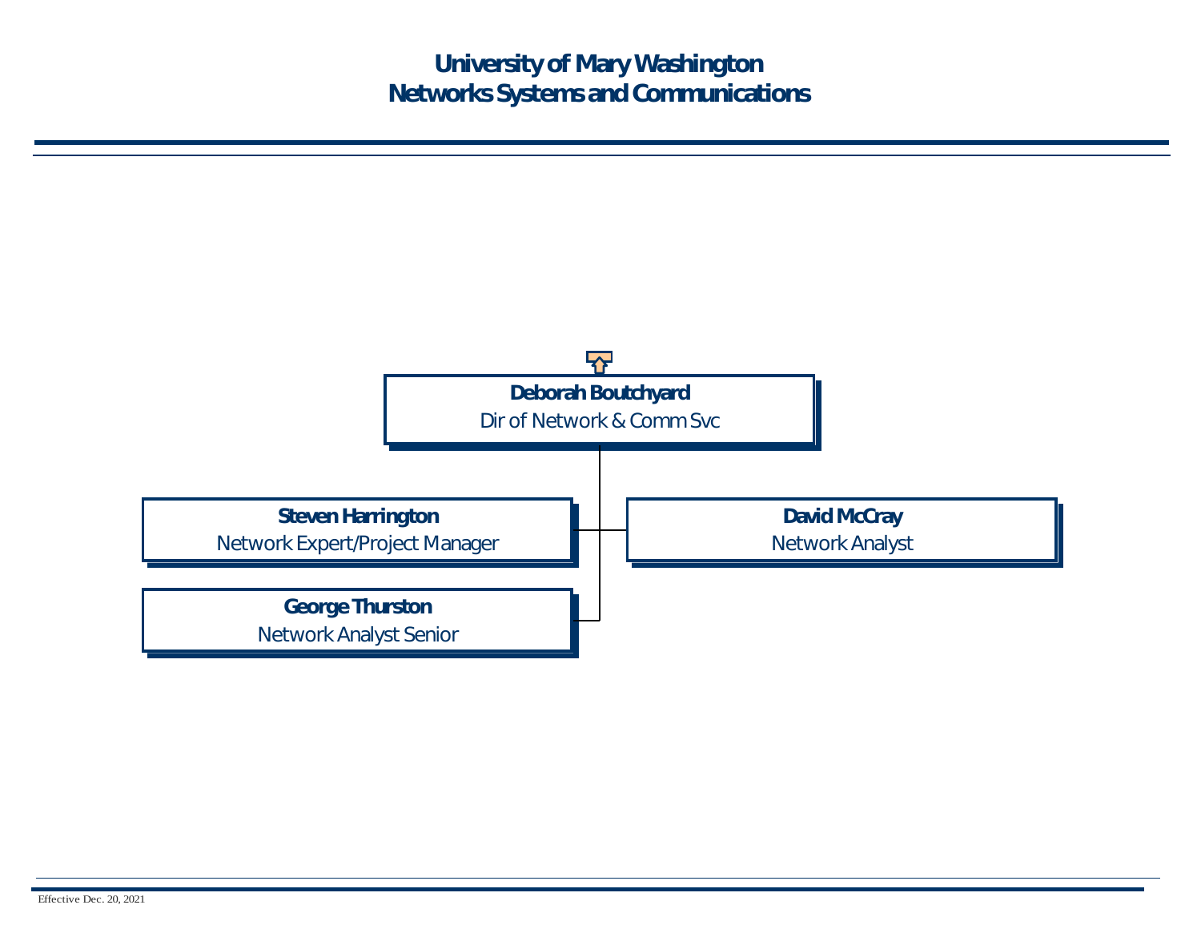# University of Mary Washington
# Networks Systems and Communications

**Deborah Boutchyard**
Dir of Network & Comm Svc

- **Steven Harrington**
  Network Expert/Project Manager
- **David McCray**
  Network Analyst
- **George Thurston**
  Network Analyst Senior

Effective Dec. 20, 2021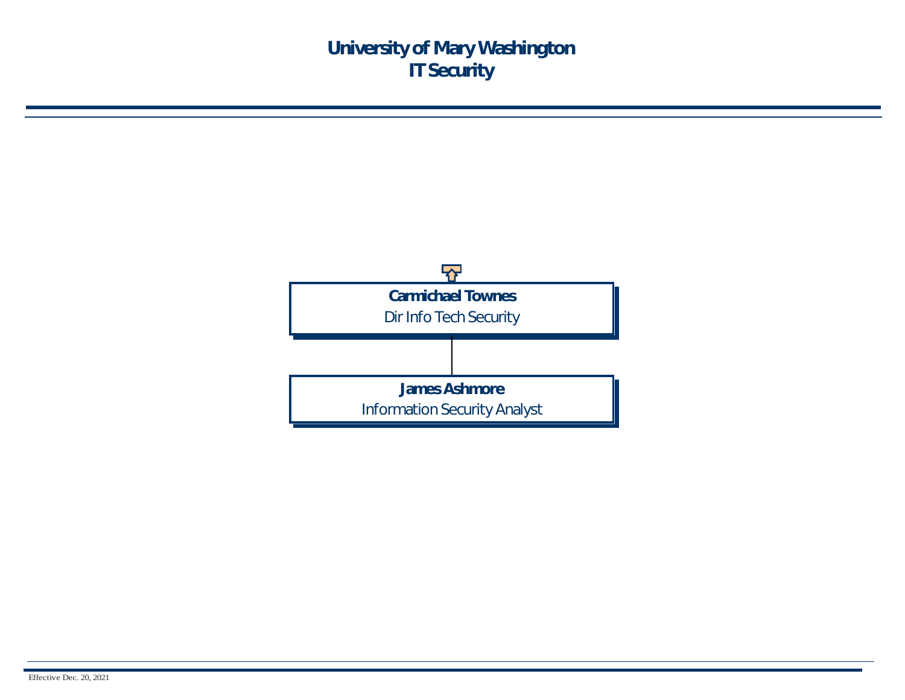# University of Mary Washington
# IT Security

**Carmichael Townes**
Dir Info Tech Security

**James Ashmore**
Information Security Analyst

Effective Dec. 20, 2021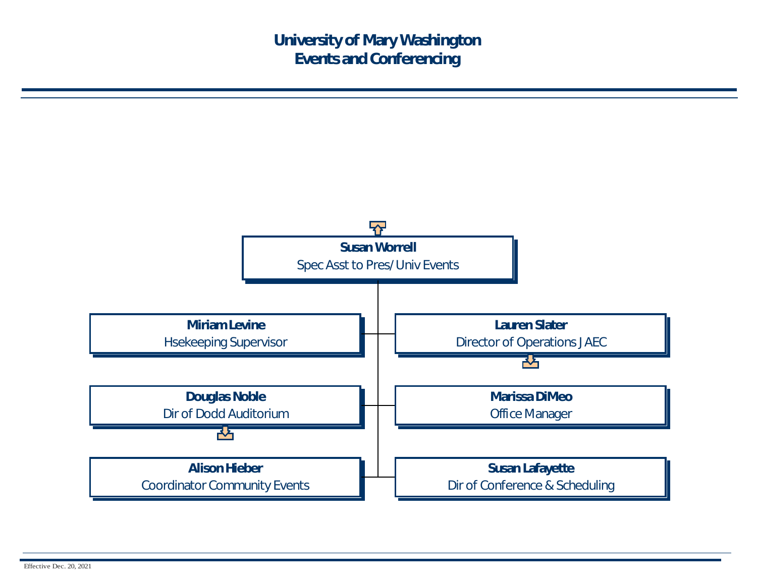# University of Mary Washington
# Events and Conferencing

**Susan Worrell**
Spec Asst to Pres/Univ Events

- **Miriam Levine**
  Hsekeeping Supervisor
- **Lauren Slater**
  Director of Operations JAEC
- **Douglas Noble**
  Dir of Dodd Auditorium
- **Marissa DiMeo**
  Office Manager
- **Alison Hieber**
  Coordinator Community Events
- **Susan Lafayette**
  Dir of Conference & Scheduling

Effective Dec. 20, 2021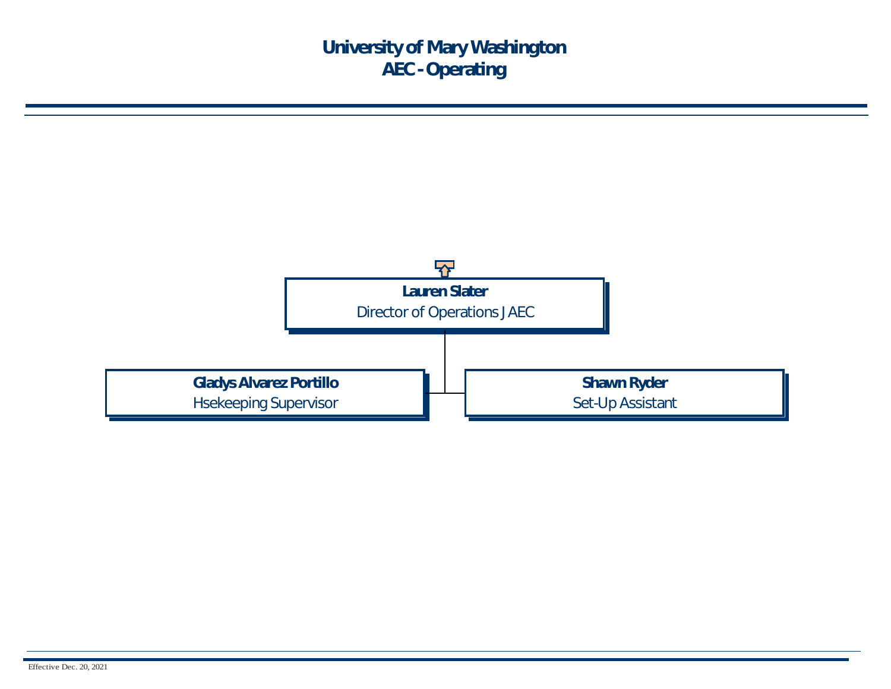# University of Mary Washington
## AEC - Operating

**Lauren Slater**
Director of Operations JAEC

- **Gladys Alvarez Portillo**
  Hsekeeping Supervisor
- **Shawn Ryder**
  Set-Up Assistant

Effective Dec. 20, 2021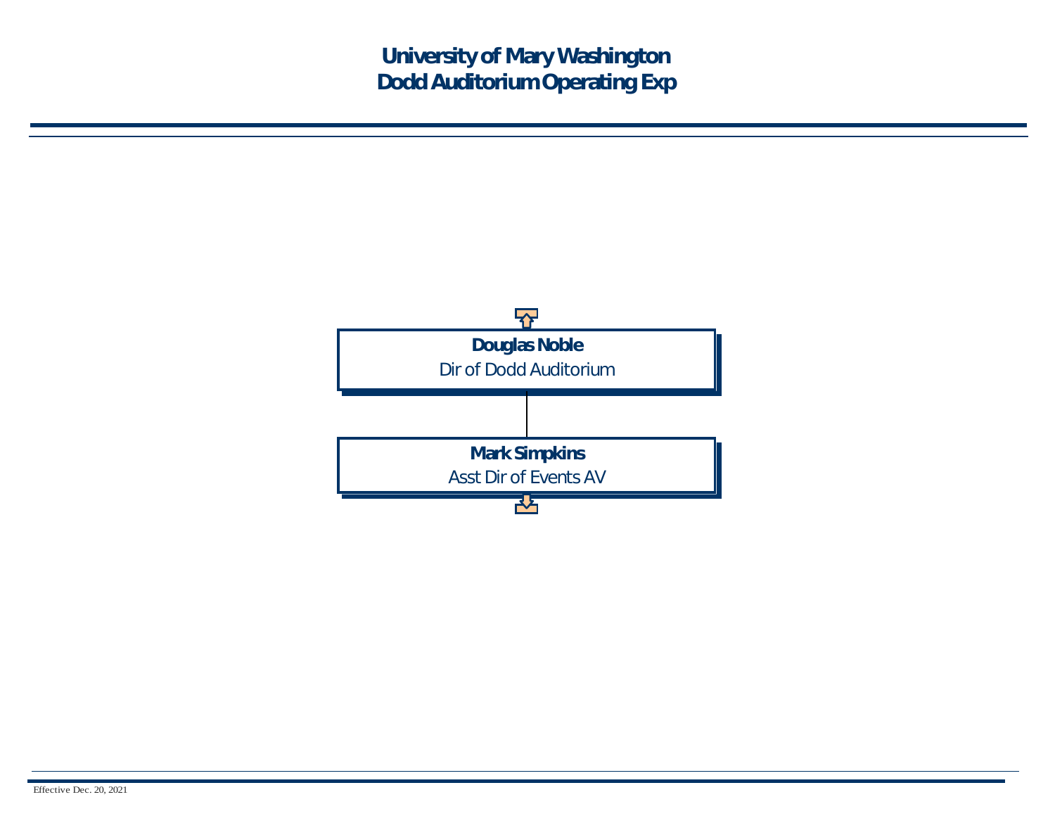# University of Mary Washington
# Dodd Auditorium Operating Exp

**Douglas Noble**
Dir of Dodd Auditorium

**Mark Simpkins**
Asst Dir of Events AV

Effective Dec. 20, 2021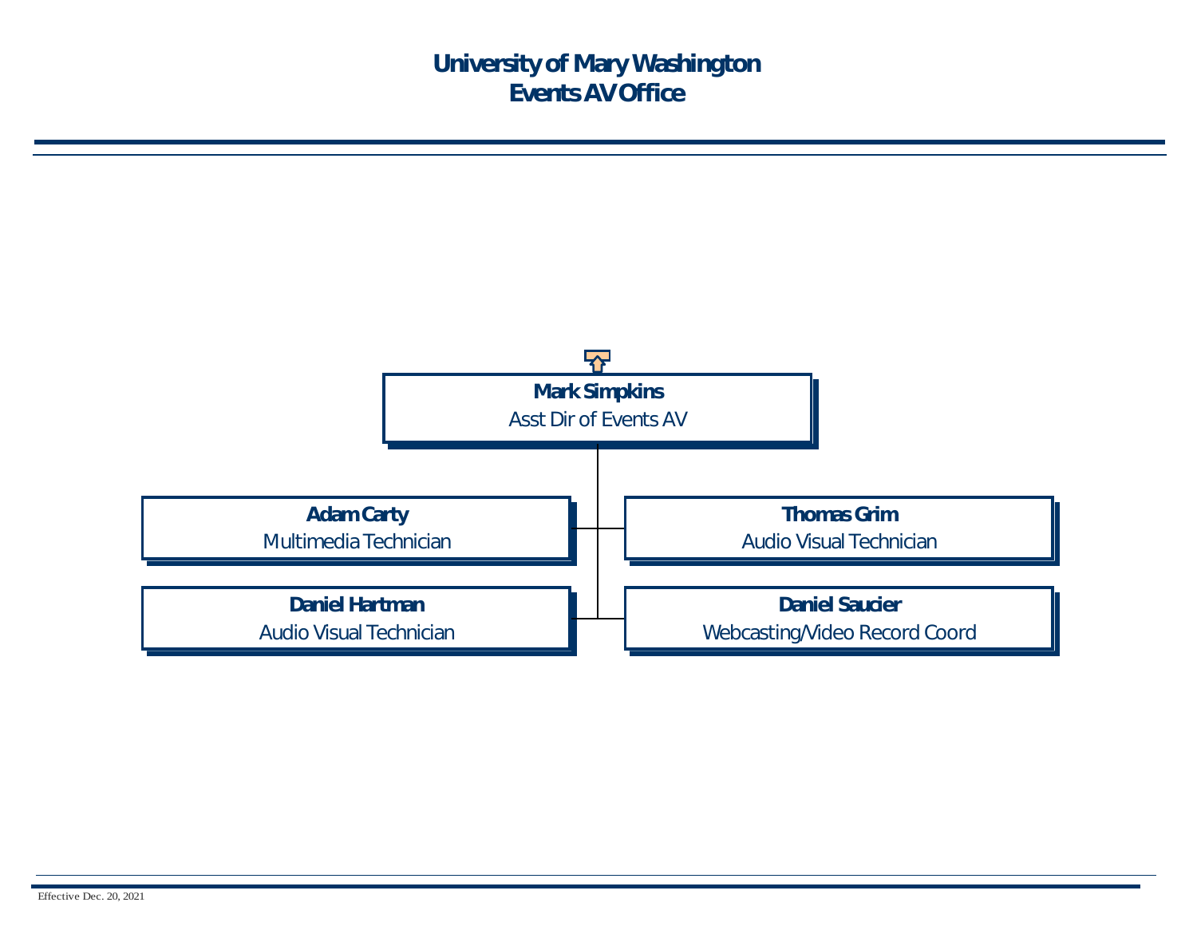# University of Mary Washington
# Events AV Office

**Mark Simpkins**
Asst Dir of Events AV

- **Adam Carty**
  Multimedia Technician
- **Thomas Grim**
  Audio Visual Technician
- **Daniel Hartman**
  Audio Visual Technician
- **Daniel Saucier**
  Webcasting/Video Record Coord

Effective Dec. 20, 2021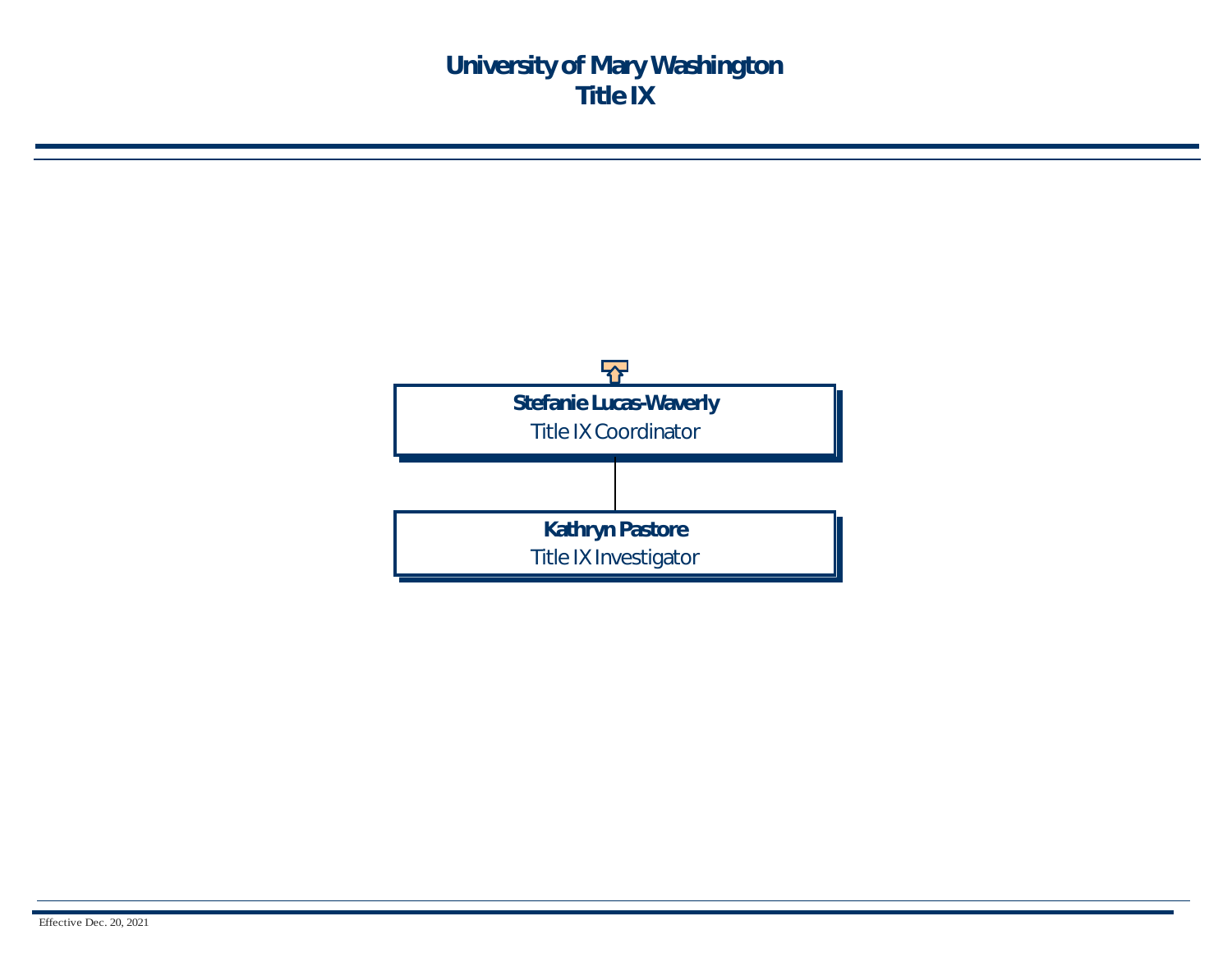# University of Mary Washington
# Title IX

**Stefanie Lucas-Waverly**
Title IX Coordinator

**Kathryn Pastore**
Title IX Investigator

Effective Dec. 20, 2021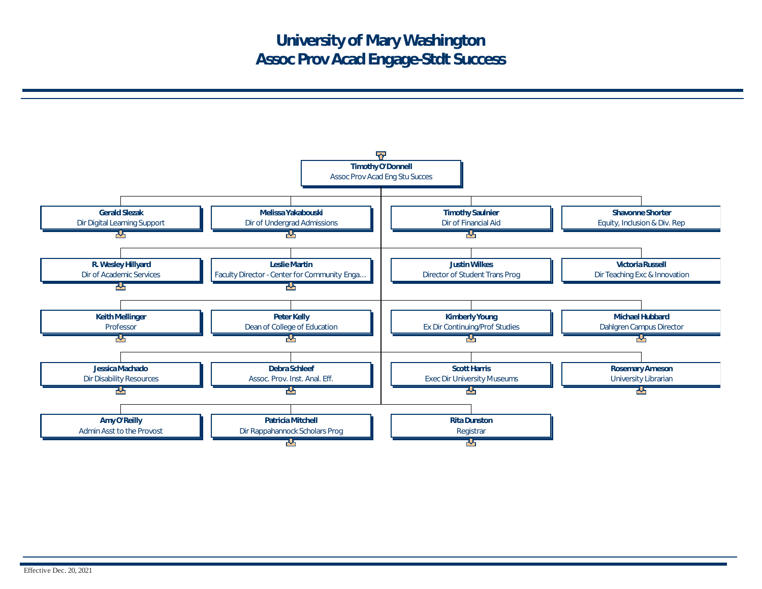# University of Mary Washington
# Assoc Prov Acad Engage-Stdt Success

**Timothy O'Donnell**
Assoc Prov Acad Eng Stu Succes

- **Gerald Slezak** – Dir Digital Learning Support
- **Melissa Yakabouski** – Dir of Undergrad Admissions
- **Timothy Saulnier** – Dir of Financial Aid
- **Shavonne Shorter** – Equity, Inclusion & Div. Rep
- **R. Wesley Hillyard** – Dir of Academic Services
- **Leslie Martin** – Faculty Director - Center for Community Enga...
- **Justin Wilkes** – Director of Student Trans Prog
- **Victoria Russell** – Dir Teaching Exc & Innovation
- **Keith Mellinger** – Professor
- **Peter Kelly** – Dean of College of Education
- **Kimberly Young** – Ex Dir Continuing/Prof Studies
- **Michael Hubbard** – Dahlgren Campus Director
- **Jessica Machado** – Dir Disability Resources
- **Debra Schleef** – Assoc. Prov. Inst. Anal. Eff.
- **Scott Harris** – Exec Dir University Museums
- **Rosemary Arneson** – University Librarian
- **Amy O'Reilly** – Admin Asst to the Provost
- **Patricia Mitchell** – Dir Rappahannock Scholars Prog
- **Rita Dunston** – Registrar

Effective Dec. 20, 2021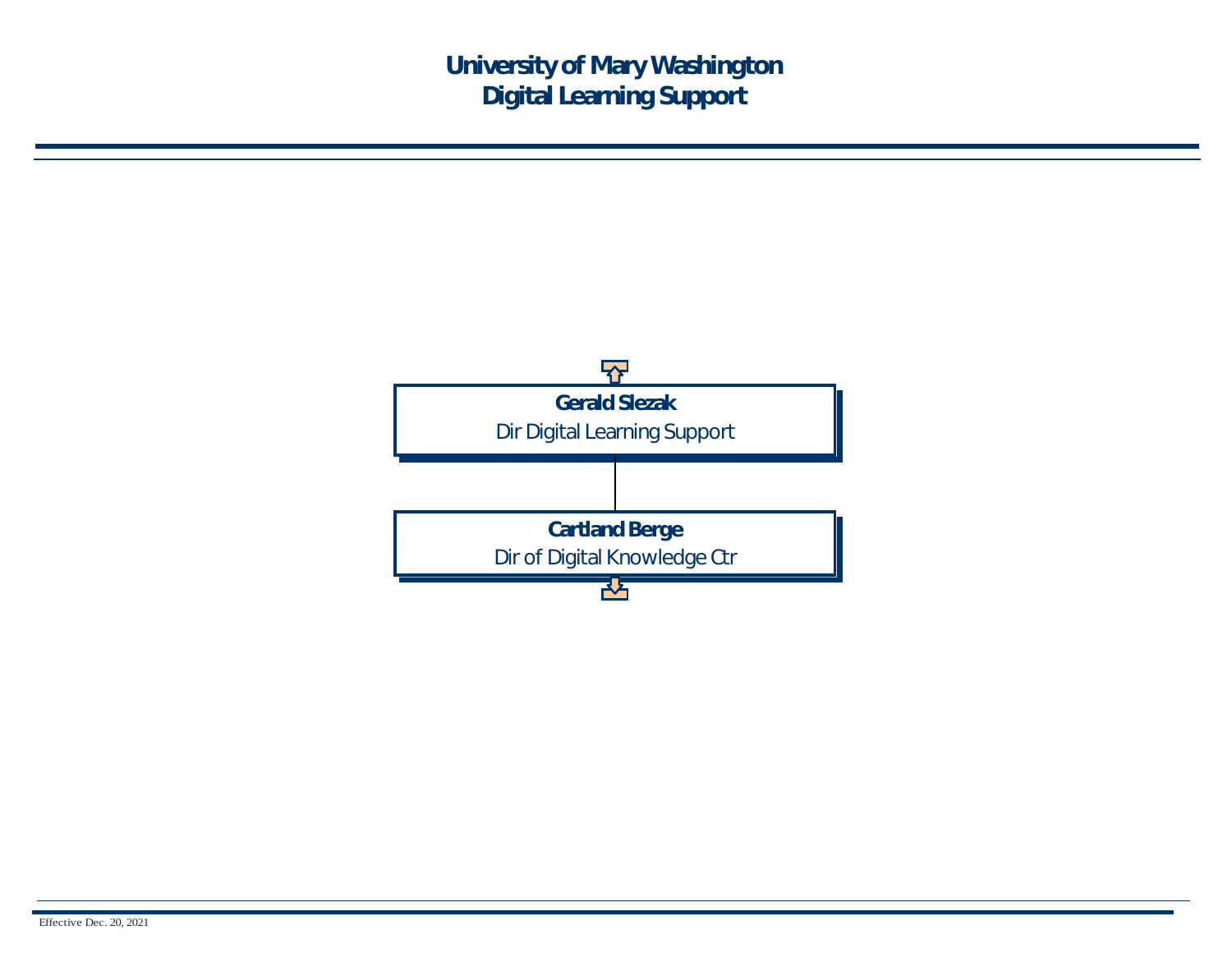# University of Mary Washington
# Digital Learning Support

**Gerald Slezak**
Dir Digital Learning Support

**Cartland Berge**
Dir of Digital Knowledge Ctr

Effective Dec. 20, 2021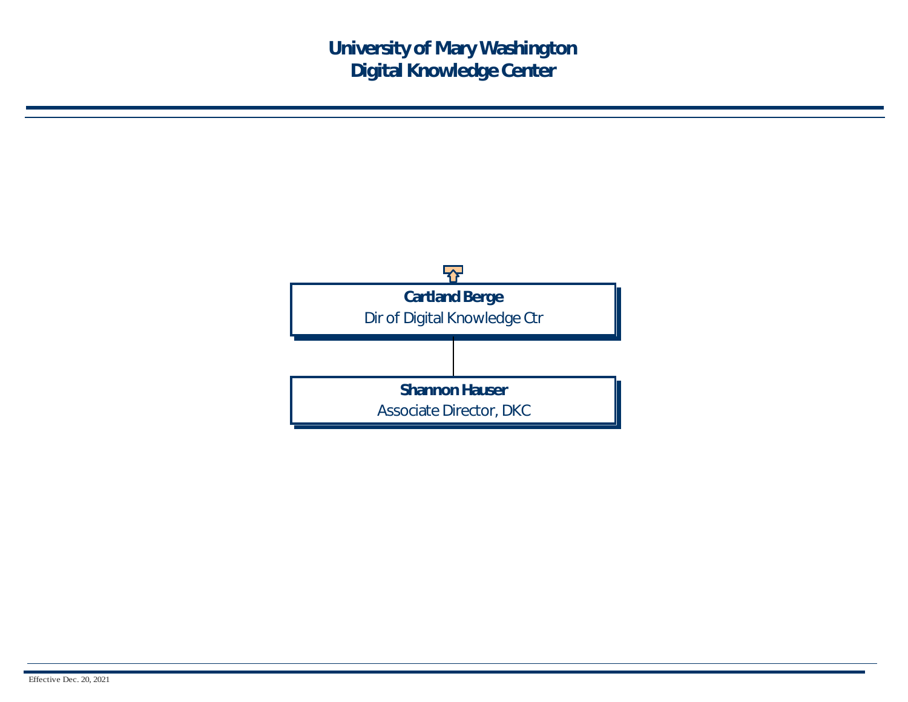# University of Mary Washington
# Digital Knowledge Center

**Cartland Berge**
Dir of Digital Knowledge Ctr

**Shannon Hauser**
Associate Director, DKC

Effective Dec. 20, 2021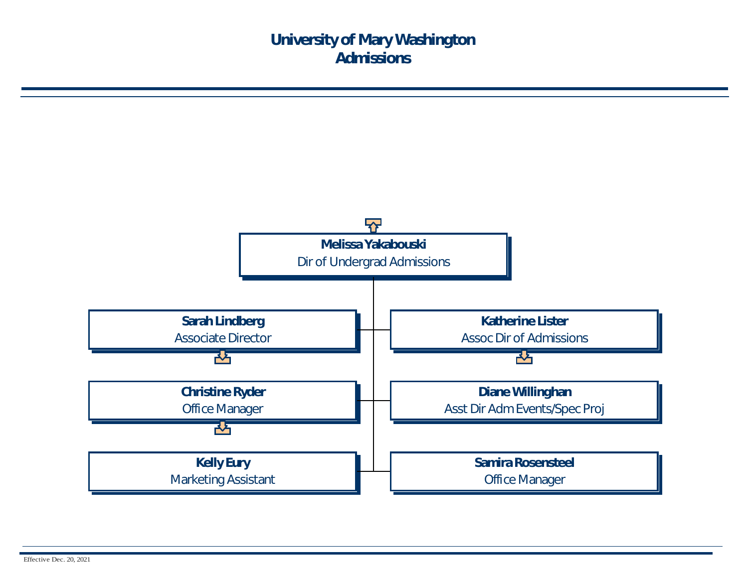# University of Mary Washington
# Admissions

**Melissa Yakabouski**
Dir of Undergrad Admissions

**Sarah Lindberg**
Associate Director

**Katherine Lister**
Assoc Dir of Admissions

**Christine Ryder**
Office Manager

**Diane Willinghan**
Asst Dir Adm Events/Spec Proj

**Kelly Eury**
Marketing Assistant

**Samira Rosensteel**
Office Manager

Effective Dec. 20, 2021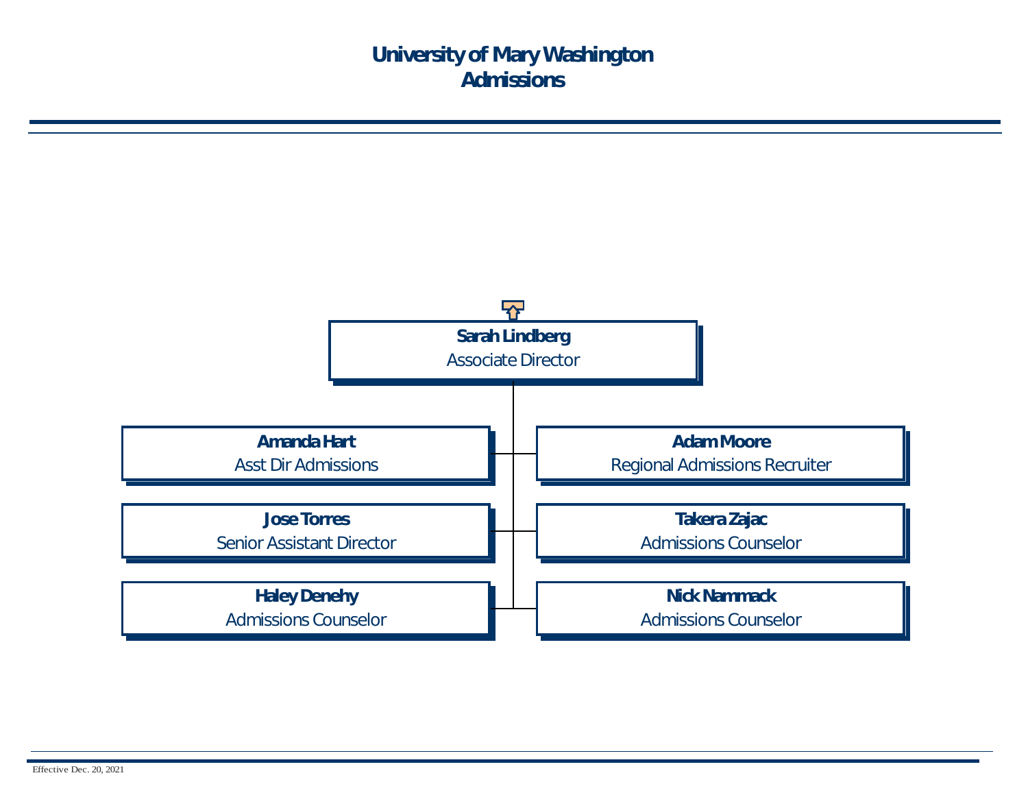# University of Mary Washington
# Admissions

**Sarah Lindberg**
Associate Director

- **Amanda Hart**
  Asst Dir Admissions
- **Adam Moore**
  Regional Admissions Recruiter
- **Jose Torres**
  Senior Assistant Director
- **Takera Zajac**
  Admissions Counselor
- **Haley Denehy**
  Admissions Counselor
- **Nick Nammack**
  Admissions Counselor

Effective Dec. 20, 2021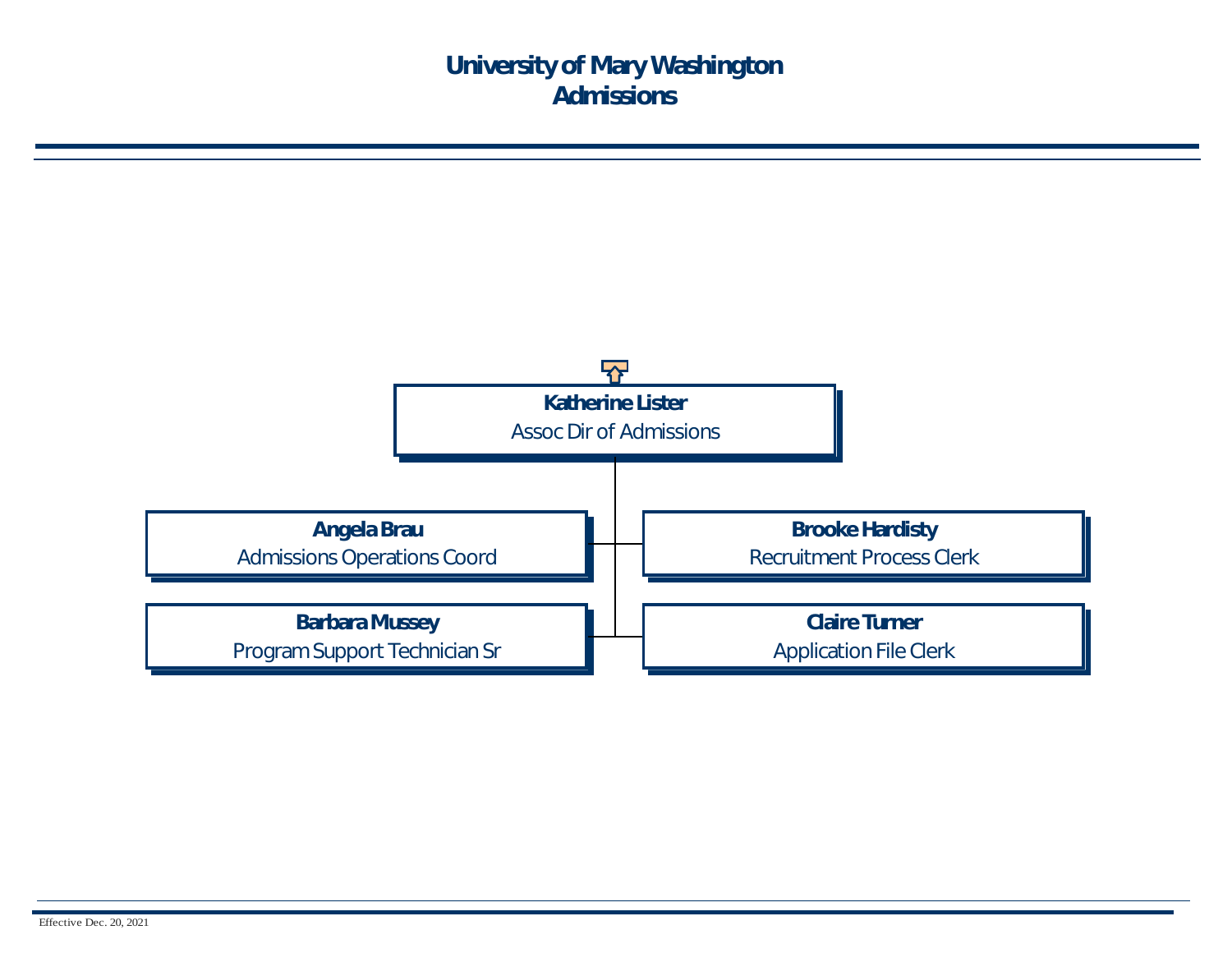# University of Mary Washington
## Admissions

**Katherine Lister**
Assoc Dir of Admissions

- **Angela Brau**
  Admissions Operations Coord
- **Brooke Hardisty**
  Recruitment Process Clerk
- **Barbara Mussey**
  Program Support Technician Sr
- **Claire Turner**
  Application File Clerk

Effective Dec. 20, 2021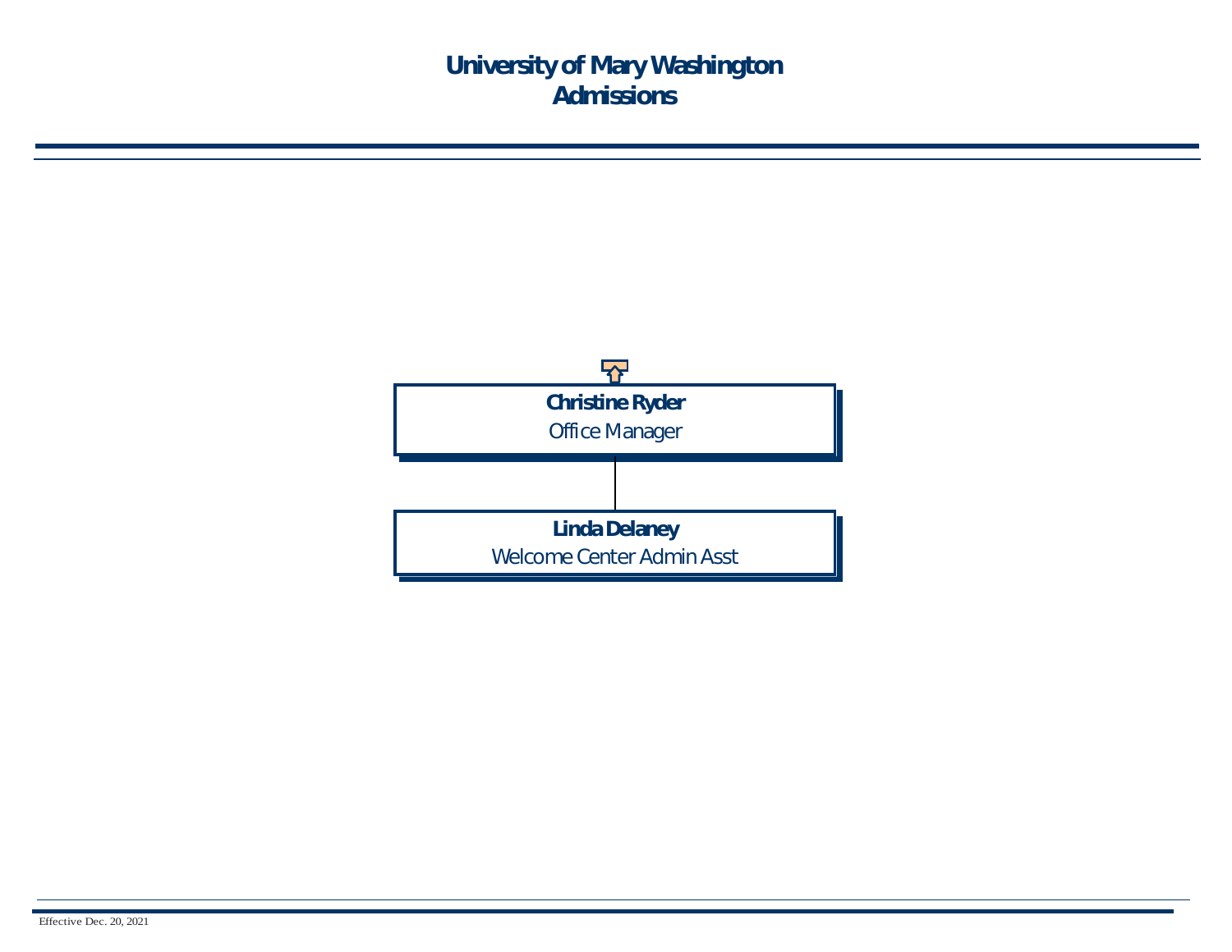# University of Mary Washington
# Admissions

**Christine Ryder**
Office Manager

**Linda Delaney**
Welcome Center Admin Asst

Effective Dec. 20, 2021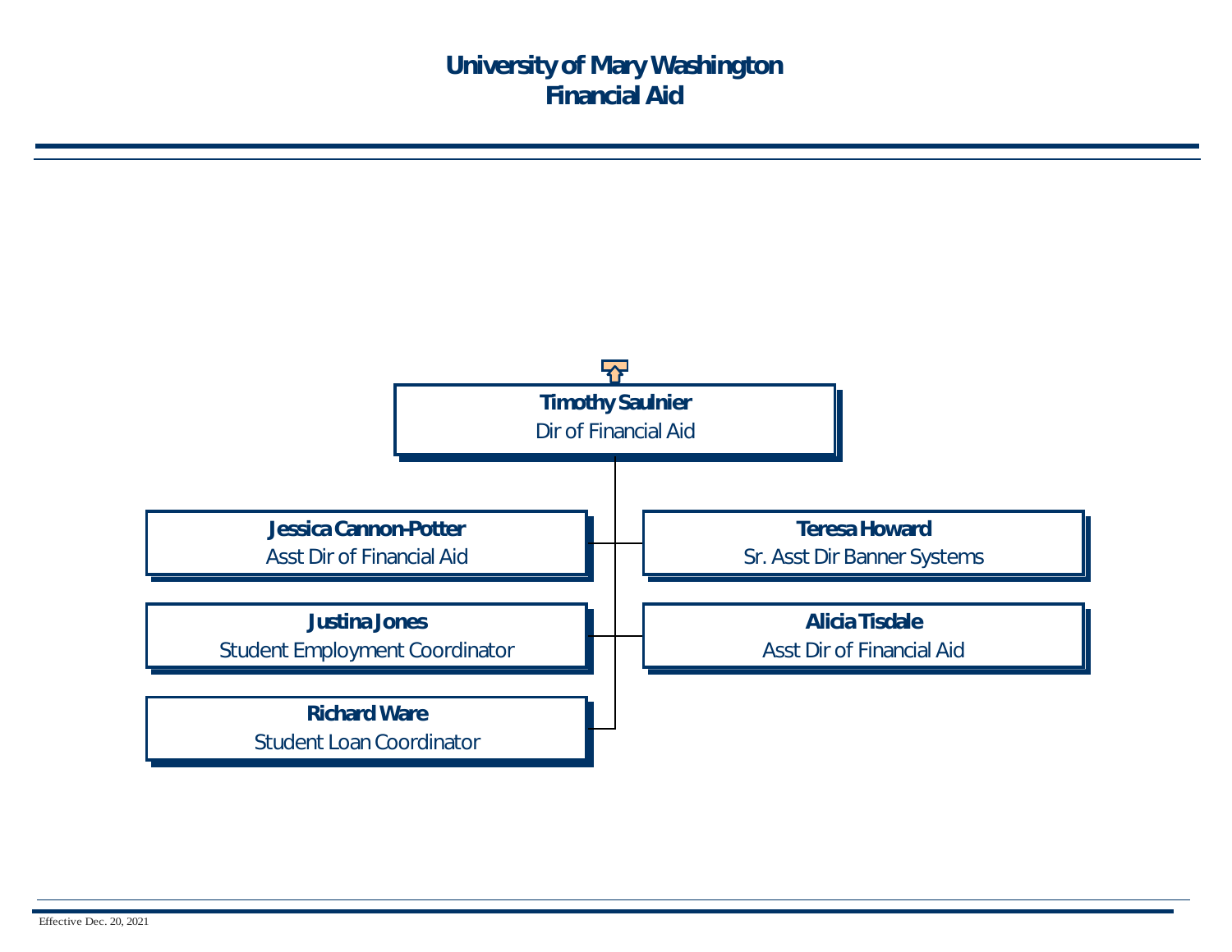# University of Mary Washington
# Financial Aid

**Timothy Saulnier**
Dir of Financial Aid

- **Jessica Cannon-Potter**
  Asst Dir of Financial Aid
- **Teresa Howard**
  Sr. Asst Dir Banner Systems
- **Justina Jones**
  Student Employment Coordinator
- **Alicia Tisdale**
  Asst Dir of Financial Aid
- **Richard Ware**
  Student Loan Coordinator

Effective Dec. 20, 2021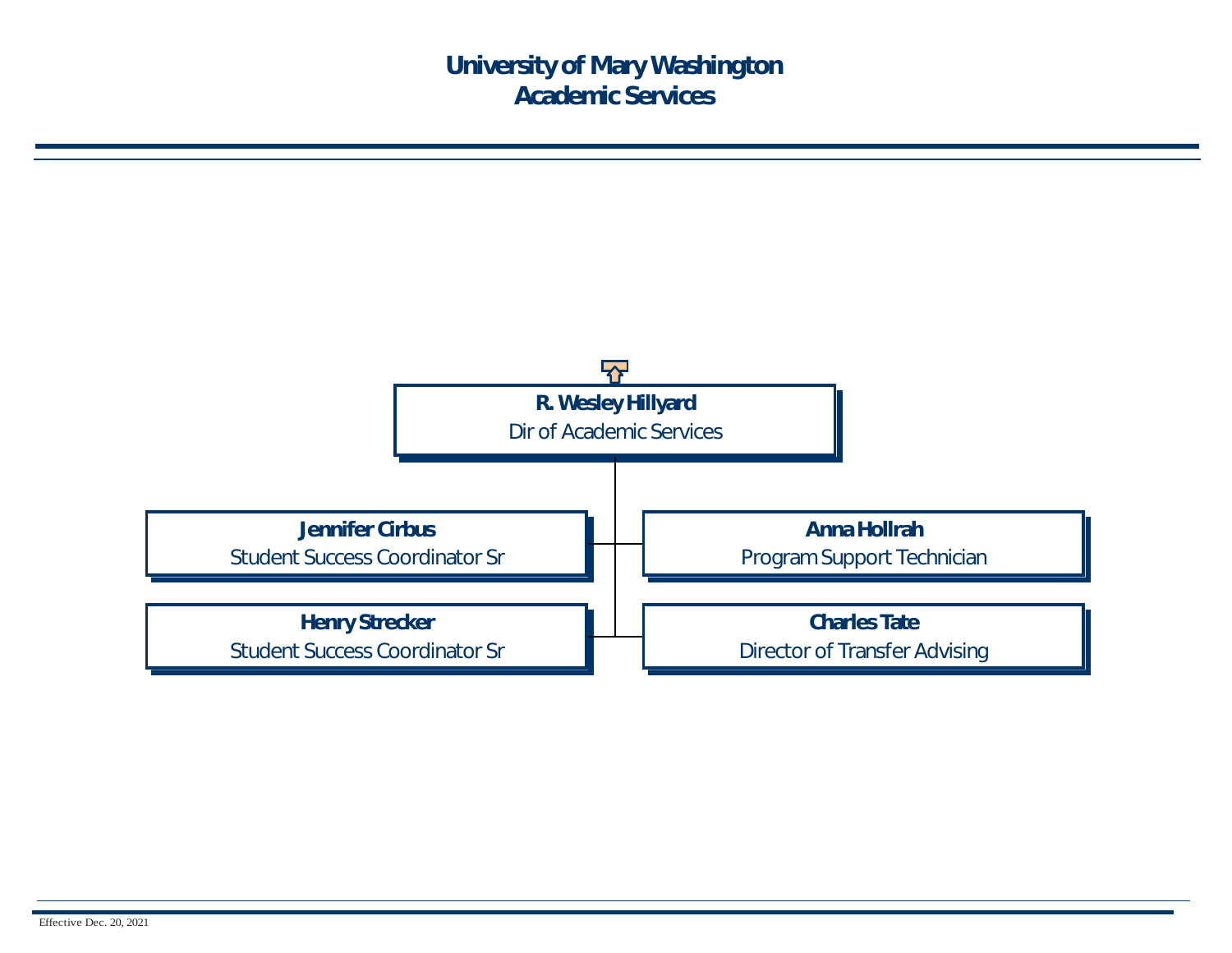# University of Mary Washington
## Academic Services

**R. Wesley Hillyard**
Dir of Academic Services

- **Jennifer Cirbus**
  Student Success Coordinator Sr
- **Anna Hollrah**
  Program Support Technician
- **Henry Strecker**
  Student Success Coordinator Sr
- **Charles Tate**
  Director of Transfer Advising

Effective Dec. 20, 2021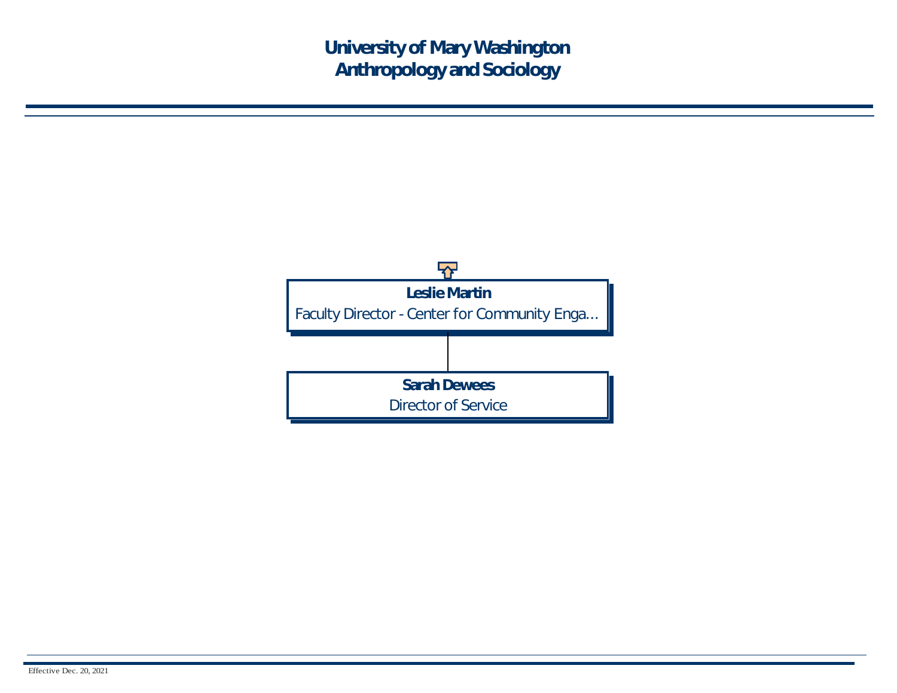# University of Mary Washington
# Anthropology and Sociology

**Leslie Martin**
Faculty Director - Center for Community Enga...

**Sarah Dewees**
Director of Service

Effective Dec. 20, 2021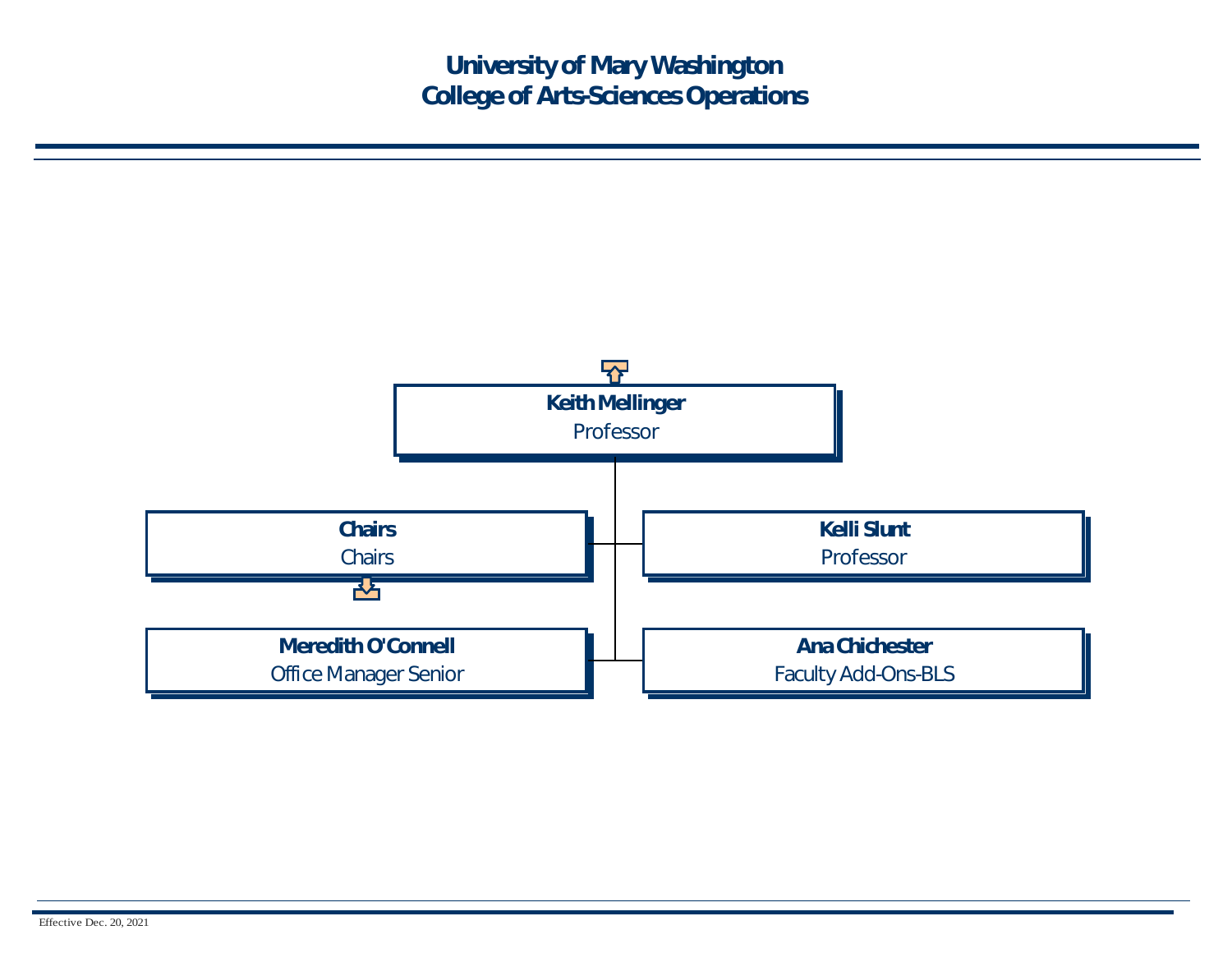# University of Mary Washington
## College of Arts-Sciences Operations

**Keith Mellinger**
Professor

- **Chairs**
  Chairs
- **Kelli Slunt**
  Professor
- **Meredith O'Connell**
  Office Manager Senior
- **Ana Chichester**
  Faculty Add-Ons-BLS

Effective Dec. 20, 2021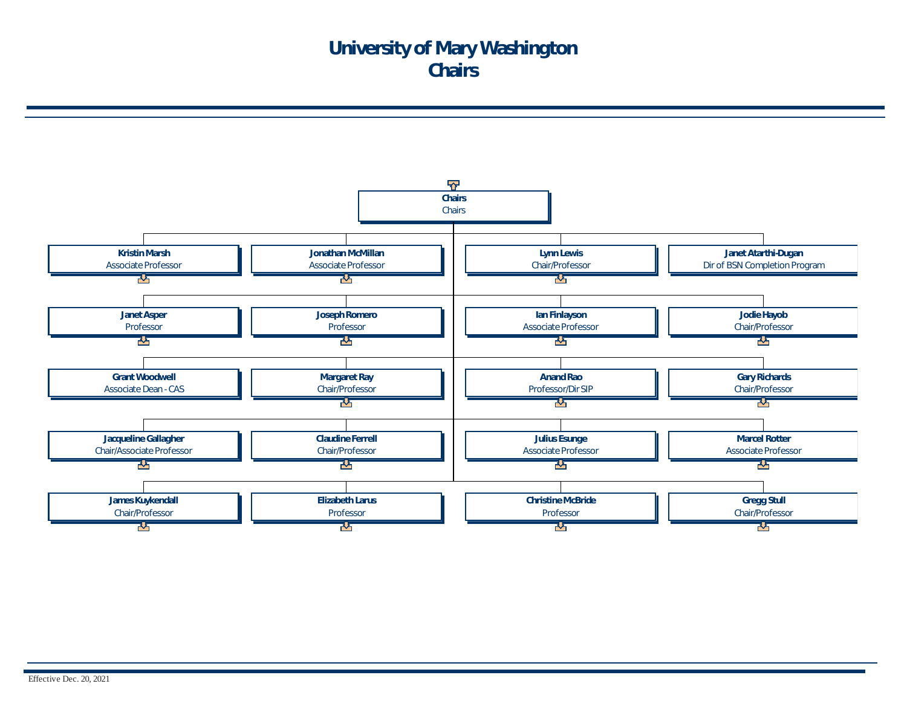# University of Mary Washington
# Chairs

**Chairs**
Chairs

- **Kristin Marsh** — Associate Professor
- **Jonathan McMillan** — Associate Professor
- **Lynn Lewis** — Chair/Professor
- **Janet Atarthi-Dugan** — Dir of BSN Completion Program
- **Janet Asper** — Professor
- **Joseph Romero** — Professor
- **Ian Finlayson** — Associate Professor
- **Jodie Hayob** — Chair/Professor
- **Grant Woodwell** — Associate Dean - CAS
- **Margaret Ray** — Chair/Professor
- **Anand Rao** — Professor/Dir SIP
- **Gary Richards** — Chair/Professor
- **Jacqueline Gallagher** — Chair/Associate Professor
- **Claudine Ferrell** — Chair/Professor
- **Julius Esunge** — Associate Professor
- **Marcel Rotter** — Associate Professor
- **James Kuykendall** — Chair/Professor
- **Elizabeth Larus** — Professor
- **Christine McBride** — Professor
- **Gregg Stull** — Chair/Professor

Effective Dec. 20, 2021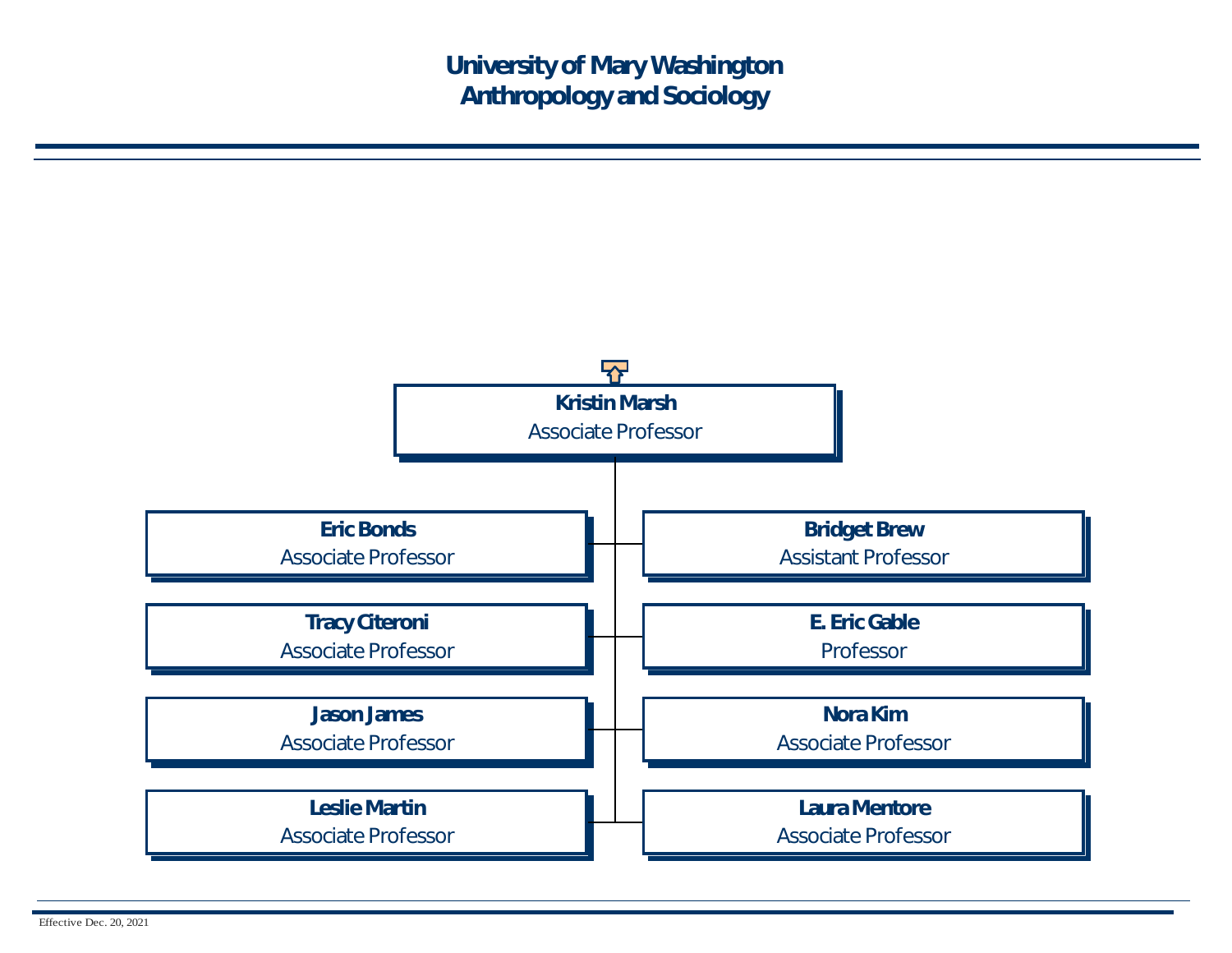# University of Mary Washington
## Anthropology and Sociology

**Kristin Marsh**
Associate Professor

- **Eric Bonds**
  Associate Professor
- **Tracy Citeroni**
  Associate Professor
- **Jason James**
  Associate Professor
- **Leslie Martin**
  Associate Professor
- **Bridget Brew**
  Assistant Professor
- **E. Eric Gable**
  Professor
- **Nora Kim**
  Associate Professor
- **Laura Mentore**
  Associate Professor

Effective Dec. 20, 2021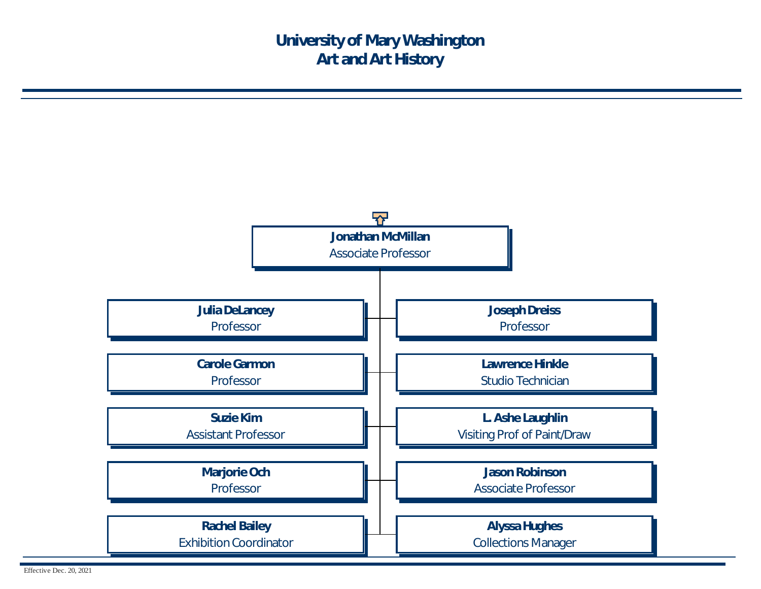# University of Mary Washington
## Art and Art History

**Jonathan McMillan**
Associate Professor

- **Julia DeLancey** — Professor
- **Joseph Dreiss** — Professor
- **Carole Garmon** — Professor
- **Lawrence Hinkle** — Studio Technician
- **Suzie Kim** — Assistant Professor
- **L. Ashe Laughlin** — Visiting Prof of Paint/Draw
- **Marjorie Och** — Professor
- **Jason Robinson** — Associate Professor
- **Rachel Bailey** — Exhibition Coordinator
- **Alyssa Hughes** — Collections Manager

Effective Dec. 20, 2021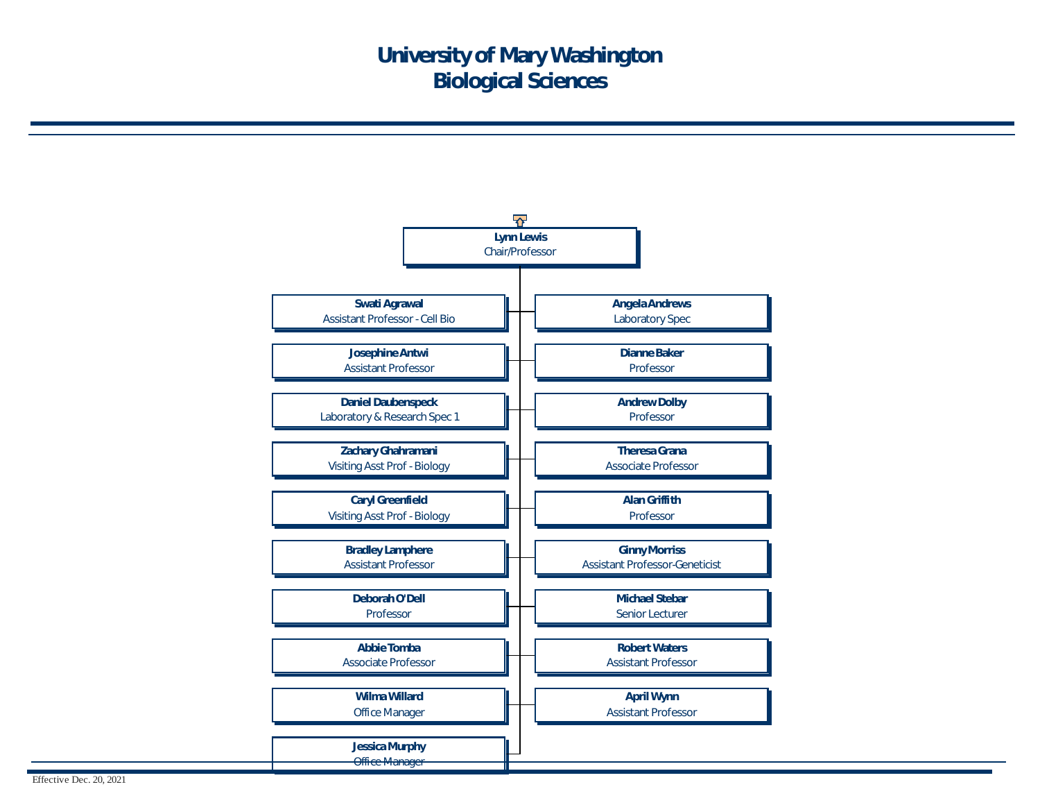# University of Mary Washington
# Biological Sciences

**Lynn Lewis**
Chair/Professor

- **Swati Agrawal** — Assistant Professor - Cell Bio
- **Angela Andrews** — Laboratory Spec
- **Josephine Antwi** — Assistant Professor
- **Dianne Baker** — Professor
- **Daniel Daubenspeck** — Laboratory & Research Spec 1
- **Andrew Dolby** — Professor
- **Zachary Ghahramani** — Visiting Asst Prof - Biology
- **Theresa Grana** — Associate Professor
- **Caryl Greenfield** — Visiting Asst Prof - Biology
- **Alan Griffith** — Professor
- **Bradley Lamphere** — Assistant Professor
- **Ginny Morriss** — Assistant Professor-Geneticist
- **Deborah O'Dell** — Professor
- **Michael Stebar** — Senior Lecturer
- **Abbie Tomba** — Associate Professor
- **Robert Waters** — Assistant Professor
- **Wilma Willard** — Office Manager
- **April Wynn** — Assistant Professor
- **Jessica Murphy** — Office Manager

Effective Dec. 20, 2021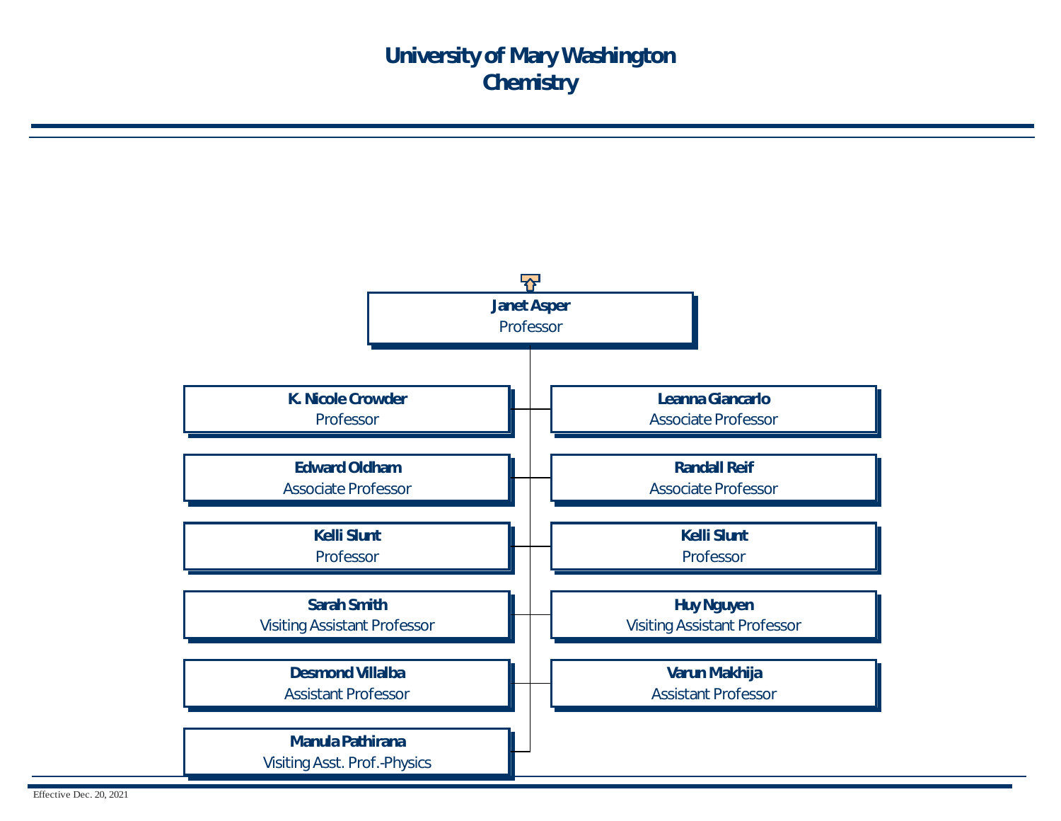# University of Mary Washington
## Chemistry

**Janet Asper**
Professor

- **K. Nicole Crowder** — Professor
- **Leanna Giancarlo** — Associate Professor
- **Edward Oldham** — Associate Professor
- **Randall Reif** — Associate Professor
- **Kelli Slunt** — Professor
- **Kelli Slunt** — Professor
- **Sarah Smith** — Visiting Assistant Professor
- **Huy Nguyen** — Visiting Assistant Professor
- **Desmond Villalba** — Assistant Professor
- **Varun Makhija** — Assistant Professor
- **Manula Pathirana** — Visiting Asst. Prof.-Physics

Effective Dec. 20, 2021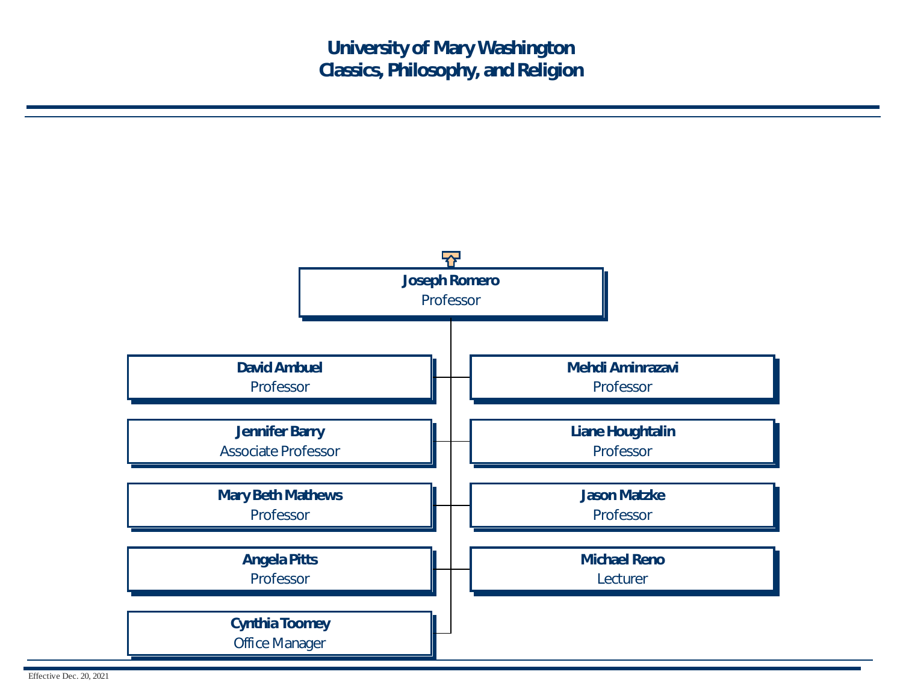# University of Mary Washington
## Classics, Philosophy, and Religion

**Joseph Romero**
Professor

- **David Ambuel**
  Professor
- **Mehdi Aminrazavi**
  Professor
- **Jennifer Barry**
  Associate Professor
- **Liane Houghtalin**
  Professor
- **Mary Beth Mathews**
  Professor
- **Jason Matzke**
  Professor
- **Angela Pitts**
  Professor
- **Michael Reno**
  Lecturer
- **Cynthia Toomey**
  Office Manager

Effective Dec. 20, 2021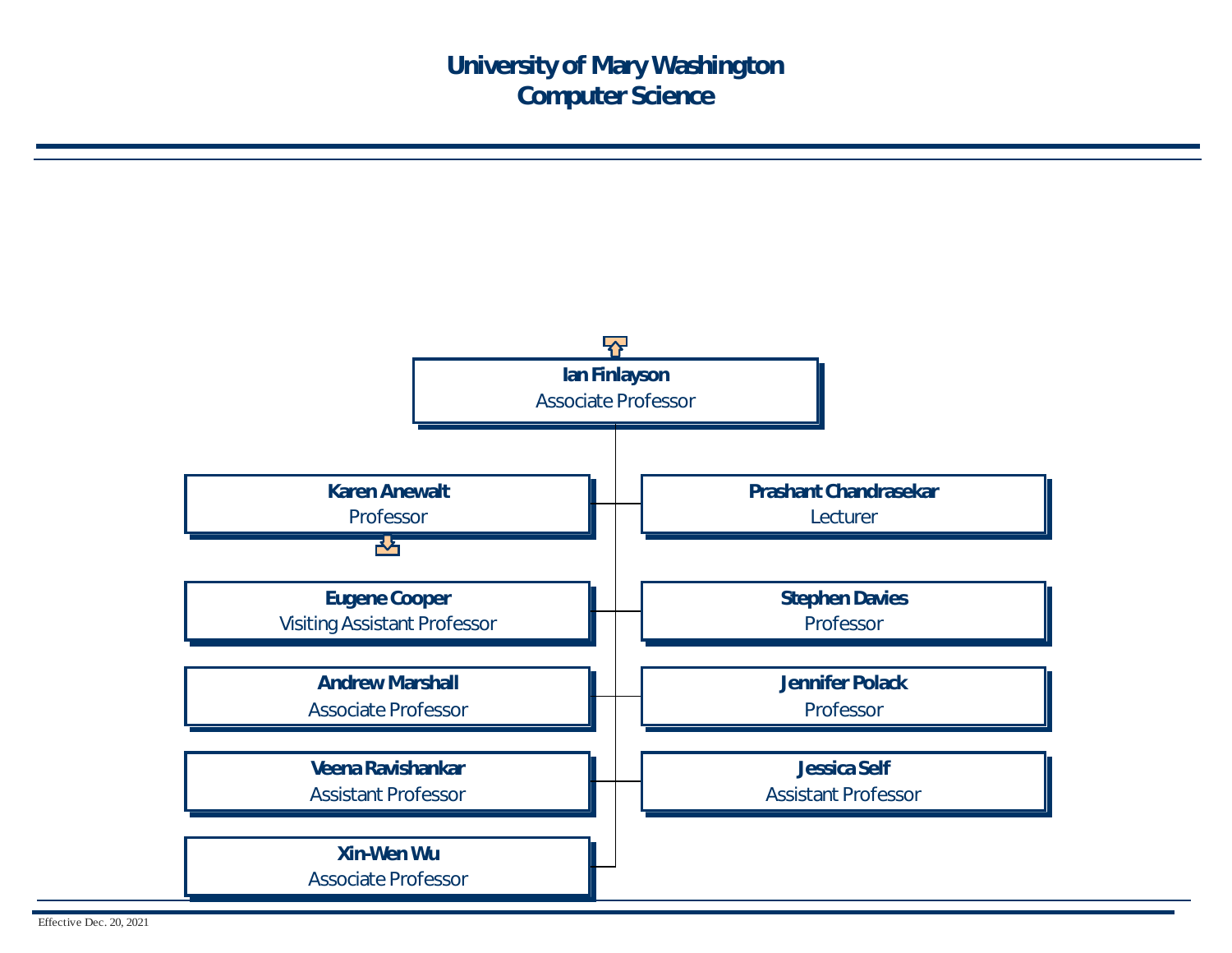# University of Mary Washington
## Computer Science

**Ian Finlayson**
Associate Professor

- **Karen Anewalt** — Professor
- **Prashant Chandrasekar** — Lecturer
- **Eugene Cooper** — Visiting Assistant Professor
- **Stephen Davies** — Professor
- **Andrew Marshall** — Associate Professor
- **Jennifer Polack** — Professor
- **Veena Ravishankar** — Assistant Professor
- **Jessica Self** — Assistant Professor
- **Xin-Wen Wu** — Associate Professor

Effective Dec. 20, 2021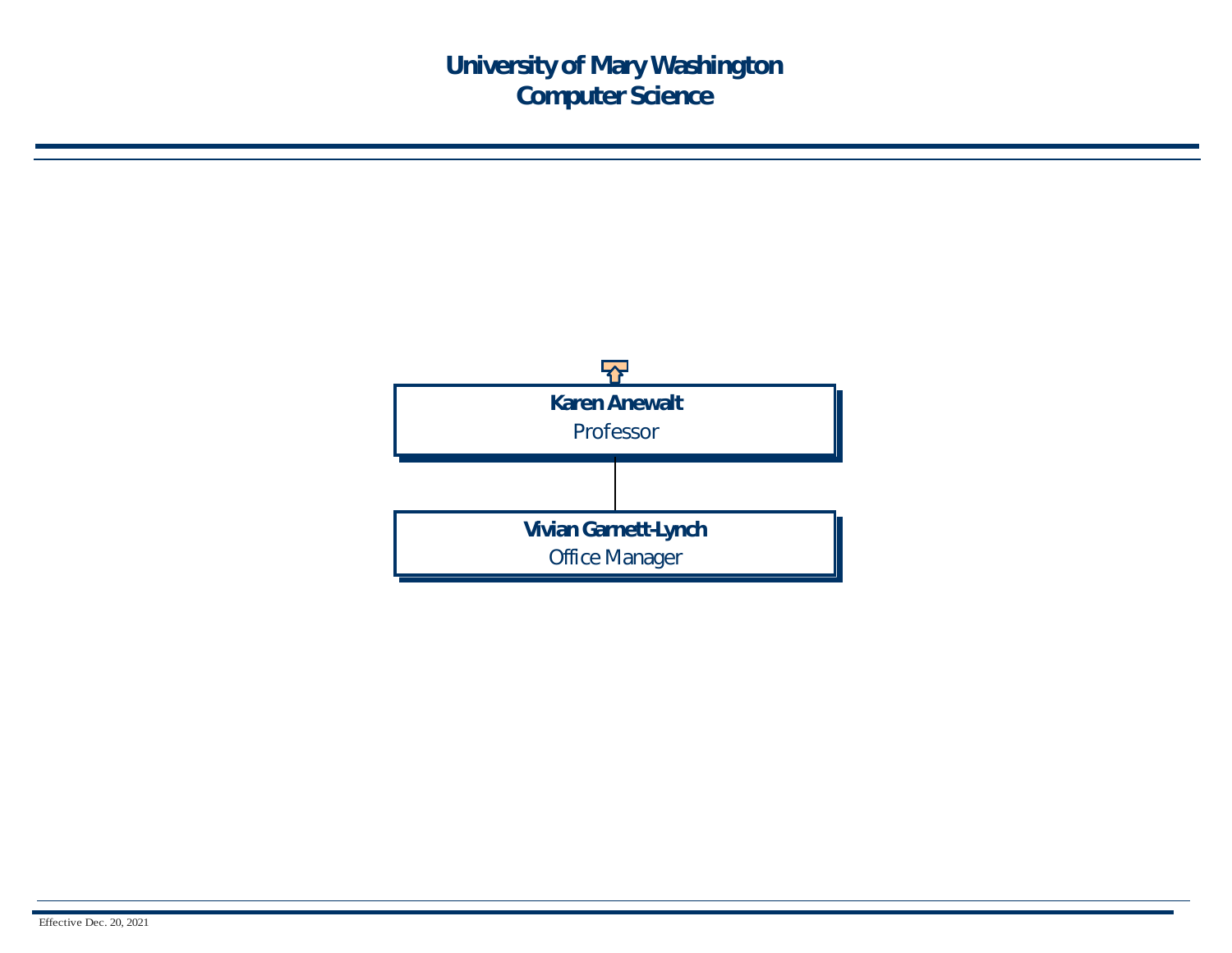# University of Mary Washington
## Computer Science

**Karen Anewalt**
Professor

**Vivian Garnett-Lynch**
Office Manager

Effective Dec. 20, 2021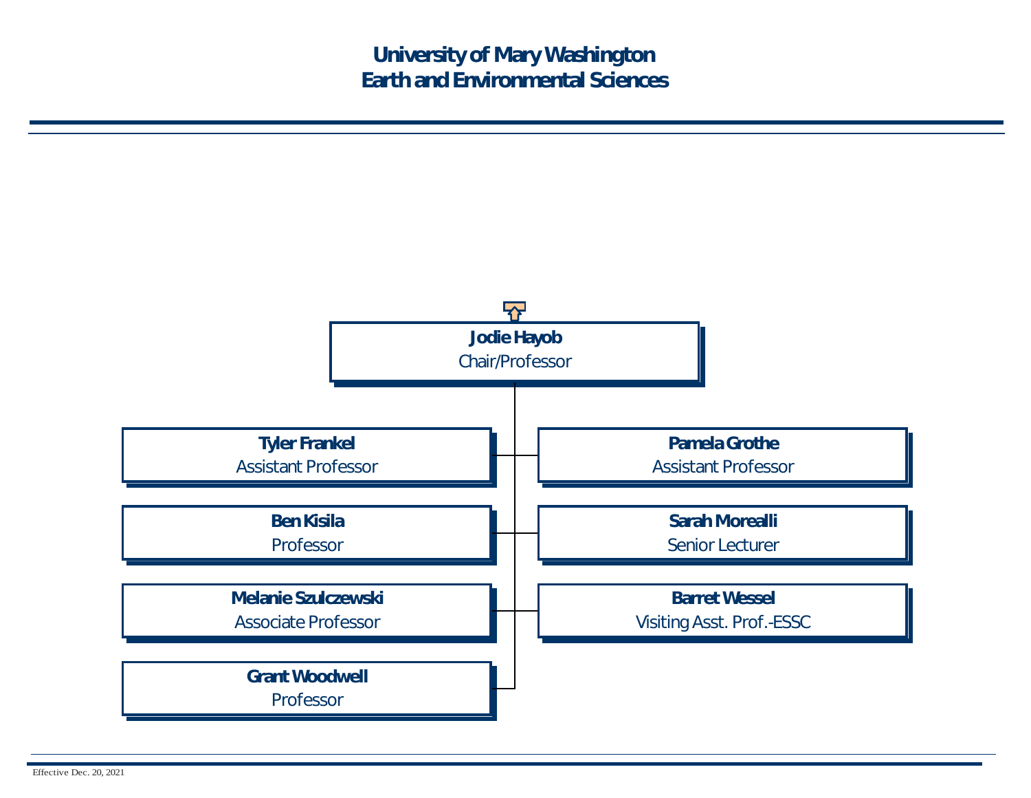# University of Mary Washington
## Earth and Environmental Sciences

**Jodie Hayob**
Chair/Professor

- **Tyler Frankel** — Assistant Professor
- **Pamela Grothe** — Assistant Professor
- **Ben Kisila** — Professor
- **Sarah Morealli** — Senior Lecturer
- **Melanie Szulczewski** — Associate Professor
- **Barret Wessel** — Visiting Asst. Prof.-ESSC
- **Grant Woodwell** — Professor

Effective Dec. 20, 2021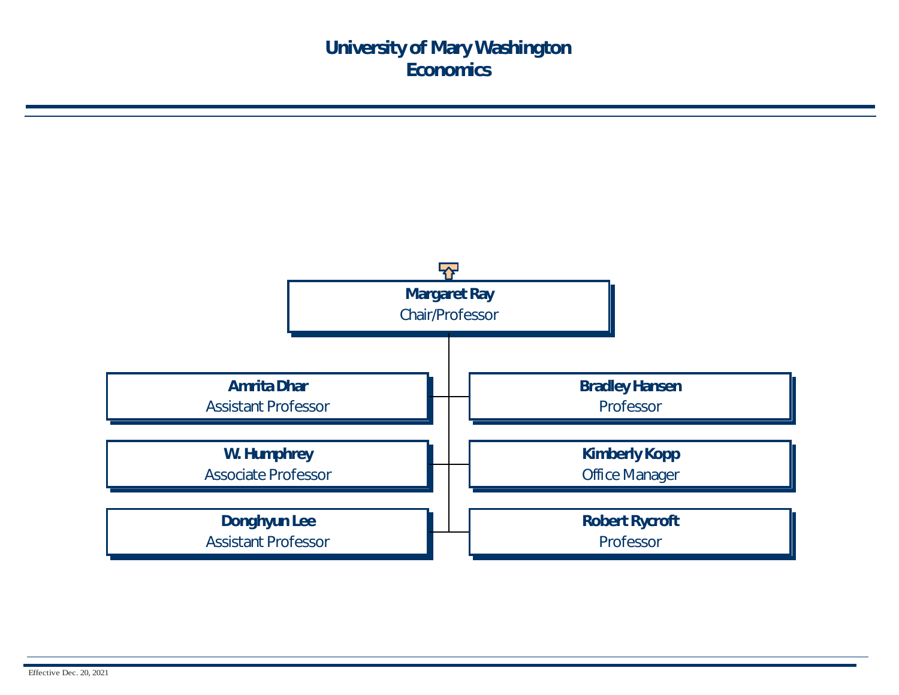# University of Mary Washington
# Economics

**Margaret Ray**
Chair/Professor

- **Amrita Dhar** — Assistant Professor
- **Bradley Hansen** — Professor
- **W. Humphrey** — Associate Professor
- **Kimberly Kopp** — Office Manager
- **Donghyun Lee** — Assistant Professor
- **Robert Rycroft** — Professor

Effective Dec. 20, 2021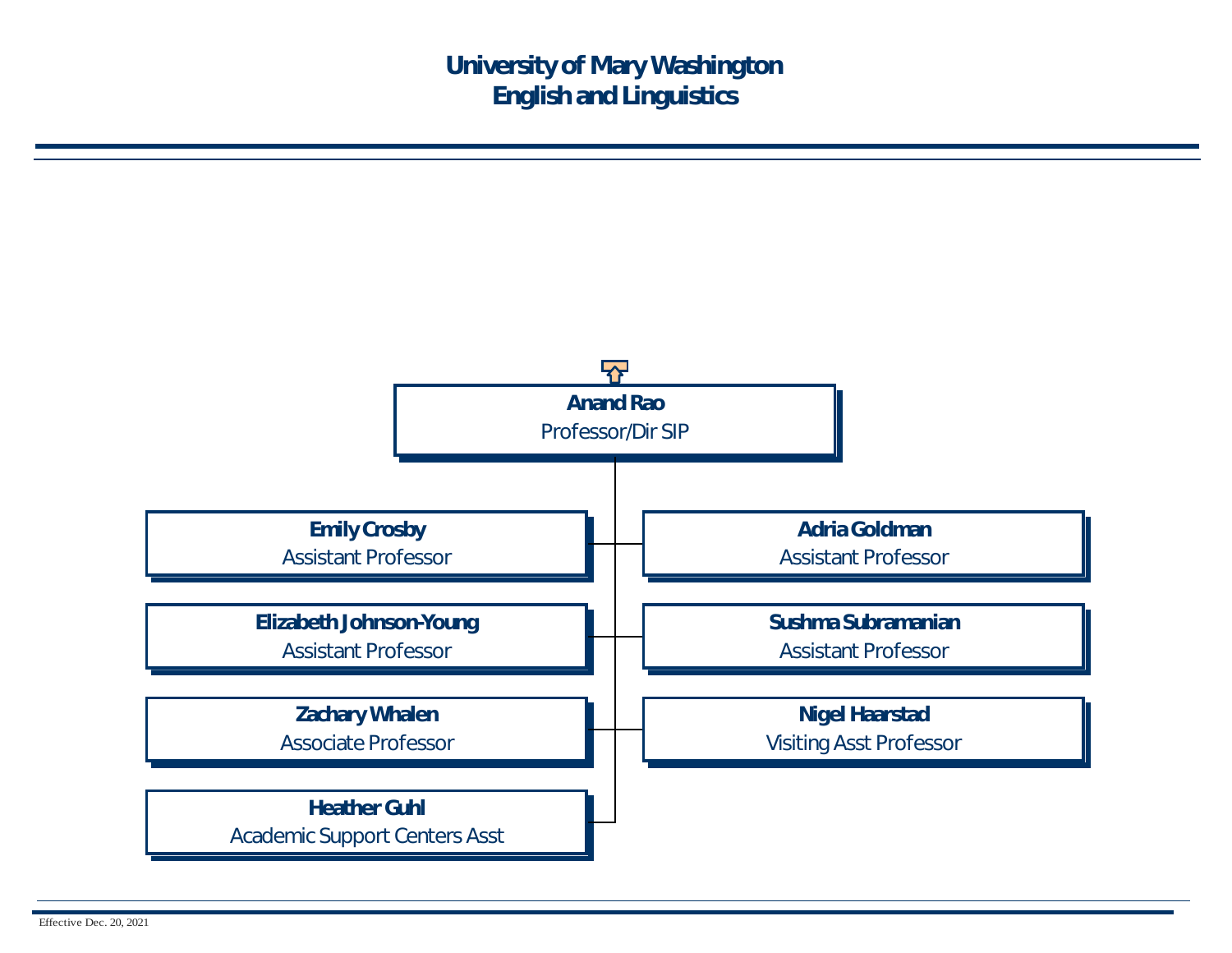# University of Mary Washington
## English and Linguistics

**Anand Rao**
Professor/Dir SIP

- **Emily Crosby** — Assistant Professor
- **Adria Goldman** — Assistant Professor
- **Elizabeth Johnson-Young** — Assistant Professor
- **Sushma Subramanian** — Assistant Professor
- **Zachary Whalen** — Associate Professor
- **Nigel Haarstad** — Visiting Asst Professor
- **Heather Guhl** — Academic Support Centers Asst

Effective Dec. 20, 2021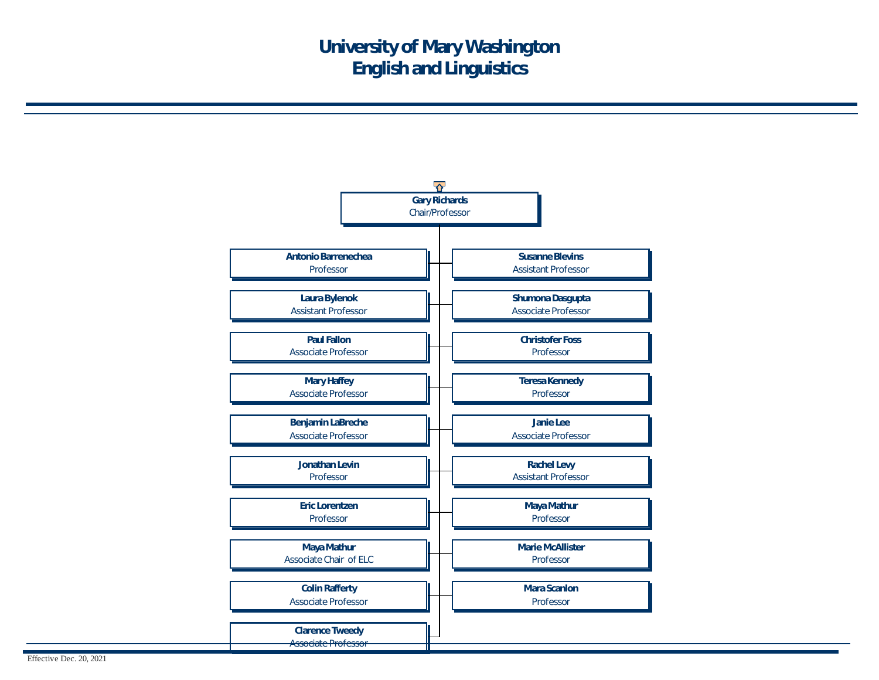# University of Mary Washington
# English and Linguistics

**Gary Richards**
Chair/Professor

- **Antonio Barrenechea** — Professor
- **Susanne Blevins** — Assistant Professor
- **Laura Bylenok** — Assistant Professor
- **Shumona Dasgupta** — Associate Professor
- **Paul Fallon** — Associate Professor
- **Christofer Foss** — Professor
- **Mary Haffey** — Associate Professor
- **Teresa Kennedy** — Professor
- **Benjamin LaBreche** — Associate Professor
- **Janie Lee** — Associate Professor
- **Jonathan Levin** — Professor
- **Rachel Levy** — Assistant Professor
- **Eric Lorentzen** — Professor
- **Maya Mathur** — Professor
- **Maya Mathur** — Associate Chair of ELC
- **Marie McAllister** — Professor
- **Colin Rafferty** — Associate Professor
- **Mara Scanlon** — Professor
- **Clarence Tweedy** — Associate Professor

Effective Dec. 20, 2021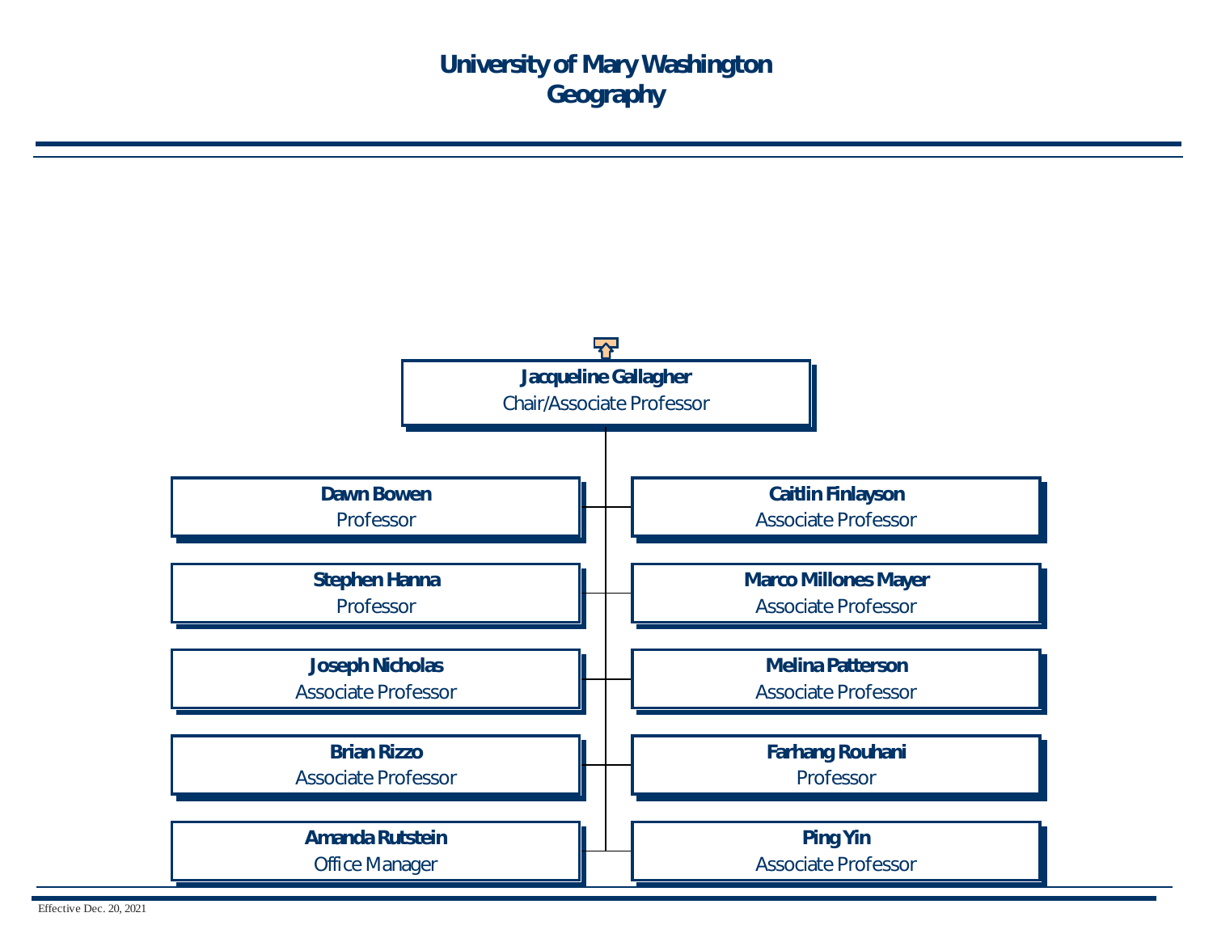# University of Mary Washington
# Geography

**Jacqueline Gallagher**
Chair/Associate Professor

- **Dawn Bowen** — Professor
- **Stephen Hanna** — Professor
- **Joseph Nicholas** — Associate Professor
- **Brian Rizzo** — Associate Professor
- **Amanda Rutstein** — Office Manager
- **Caitlin Finlayson** — Associate Professor
- **Marco Millones Mayer** — Associate Professor
- **Melina Patterson** — Associate Professor
- **Farhang Rouhani** — Professor
- **Ping Yin** — Associate Professor

Effective Dec. 20, 2021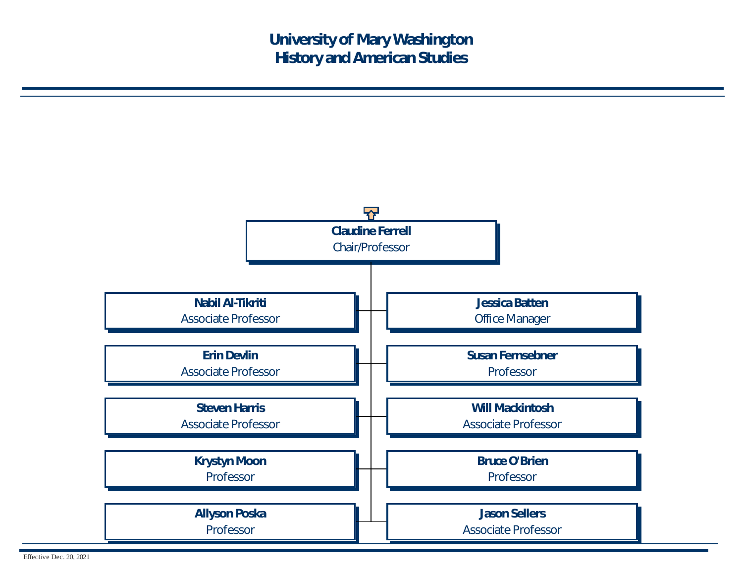# University of Mary Washington
# History and American Studies

**Claudine Ferrell**
Chair/Professor

- **Nabil Al-Tikriti** — Associate Professor
- **Jessica Batten** — Office Manager
- **Erin Devlin** — Associate Professor
- **Susan Fernsebner** — Professor
- **Steven Harris** — Associate Professor
- **Will Mackintosh** — Associate Professor
- **Krystyn Moon** — Professor
- **Bruce O'Brien** — Professor
- **Allyson Poska** — Professor
- **Jason Sellers** — Associate Professor

Effective Dec. 20, 2021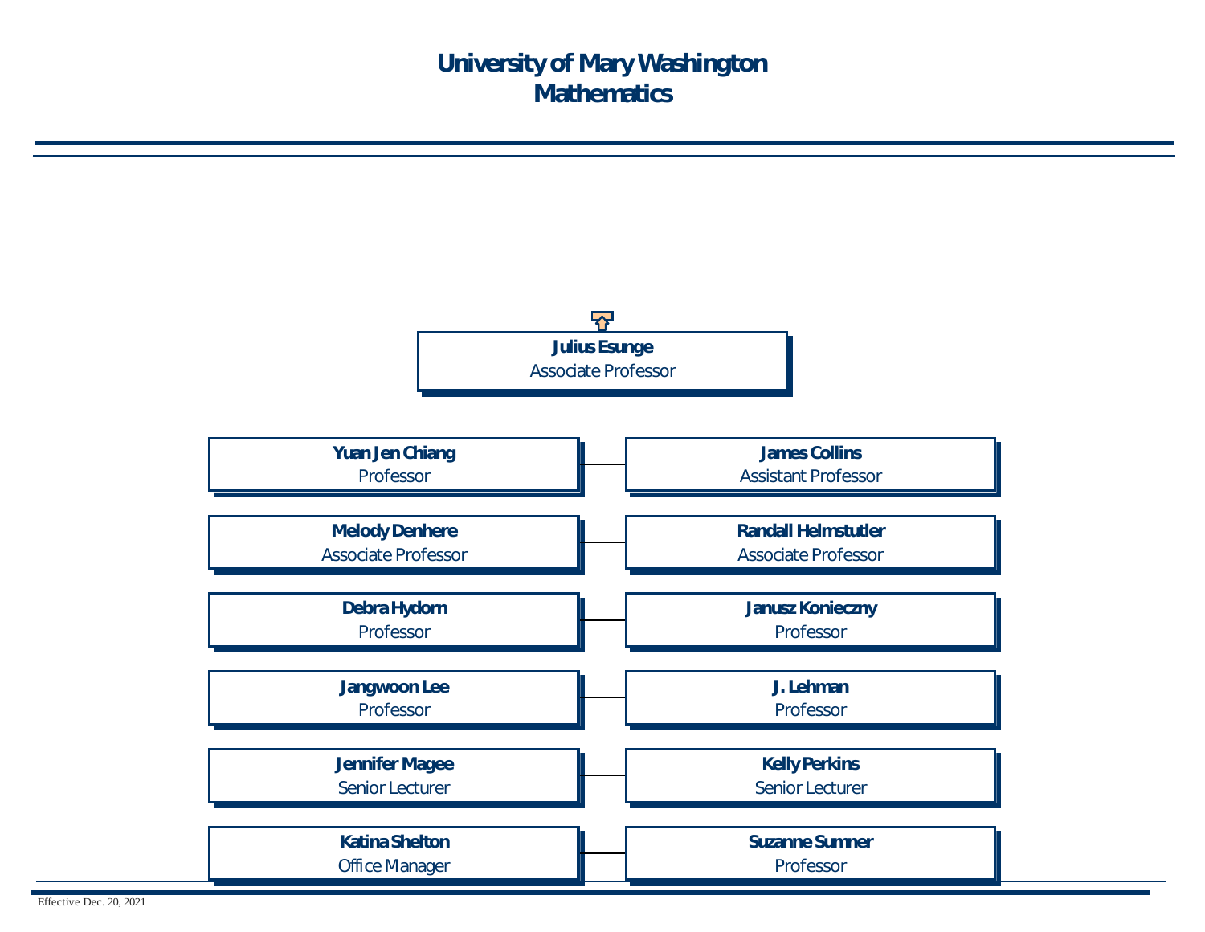# University of Mary Washington
## Mathematics

**Julius Esunge**
Associate Professor

- **Yuan Jen Chiang** — Professor
- **James Collins** — Assistant Professor
- **Melody Denhere** — Associate Professor
- **Randall Helmstutler** — Associate Professor
- **Debra Hydorn** — Professor
- **Janusz Konieczny** — Professor
- **Jangwoon Lee** — Professor
- **J. Lehman** — Professor
- **Jennifer Magee** — Senior Lecturer
- **Kelly Perkins** — Senior Lecturer
- **Katina Shelton** — Office Manager
- **Suzanne Sumner** — Professor

Effective Dec. 20, 2021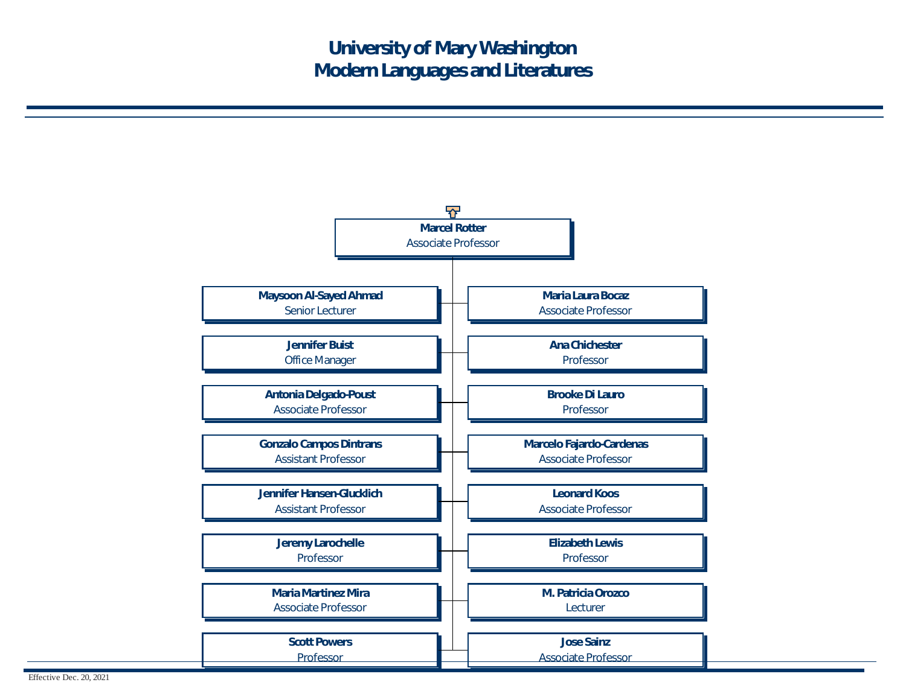# University of Mary Washington
## Modern Languages and Literatures

**Marcel Rotter**
Associate Professor

- **Maysoon Al-Sayed Ahmad** — Senior Lecturer
- **Maria Laura Bocaz** — Associate Professor
- **Jennifer Buist** — Office Manager
- **Ana Chichester** — Professor
- **Antonia Delgado-Poust** — Associate Professor
- **Brooke Di Lauro** — Professor
- **Gonzalo Campos Dintrans** — Assistant Professor
- **Marcelo Fajardo-Cardenas** — Associate Professor
- **Jennifer Hansen-Glucklich** — Assistant Professor
- **Leonard Koos** — Associate Professor
- **Jeremy Larochelle** — Professor
- **Elizabeth Lewis** — Professor
- **Maria Martinez Mira** — Associate Professor
- **M. Patricia Orozco** — Lecturer
- **Scott Powers** — Professor
- **Jose Sainz** — Associate Professor

Effective Dec. 20, 2021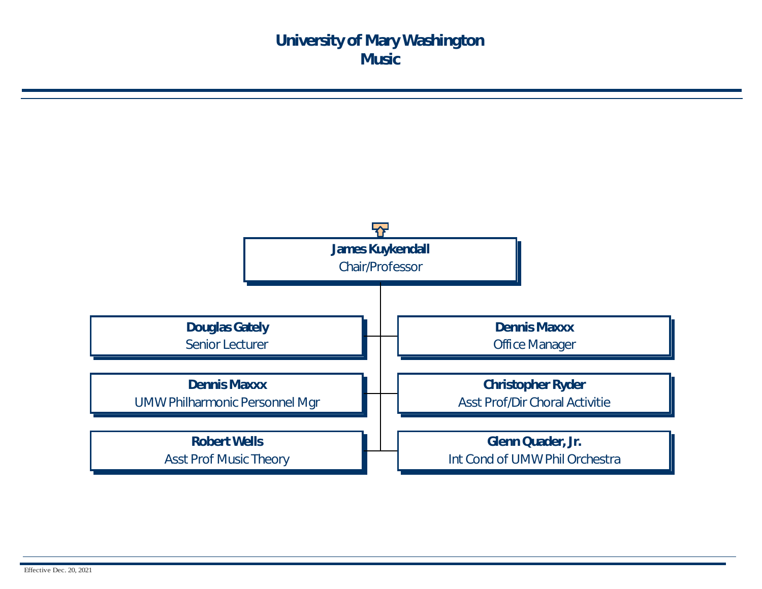# University of Mary Washington
## Music

**James Kuykendall**
Chair/Professor

- **Douglas Gately** — Senior Lecturer
- **Dennis Maxxx** — UMW Philharmonic Personnel Mgr
- **Robert Wells** — Asst Prof Music Theory
- **Dennis Maxxx** — Office Manager
- **Christopher Ryder** — Asst Prof/Dir Choral Activitie
- **Glenn Quader, Jr.** — Int Cond of UMW Phil Orchestra

Effective Dec. 20, 2021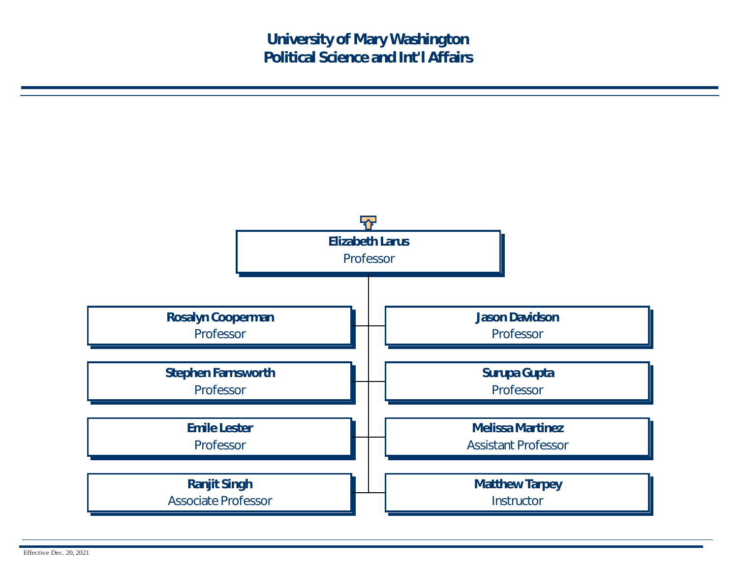# University of Mary Washington
## Political Science and Int'l Affairs

**Elizabeth Larus**
Professor

- **Rosalyn Cooperman** — Professor
- **Jason Davidson** — Professor
- **Stephen Farnsworth** — Professor
- **Surupa Gupta** — Professor
- **Emile Lester** — Professor
- **Melissa Martinez** — Assistant Professor
- **Ranjit Singh** — Associate Professor
- **Matthew Tarpey** — Instructor

Effective Dec. 20, 2021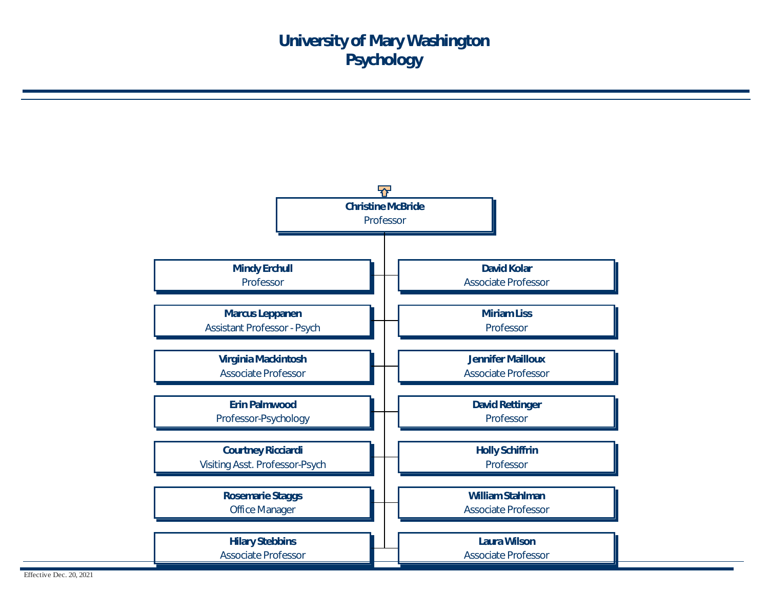# University of Mary Washington
## Psychology

**Christine McBride**
Professor

- **Mindy Erchull** — Professor
- **David Kolar** — Associate Professor
- **Marcus Leppanen** — Assistant Professor - Psych
- **Miriam Liss** — Professor
- **Virginia Mackintosh** — Associate Professor
- **Jennifer Mailloux** — Associate Professor
- **Erin Palmwood** — Professor-Psychology
- **David Rettinger** — Professor
- **Courtney Ricciardi** — Visiting Asst. Professor-Psych
- **Holly Schiffrin** — Professor
- **Rosemarie Staggs** — Office Manager
- **William Stahlman** — Associate Professor
- **Hilary Stebbins** — Associate Professor
- **Laura Wilson** — Associate Professor

Effective Dec. 20, 2021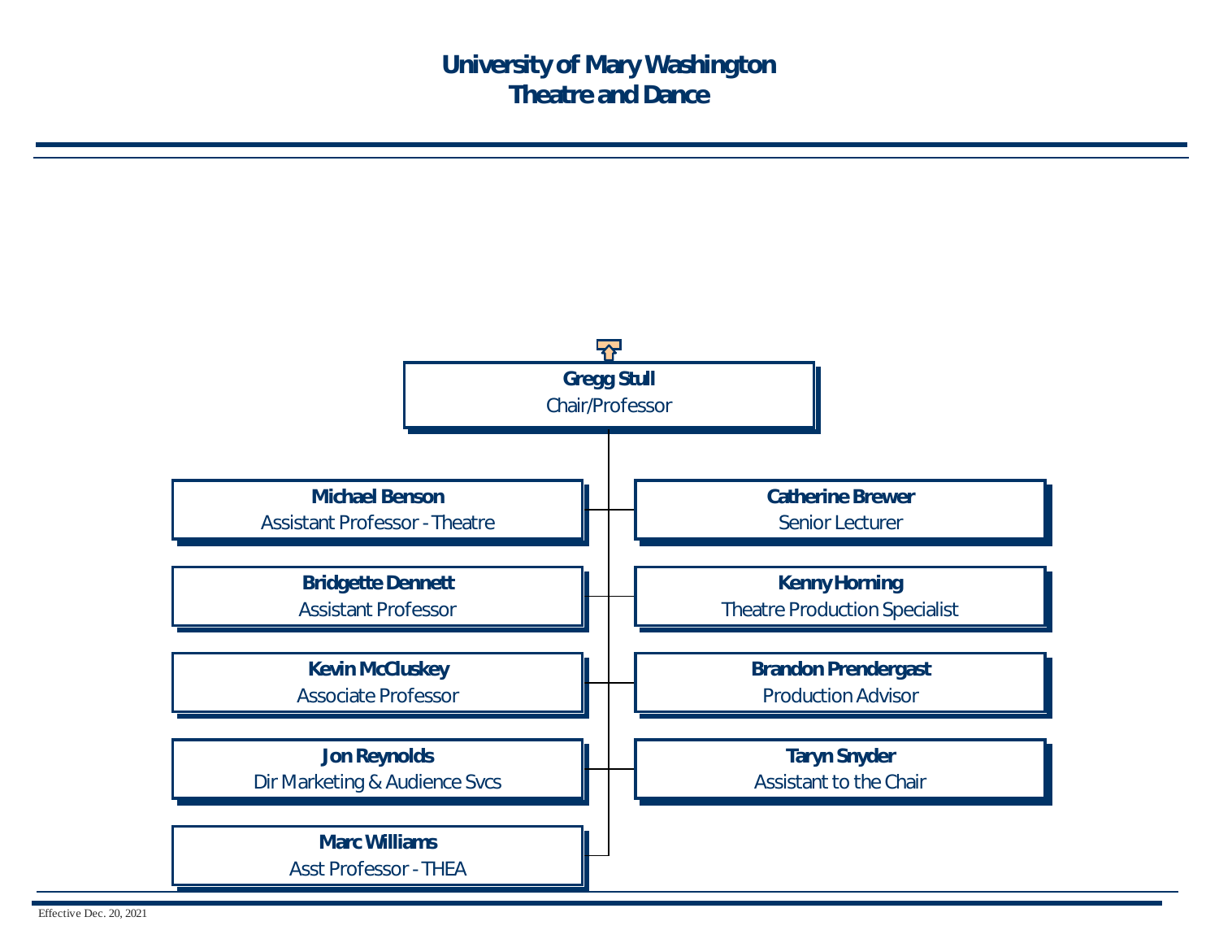# University of Mary Washington
## Theatre and Dance

**Gregg Stull**
Chair/Professor

- **Michael Benson** — Assistant Professor - Theatre
- **Catherine Brewer** — Senior Lecturer
- **Bridgette Dennett** — Assistant Professor
- **Kenny Horning** — Theatre Production Specialist
- **Kevin McCluskey** — Associate Professor
- **Brandon Prendergast** — Production Advisor
- **Jon Reynolds** — Dir Marketing & Audience Svcs
- **Taryn Snyder** — Assistant to the Chair
- **Marc Williams** — Asst Professor - THEA

Effective Dec. 20, 2021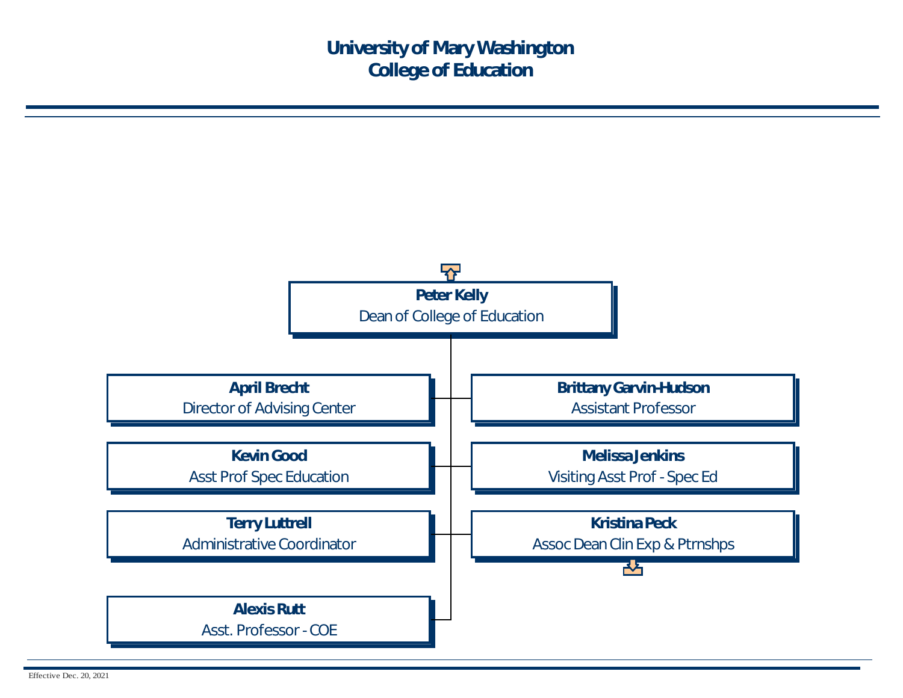# University of Mary Washington
# College of Education

**Peter Kelly**
Dean of College of Education

- **April Brecht**
  Director of Advising Center
- **Brittany Garvin-Hudson**
  Assistant Professor
- **Kevin Good**
  Asst Prof Spec Education
- **Melissa Jenkins**
  Visiting Asst Prof - Spec Ed
- **Terry Luttrell**
  Administrative Coordinator
- **Kristina Peck**
  Assoc Dean Clin Exp & Ptrnshps
- **Alexis Rutt**
  Asst. Professor - COE

Effective Dec. 20, 2021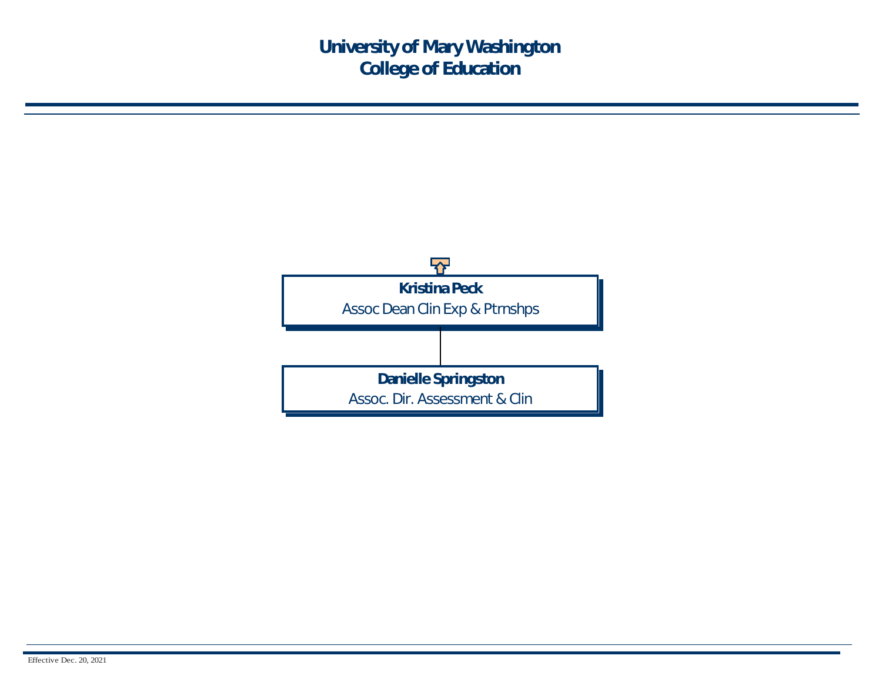# University of Mary Washington
# College of Education

**Kristina Peck**
Assoc Dean Clin Exp & Ptrnshps

**Danielle Springston**
Assoc. Dir. Assessment & Clin

Effective Dec. 20, 2021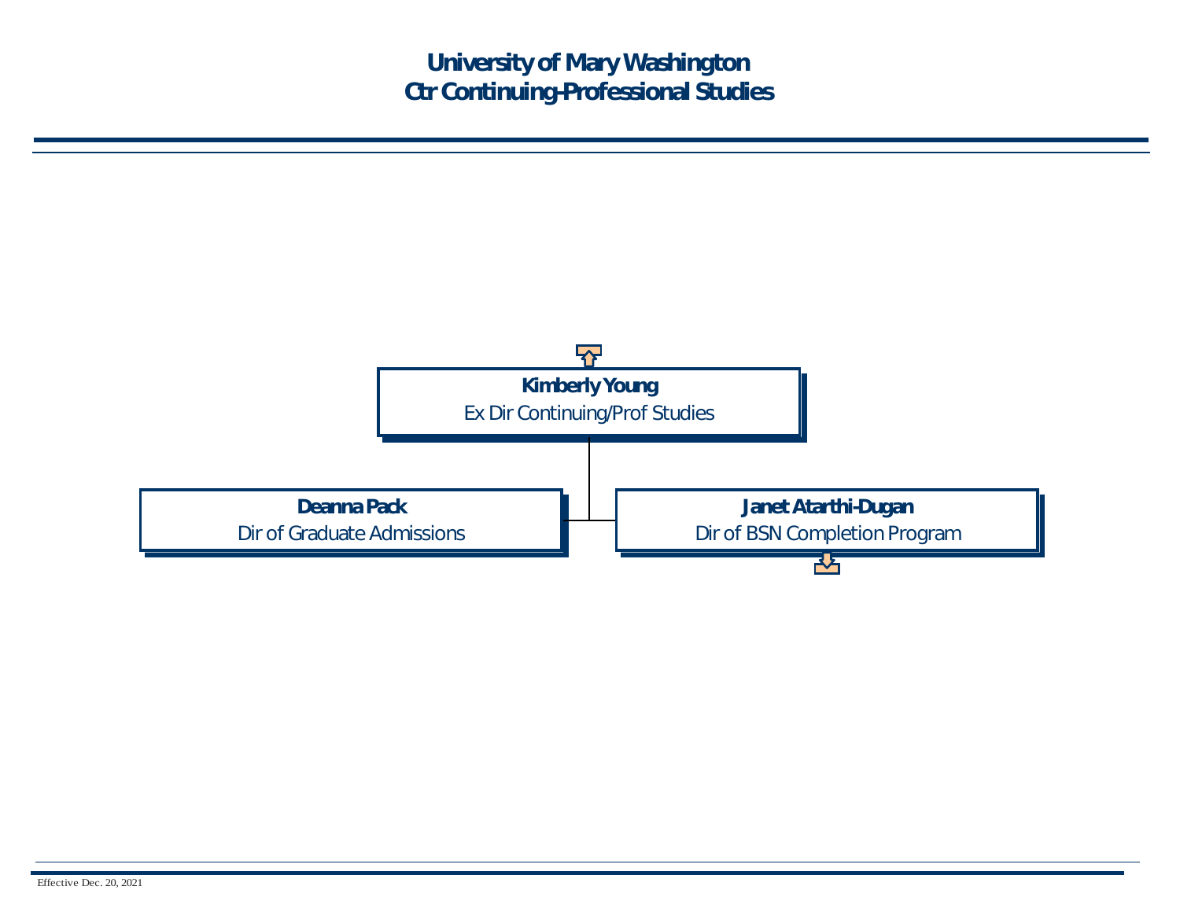# University of Mary Washington
# Ctr Continuing-Professional Studies

**Kimberly Young**
Ex Dir Continuing/Prof Studies

- **Deanna Pack**
  Dir of Graduate Admissions
- **Janet Atarthi-Dugan**
  Dir of BSN Completion Program

Effective Dec. 20, 2021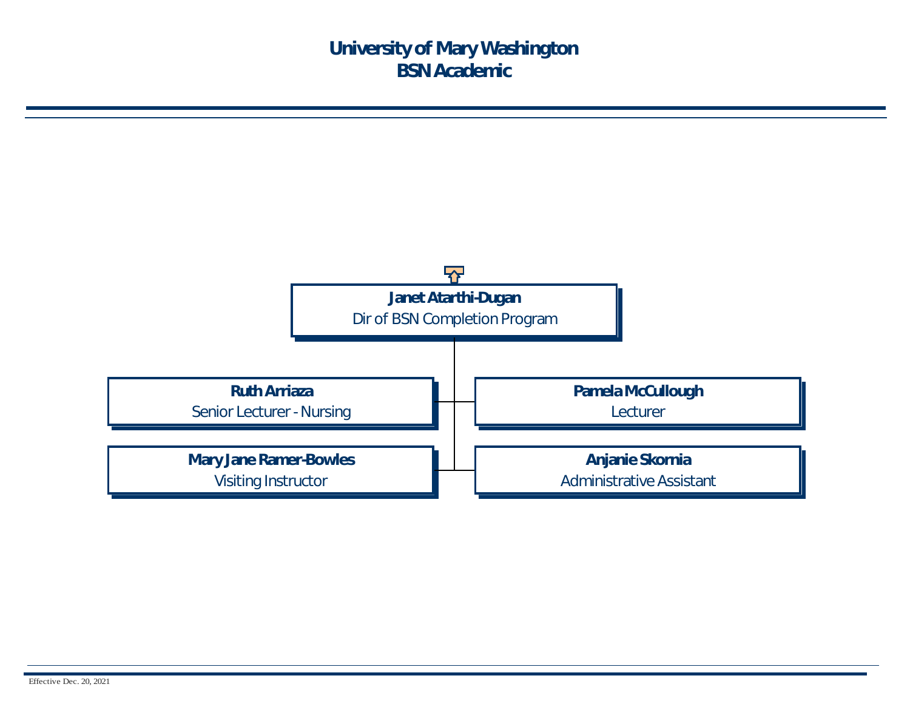# University of Mary Washington
## BSN Academic

**Janet Atarthi-Dugan**
Dir of BSN Completion Program

- **Ruth Arriaza**
  Senior Lecturer - Nursing
- **Pamela McCullough**
  Lecturer
- **Mary Jane Ramer-Bowles**
  Visiting Instructor
- **Anjanie Skornia**
  Administrative Assistant

Effective Dec. 20, 2021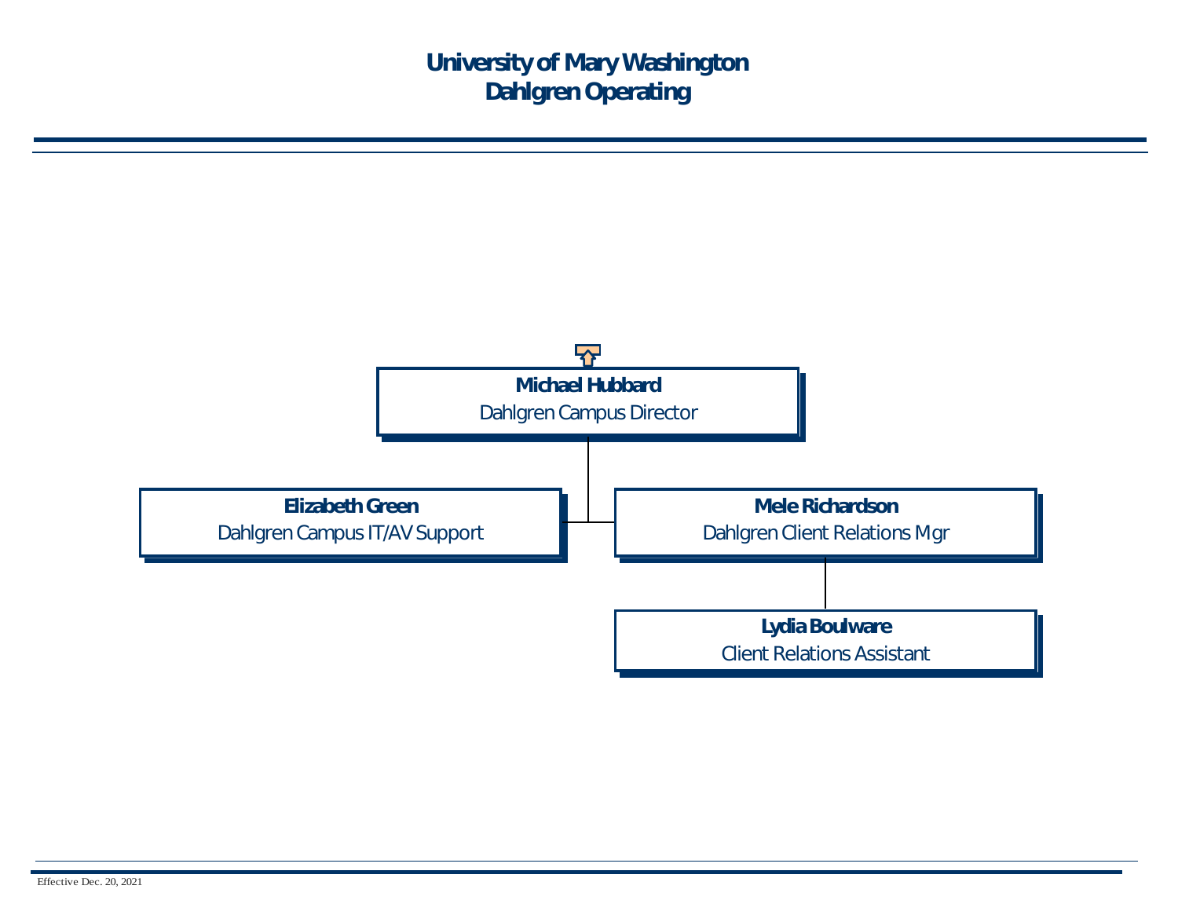# University of Mary Washington
## Dahlgren Operating

**Michael Hubbard**
Dahlgren Campus Director

- **Elizabeth Green**
  Dahlgren Campus IT/AV Support
- **Mele Richardson**
  Dahlgren Client Relations Mgr
  - **Lydia Boulware**
    Client Relations Assistant

Effective Dec. 20, 2021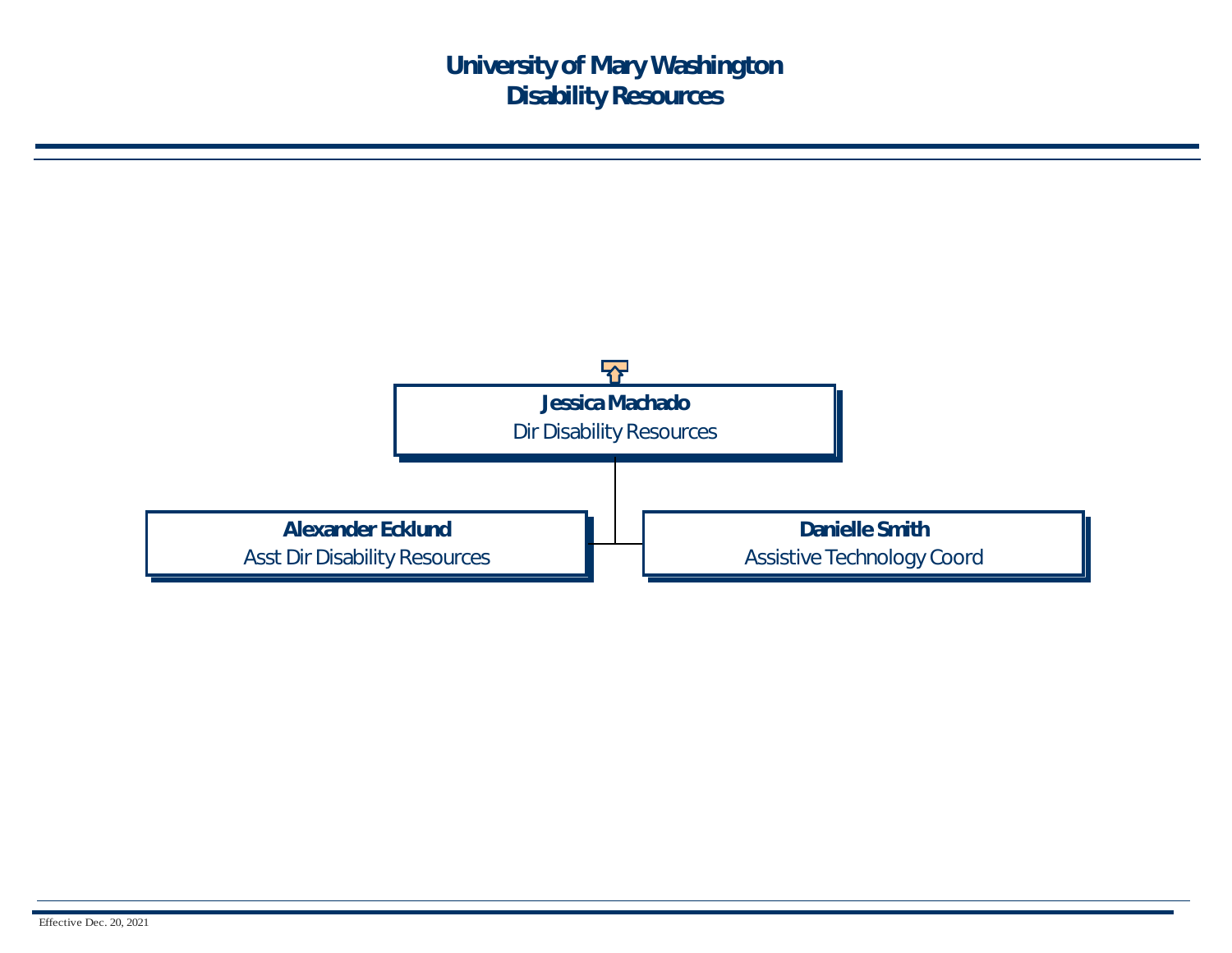# University of Mary Washington
# Disability Resources

**Jessica Machado**
Dir Disability Resources

- **Alexander Ecklund**
  Asst Dir Disability Resources
- **Danielle Smith**
  Assistive Technology Coord

Effective Dec. 20, 2021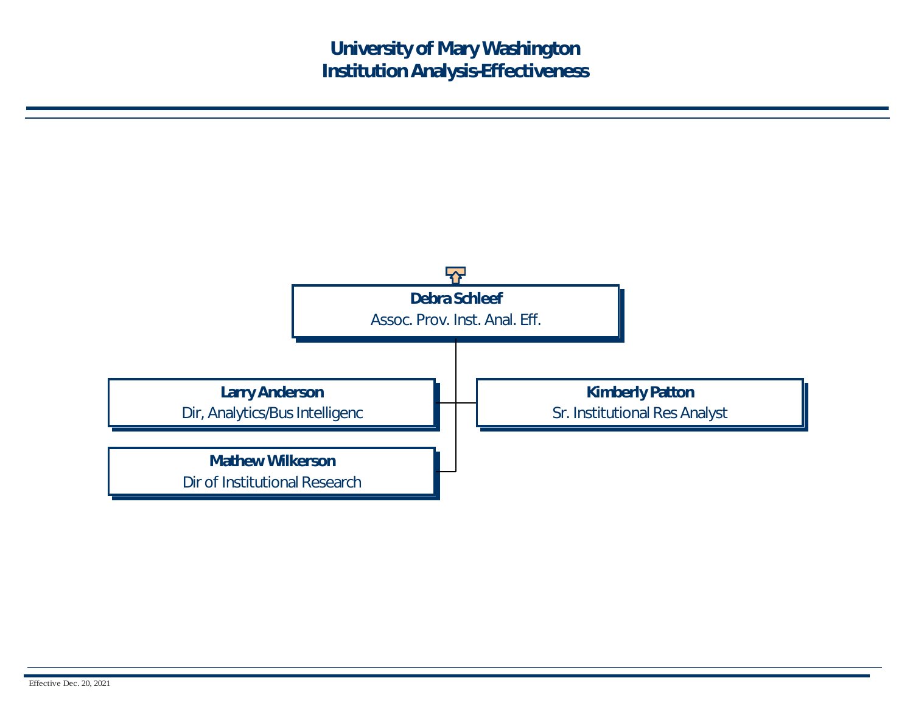# University of Mary Washington
## Institution Analysis-Effectiveness

**Debra Schleef**
Assoc. Prov. Inst. Anal. Eff.

- **Larry Anderson**
  Dir, Analytics/Bus Intelligenc
- **Kimberly Patton**
  Sr. Institutional Res Analyst
- **Mathew Wilkerson**
  Dir of Institutional Research

Effective Dec. 20, 2021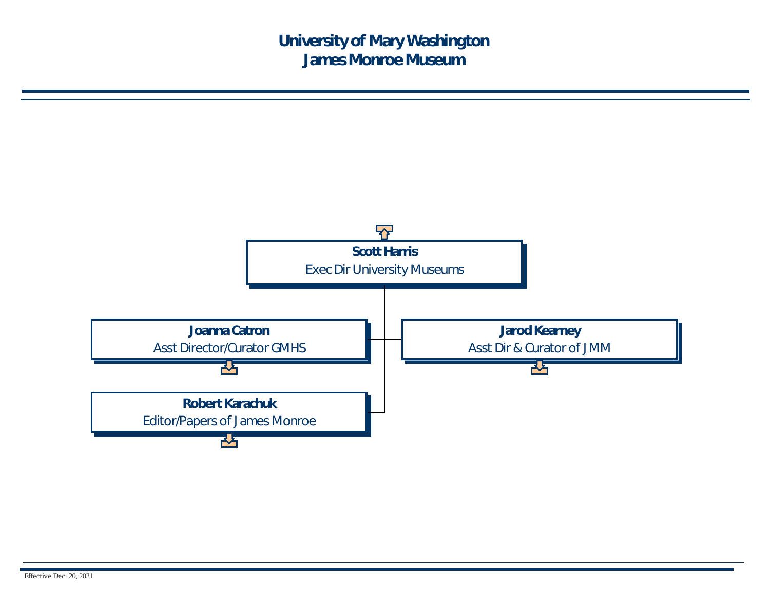# University of Mary Washington
# James Monroe Museum

**Scott Harris**
Exec Dir University Museums

- **Joanna Catron**
  Asst Director/Curator GMHS
- **Jarod Kearney**
  Asst Dir & Curator of JMM
- **Robert Karachuk**
  Editor/Papers of James Monroe

Effective Dec. 20, 2021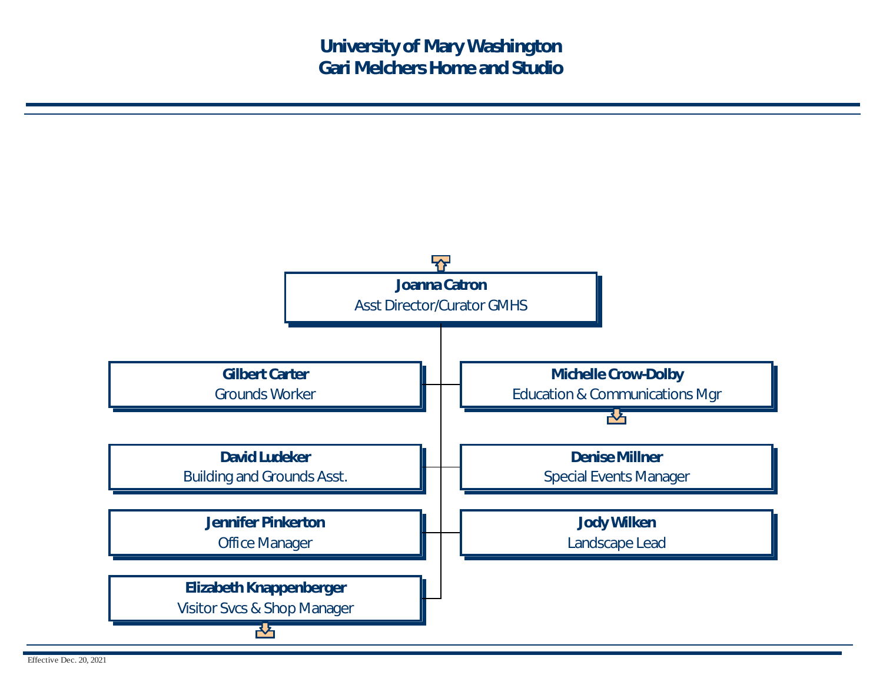# University of Mary Washington
# Gari Melchers Home and Studio

**Joanna Catron**
Asst Director/Curator GMHS

- **Gilbert Carter**
  Grounds Worker
- **Michelle Crow-Dolby**
  Education & Communications Mgr
- **David Ludeker**
  Building and Grounds Asst.
- **Denise Millner**
  Special Events Manager
- **Jennifer Pinkerton**
  Office Manager
- **Jody Wilken**
  Landscape Lead
- **Elizabeth Knappenberger**
  Visitor Svcs & Shop Manager

Effective Dec. 20, 2021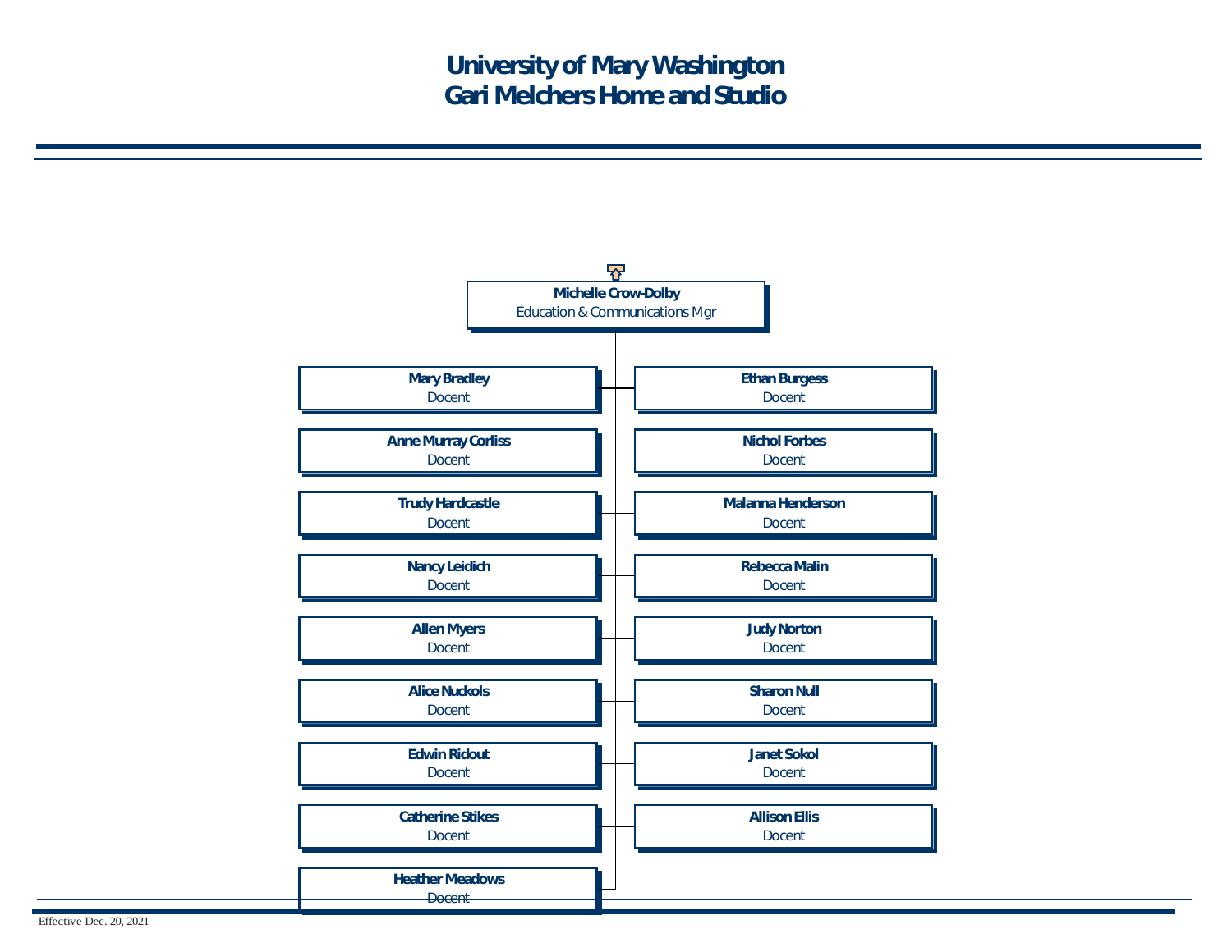# University of Mary Washington
# Gari Melchers Home and Studio

**Michelle Crow-Dolby**
Education & Communications Mgr

- **Mary Bradley** — Docent
- **Ethan Burgess** — Docent
- **Anne Murray Corliss** — Docent
- **Nichol Forbes** — Docent
- **Trudy Hardcastle** — Docent
- **Malanna Henderson** — Docent
- **Nancy Leidich** — Docent
- **Rebecca Malin** — Docent
- **Allen Myers** — Docent
- **Judy Norton** — Docent
- **Alice Nuckols** — Docent
- **Sharon Null** — Docent
- **Edwin Ridout** — Docent
- **Janet Sokol** — Docent
- **Catherine Stikes** — Docent
- **Allison Ellis** — Docent
- **Heather Meadows** — Docent

Effective Dec. 20, 2021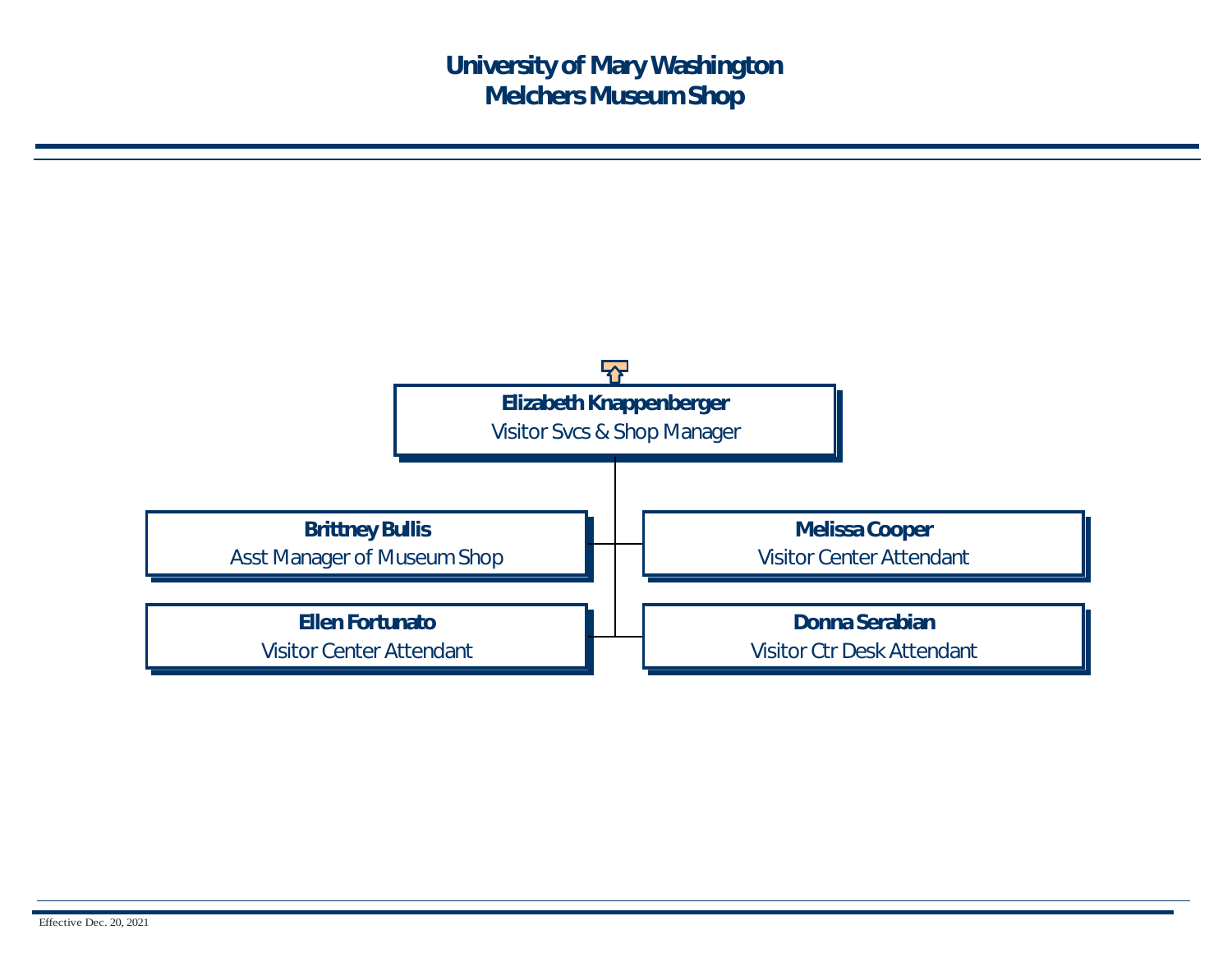# University of Mary Washington
# Melchers Museum Shop

**Elizabeth Knappenberger**
Visitor Svcs & Shop Manager

- **Brittney Bullis** — Asst Manager of Museum Shop
- **Melissa Cooper** — Visitor Center Attendant
- **Ellen Fortunato** — Visitor Center Attendant
- **Donna Serabian** — Visitor Ctr Desk Attendant

Effective Dec. 20, 2021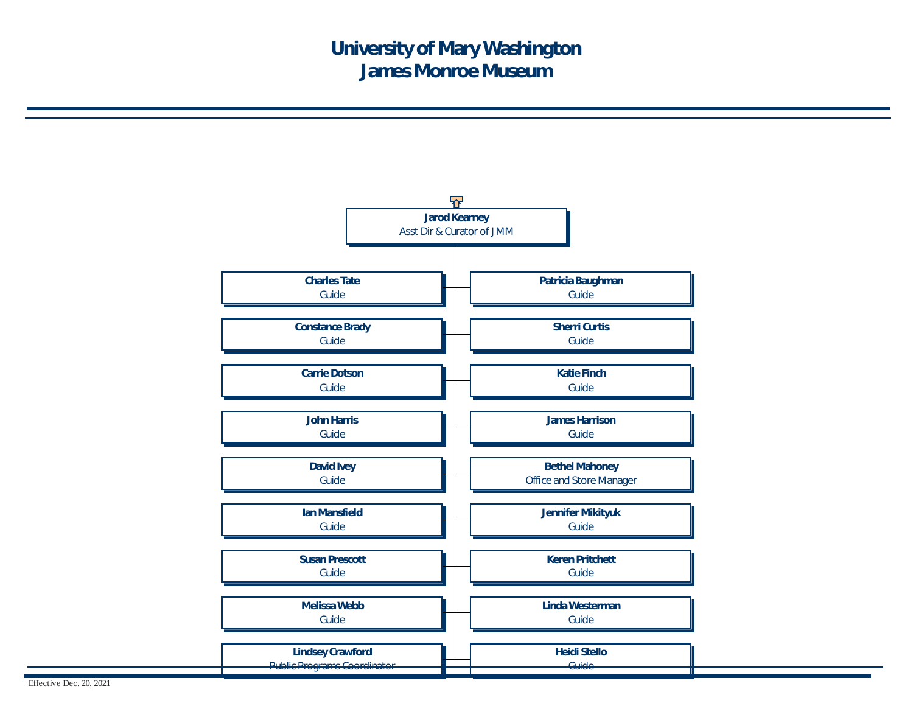# University of Mary Washington
# James Monroe Museum

**Jarod Kearney**
Asst Dir & Curator of JMM

- **Charles Tate** — Guide
- **Patricia Baughman** — Guide
- **Constance Brady** — Guide
- **Sherri Curtis** — Guide
- **Carrie Dotson** — Guide
- **Katie Finch** — Guide
- **John Harris** — Guide
- **James Harrison** — Guide
- **David Ivey** — Guide
- **Bethel Mahoney** — Office and Store Manager
- **Ian Mansfield** — Guide
- **Jennifer Mikityuk** — Guide
- **Susan Prescott** — Guide
- **Keren Pritchett** — Guide
- **Melissa Webb** — Guide
- **Linda Westerman** — Guide
- **Lindsey Crawford** — Public Programs Coordinator
- **Heidi Stello** — Guide

Effective Dec. 20, 2021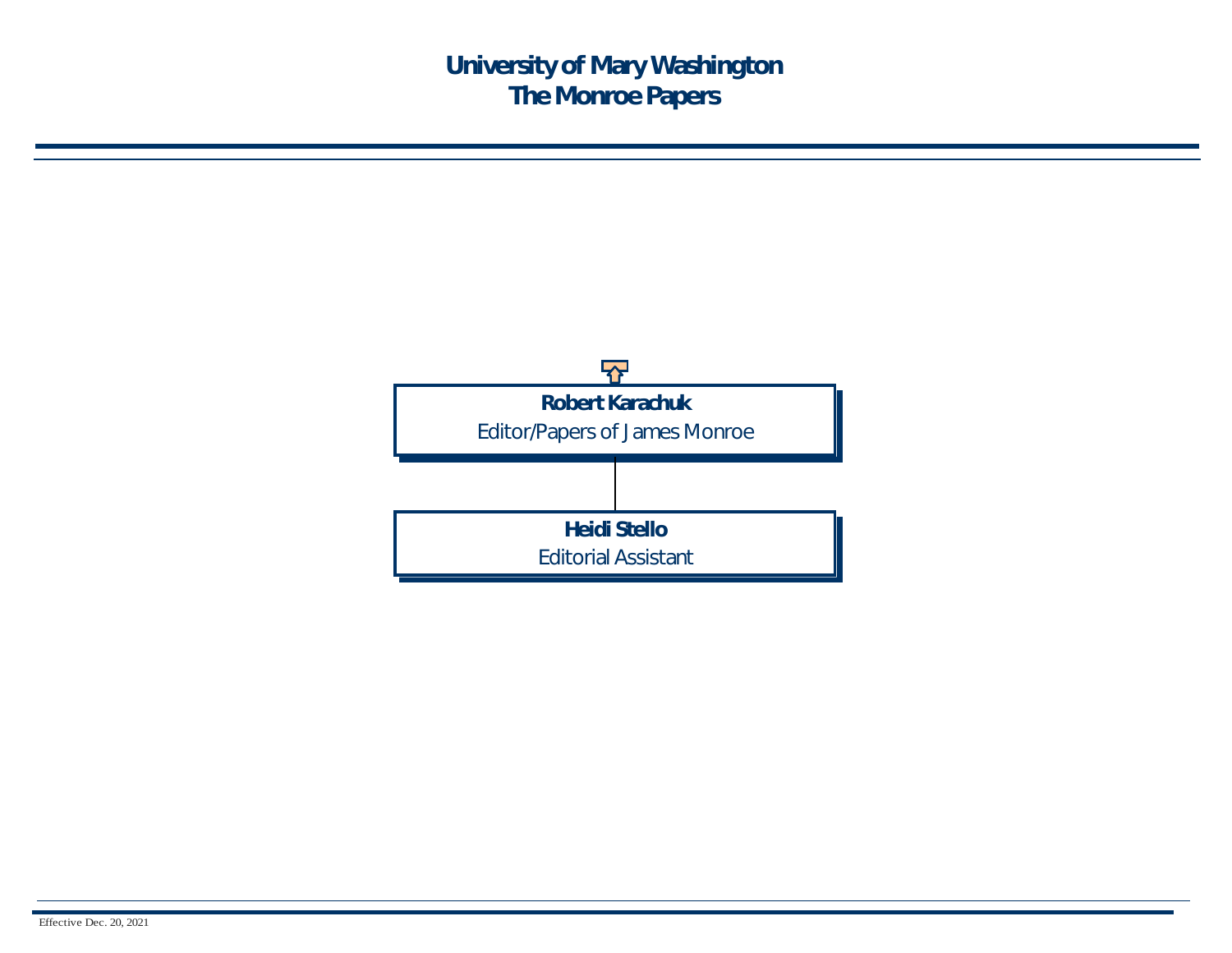# University of Mary Washington
# The Monroe Papers

**Robert Karachuk**
Editor/Papers of James Monroe

**Heidi Stello**
Editorial Assistant

Effective Dec. 20, 2021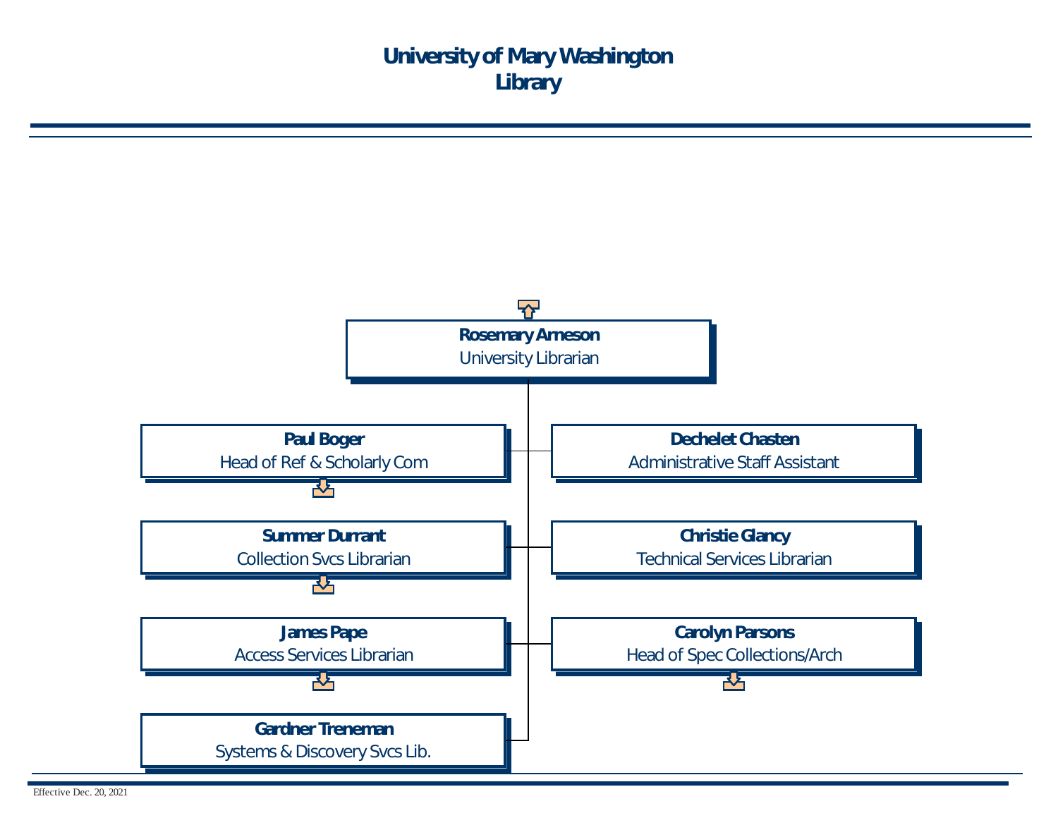# University of Mary Washington
# Library

**Rosemary Arneson**
University Librarian

- **Paul Boger**
  Head of Ref & Scholarly Com
- **Dechelet Chasten**
  Administrative Staff Assistant
- **Summer Durrant**
  Collection Svcs Librarian
- **Christie Glancy**
  Technical Services Librarian
- **James Pape**
  Access Services Librarian
- **Carolyn Parsons**
  Head of Spec Collections/Arch
- **Gardner Treneman**
  Systems & Discovery Svcs Lib.

Effective Dec. 20, 2021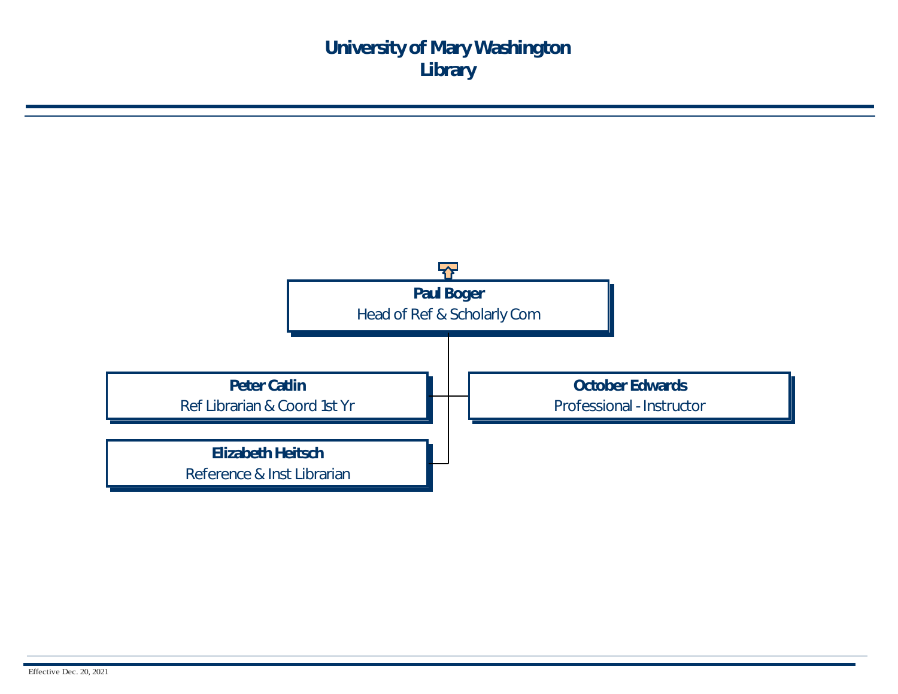# University of Mary Washington
# Library

**Paul Boger**
Head of Ref & Scholarly Com

- **Peter Catlin**
  Ref Librarian & Coord 1st Yr
- **October Edwards**
  Professional - Instructor
- **Elizabeth Heitsch**
  Reference & Inst Librarian

Effective Dec. 20, 2021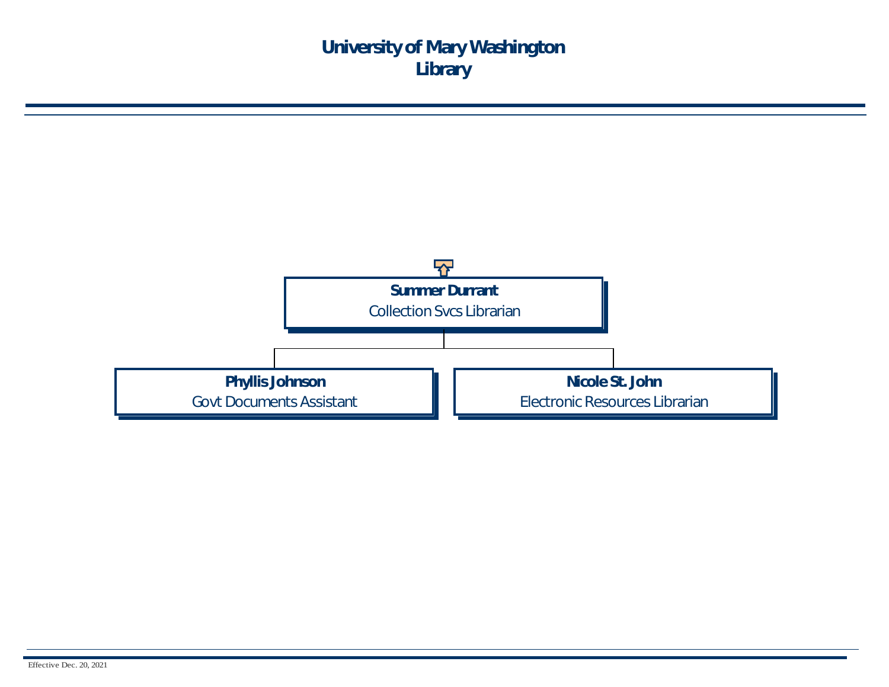# University of Mary Washington
# Library

**Summer Durrant**
Collection Svcs Librarian

- **Phyllis Johnson**
  Govt Documents Assistant
- **Nicole St. John**
  Electronic Resources Librarian

Effective Dec. 20, 2021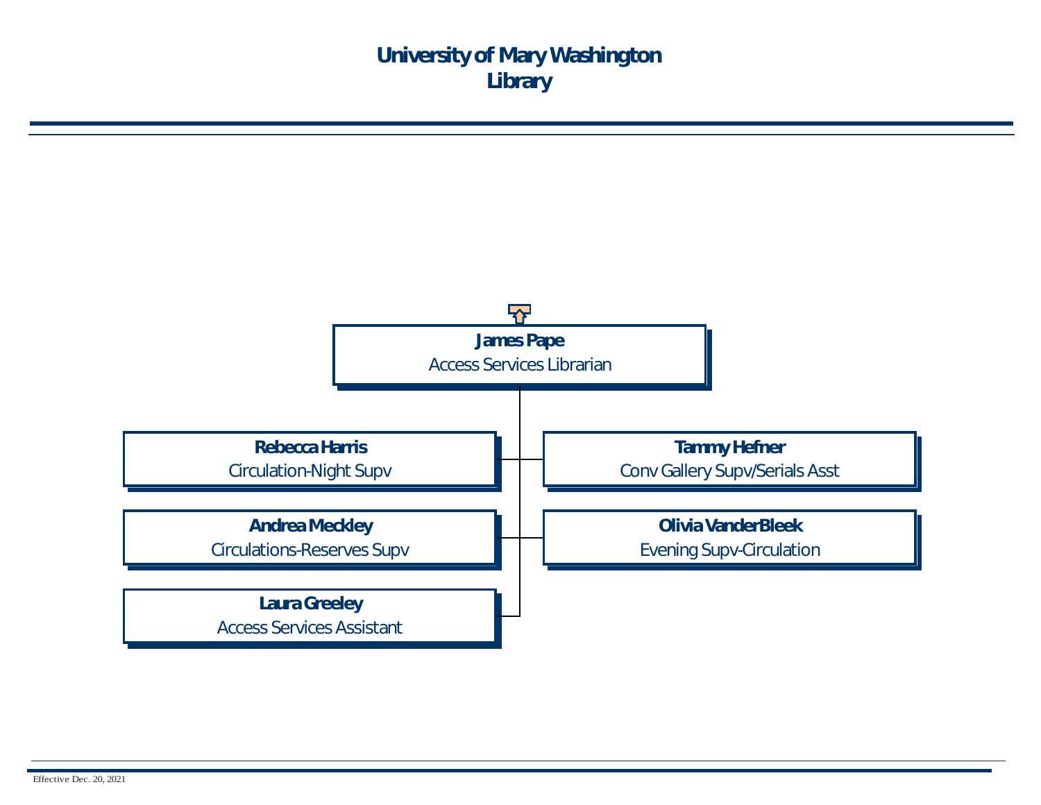# University of Mary Washington
# Library

**James Pape**
Access Services Librarian

- **Rebecca Harris**
  Circulation-Night Supv
- **Tammy Hefner**
  Conv Gallery Supv/Serials Asst
- **Andrea Meckley**
  Circulations-Reserves Supv
- **Olivia VanderBleek**
  Evening Supv-Circulation
- **Laura Greeley**
  Access Services Assistant

Effective Dec. 20, 2021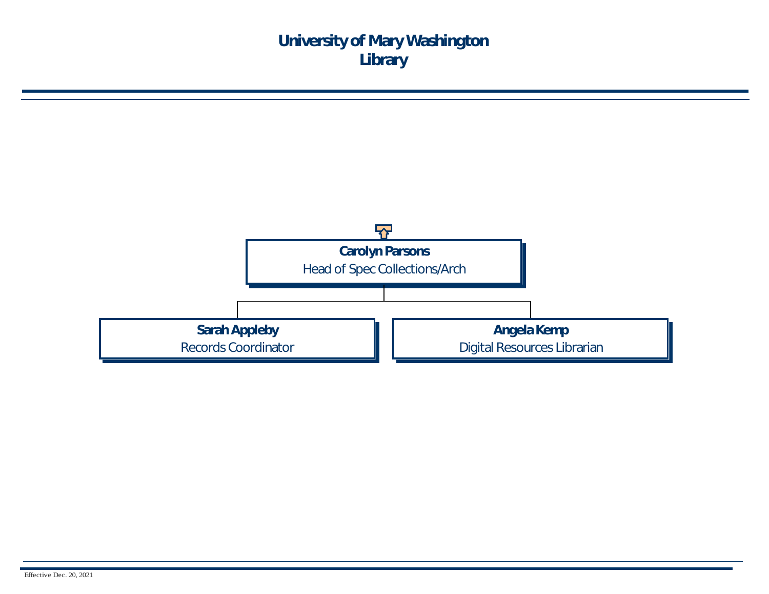# University of Mary Washington
# Library

**Carolyn Parsons**
Head of Spec Collections/Arch

- **Sarah Appleby**
  Records Coordinator
- **Angela Kemp**
  Digital Resources Librarian

Effective Dec. 20, 2021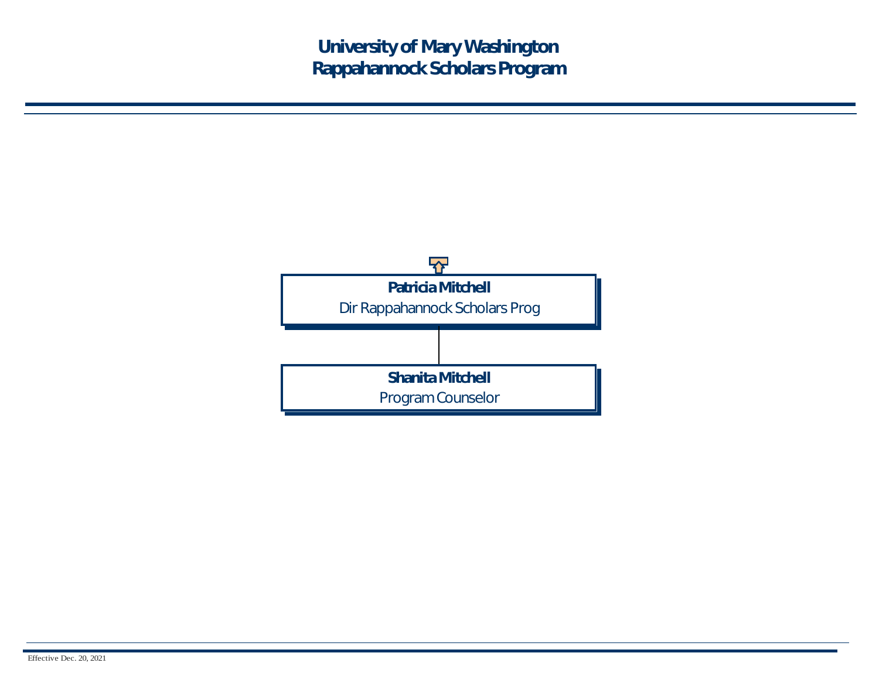# University of Mary Washington
# Rappahannock Scholars Program

**Patricia Mitchell**
Dir Rappahannock Scholars Prog

**Shanita Mitchell**
Program Counselor

Effective Dec. 20, 2021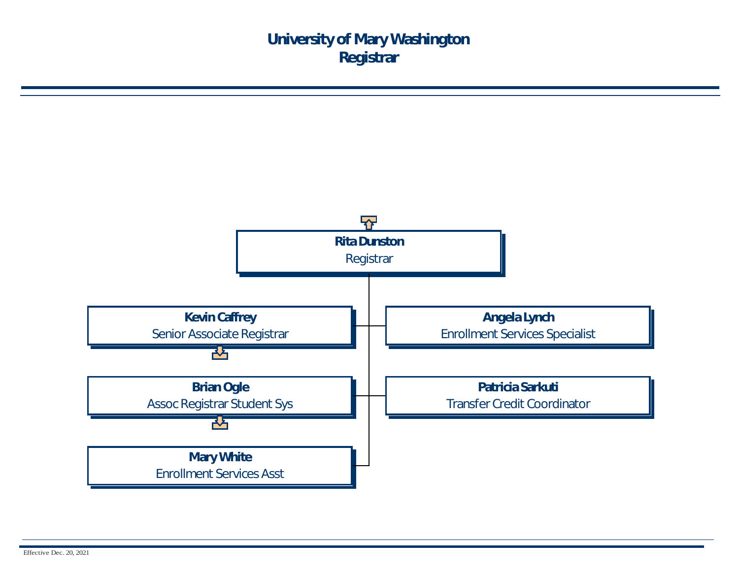# University of Mary Washington
## Registrar

**Rita Dunston**
Registrar

- **Kevin Caffrey**
  Senior Associate Registrar
- **Angela Lynch**
  Enrollment Services Specialist
- **Brian Ogle**
  Assoc Registrar Student Sys
- **Patricia Sarkuti**
  Transfer Credit Coordinator
- **Mary White**
  Enrollment Services Asst

Effective Dec. 20, 2021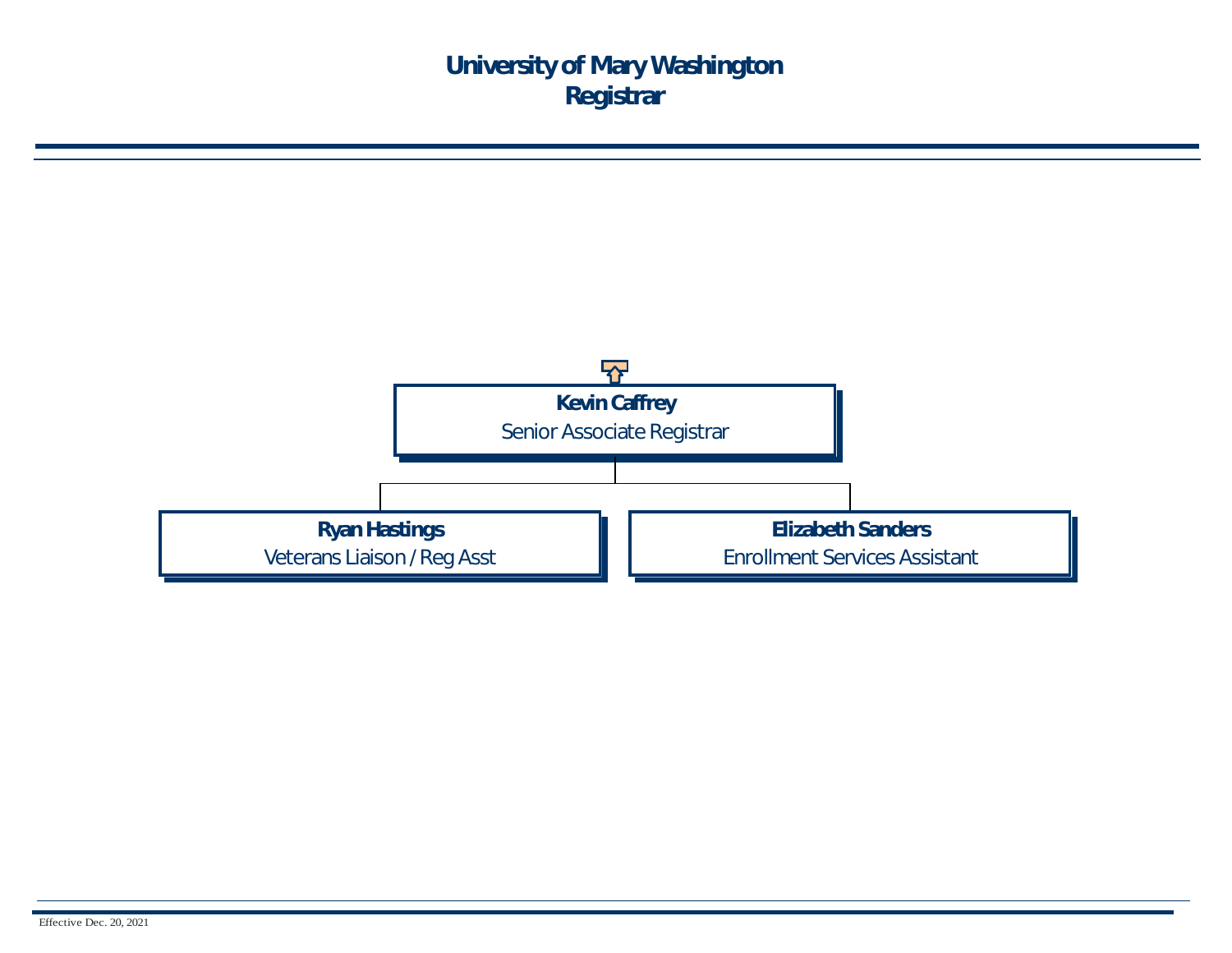# University of Mary Washington
# Registrar

**Kevin Caffrey**
Senior Associate Registrar

- **Ryan Hastings**
  Veterans Liaison / Reg Asst
- **Elizabeth Sanders**
  Enrollment Services Assistant

Effective Dec. 20, 2021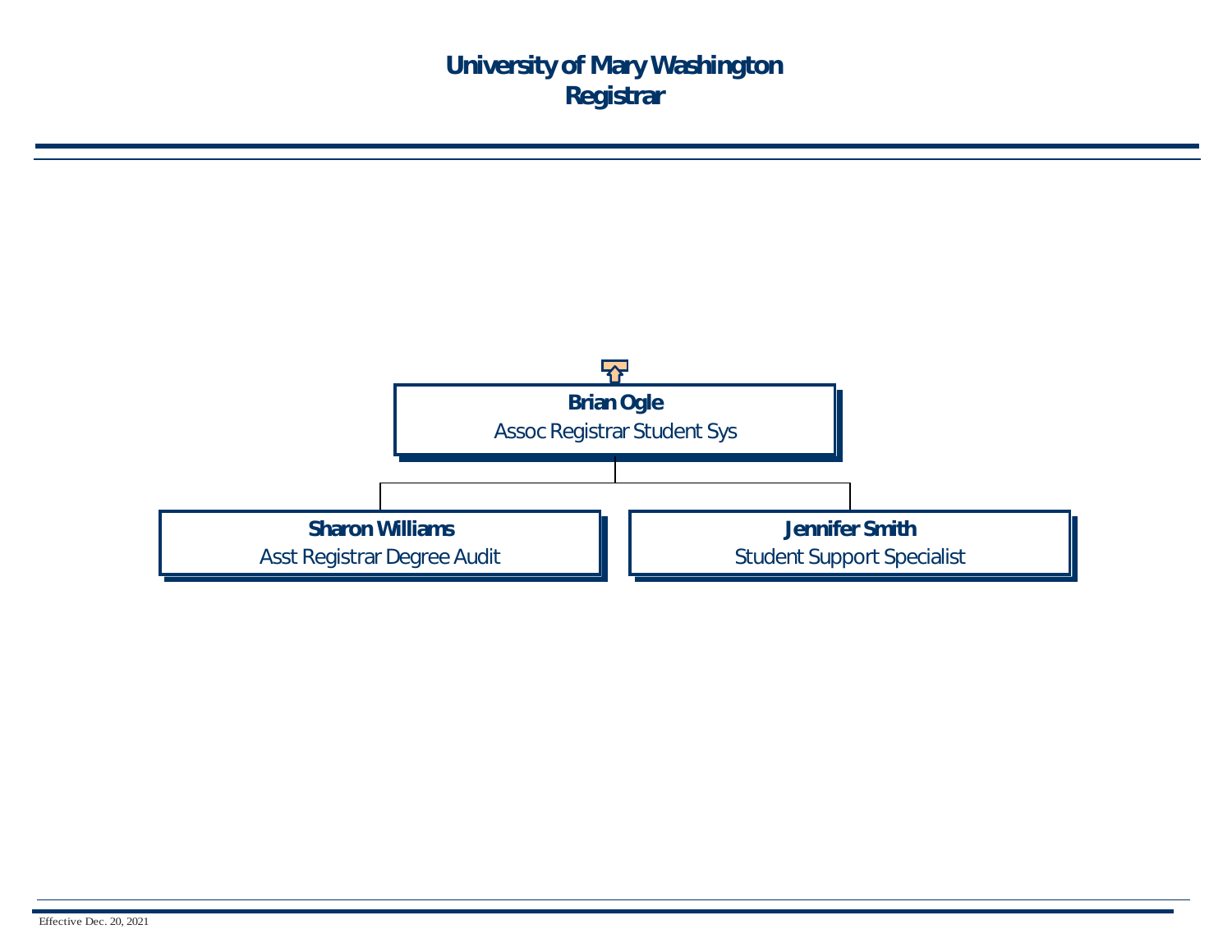# University of Mary Washington
## Registrar

**Brian Ogle**
Assoc Registrar Student Sys

- **Sharon Williams**
  Asst Registrar Degree Audit
- **Jennifer Smith**
  Student Support Specialist

Effective Dec. 20, 2021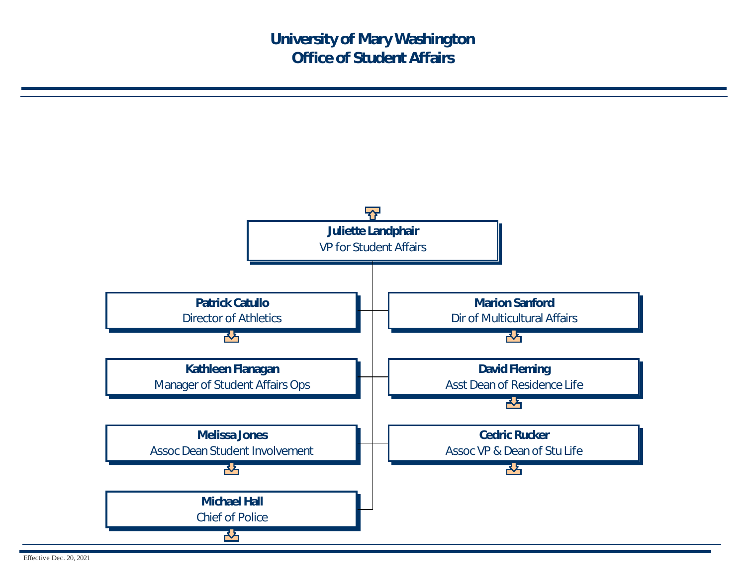# University of Mary Washington
# Office of Student Affairs

**Juliette Landphair**
VP for Student Affairs

- **Patrick Catullo**
  Director of Athletics
- **Marion Sanford**
  Dir of Multicultural Affairs
- **Kathleen Flanagan**
  Manager of Student Affairs Ops
- **David Fleming**
  Asst Dean of Residence Life
- **Melissa Jones**
  Assoc Dean Student Involvement
- **Cedric Rucker**
  Assoc VP & Dean of Stu Life
- **Michael Hall**
  Chief of Police

Effective Dec. 20, 2021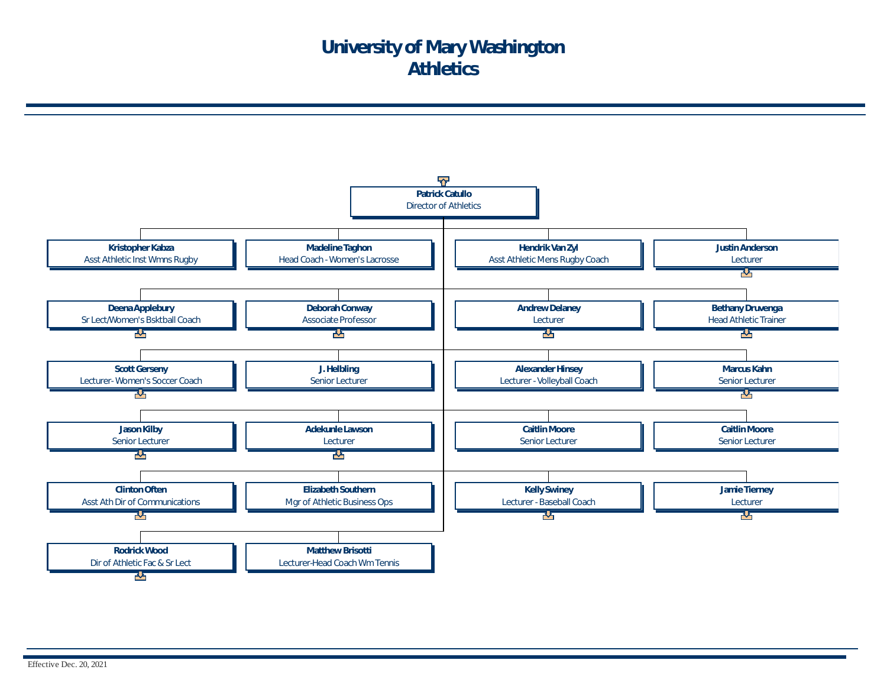# University of Mary Washington
# Athletics

**Patrick Catullo**
Director of Athletics

- **Kristopher Kabza** — Asst Athletic Inst Wmns Rugby
- **Madeline Taghon** — Head Coach - Women's Lacrosse
- **Hendrik Van Zyl** — Asst Athletic Mens Rugby Coach
- **Justin Anderson** — Lecturer
- **Deena Applebury** — Sr Lect/Women's Bsktball Coach
- **Deborah Conway** — Associate Professor
- **Andrew Delaney** — Lecturer
- **Bethany Druvenga** — Head Athletic Trainer
- **Scott Gerseny** — Lecturer- Women's Soccer Coach
- **J. Helbling** — Senior Lecturer
- **Alexander Hinsey** — Lecturer - Volleyball Coach
- **Marcus Kahn** — Senior Lecturer
- **Jason Kilby** — Senior Lecturer
- **Adekunle Lawson** — Lecturer
- **Caitlin Moore** — Senior Lecturer
- **Caitlin Moore** — Senior Lecturer
- **Clinton Often** — Asst Ath Dir of Communications
- **Elizabeth Southern** — Mgr of Athletic Business Ops
- **Kelly Swiney** — Lecturer - Baseball Coach
- **Jamie Tierney** — Lecturer
- **Rodrick Wood** — Dir of Athletic Fac & Sr Lect
- **Matthew Brisotti** — Lecturer-Head Coach Wm Tennis

Effective Dec. 20, 2021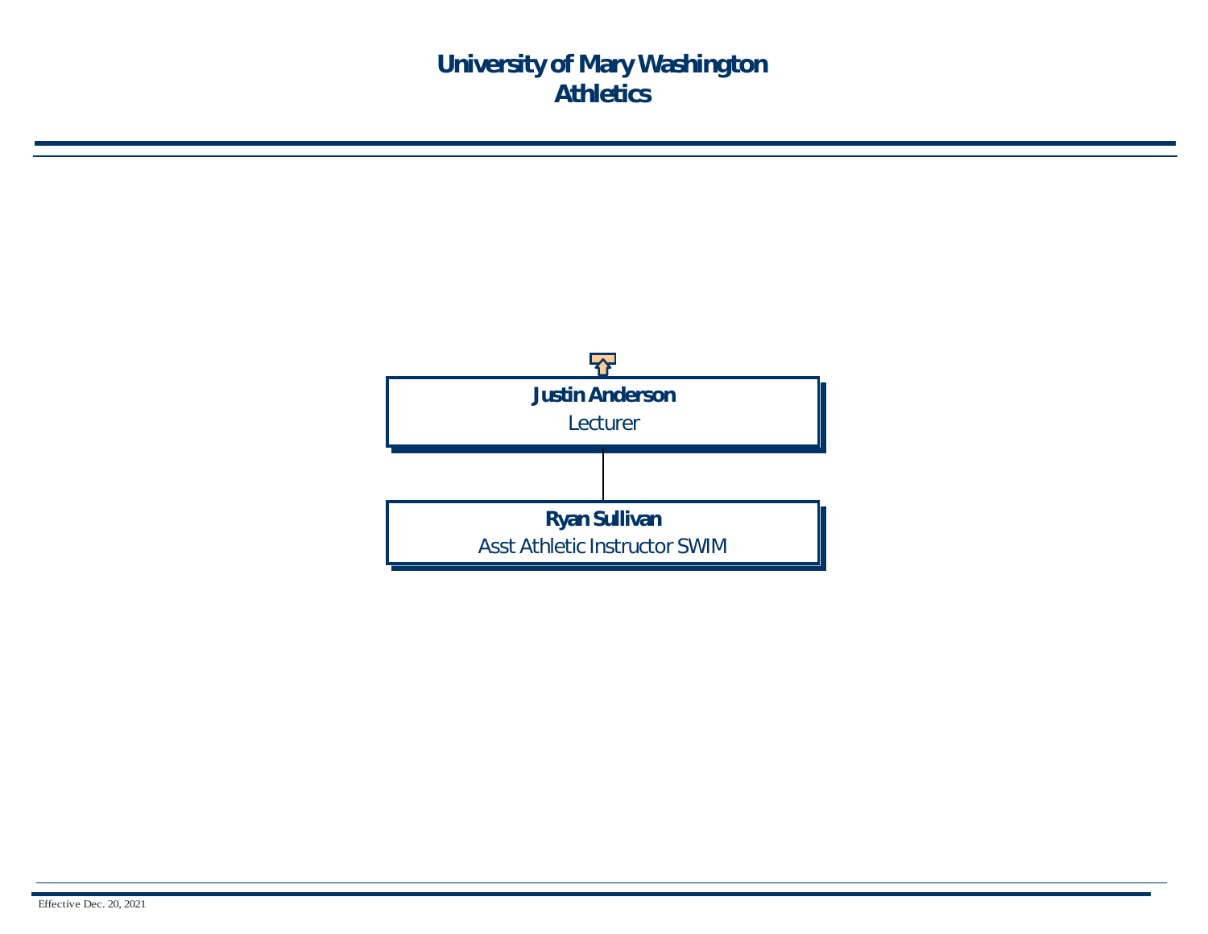# University of Mary Washington
# Athletics

**Justin Anderson**
Lecturer

- **Ryan Sullivan**
  Asst Athletic Instructor SWIM

Effective Dec. 20, 2021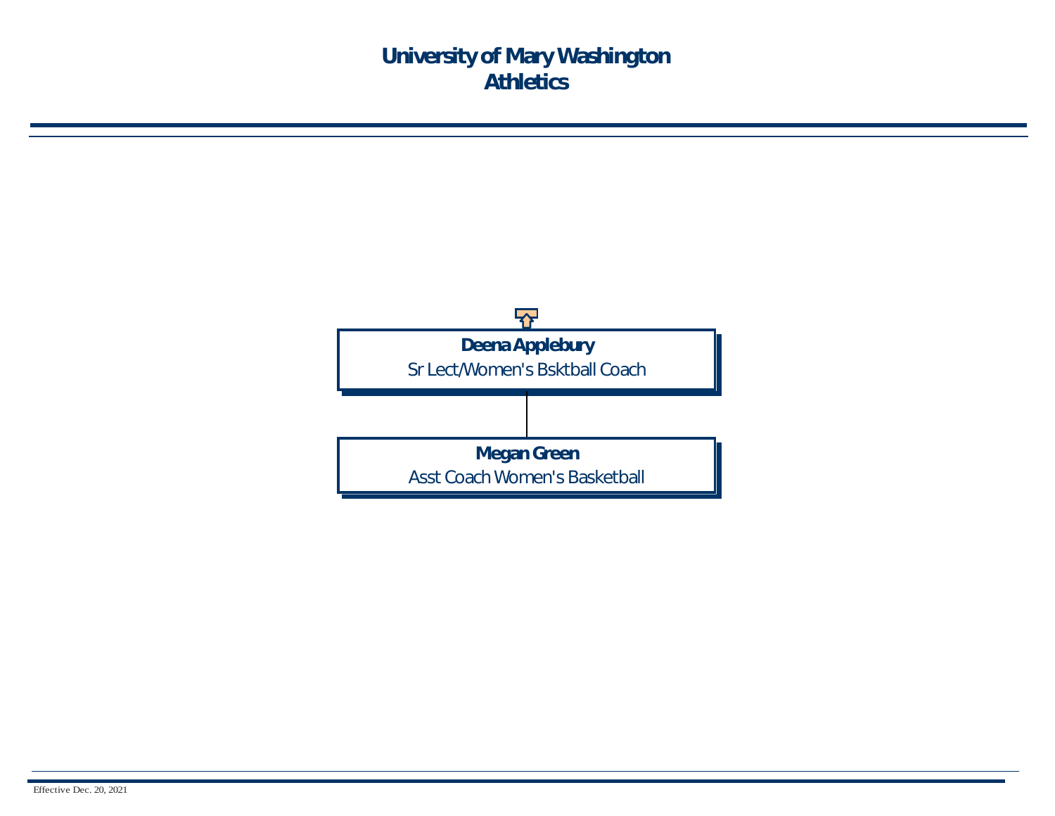# University of Mary Washington
# Athletics

**Deena Applebury**
Sr Lect/Women's Bsktball Coach

**Megan Green**
Asst Coach Women's Basketball

Effective Dec. 20, 2021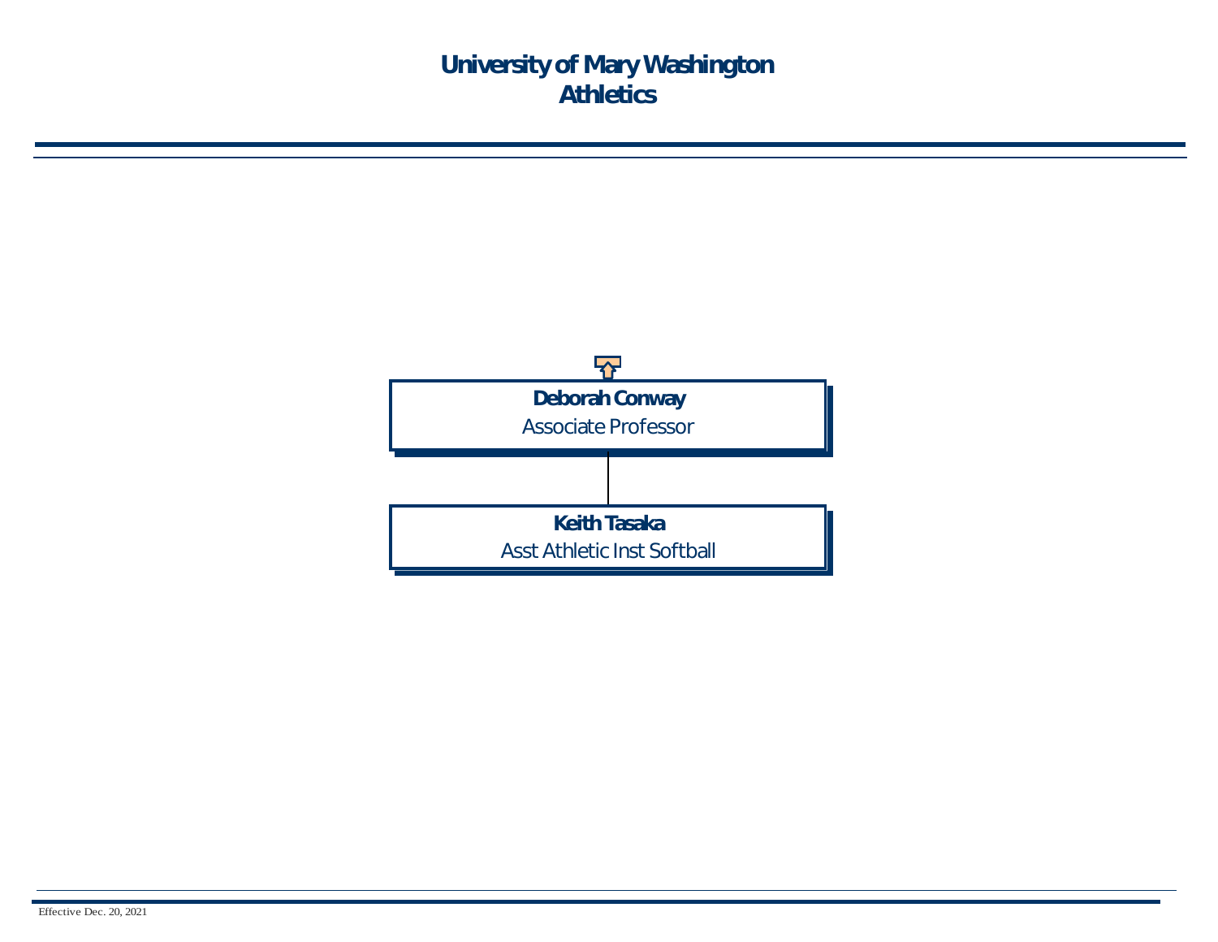# University of Mary Washington
# Athletics

**Deborah Conway**
Associate Professor

**Keith Tasaka**
Asst Athletic Inst Softball

Effective Dec. 20, 2021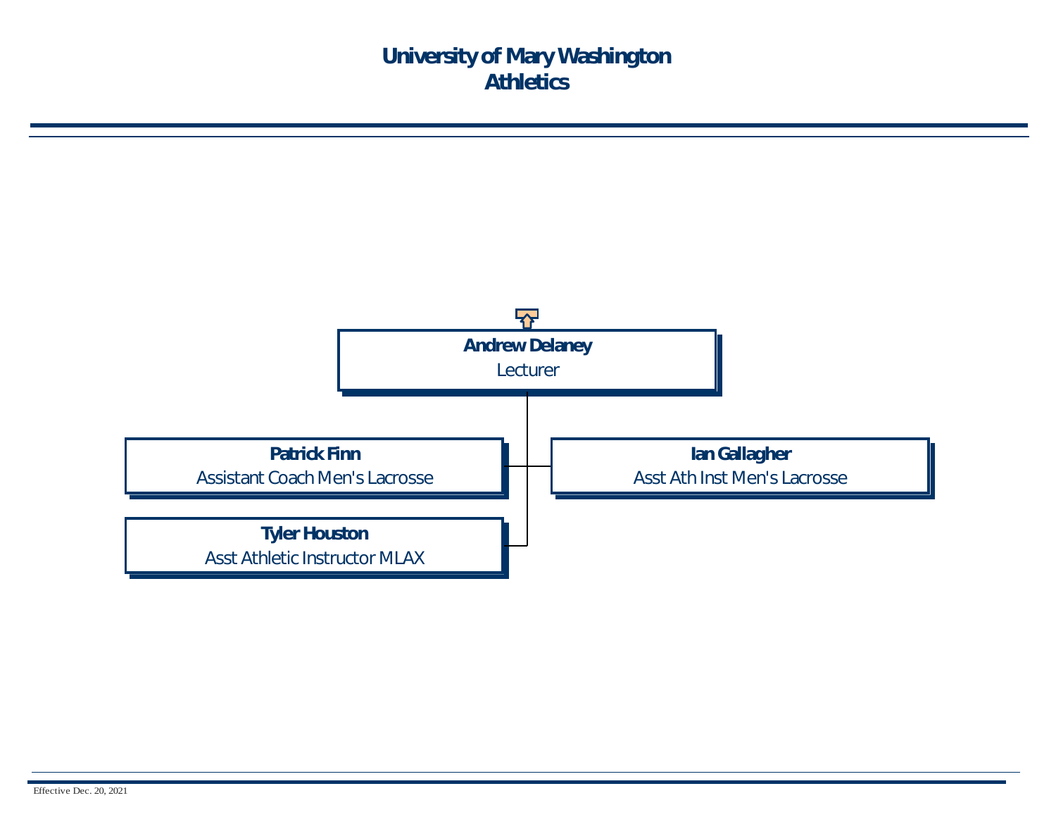# University of Mary Washington
# Athletics

**Andrew Delaney**
Lecturer

- **Patrick Finn**
  Assistant Coach Men's Lacrosse
- **Ian Gallagher**
  Asst Ath Inst Men's Lacrosse
- **Tyler Houston**
  Asst Athletic Instructor MLAX

Effective Dec. 20, 2021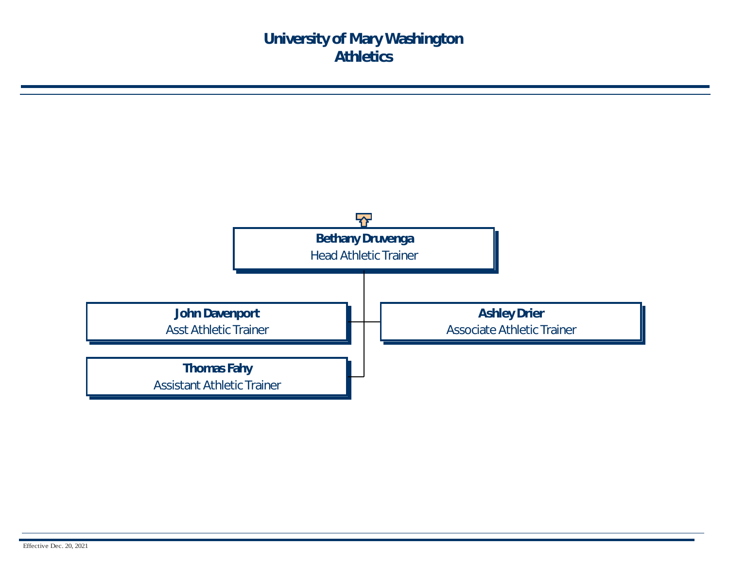# University of Mary Washington
# Athletics

**Bethany Druvenga**
Head Athletic Trainer

- **John Davenport**
  Asst Athletic Trainer
- **Ashley Drier**
  Associate Athletic Trainer
- **Thomas Fahy**
  Assistant Athletic Trainer

Effective Dec. 20, 2021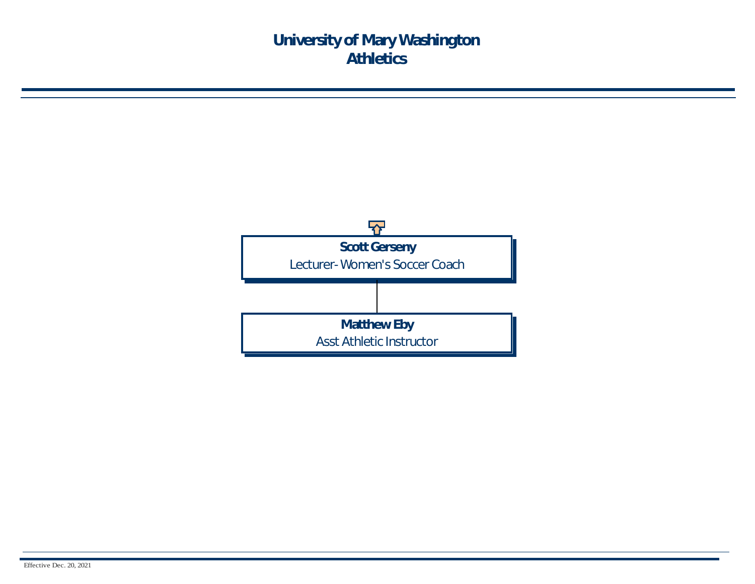# University of Mary Washington
# Athletics

**Scott Gerseny**
Lecturer- Women's Soccer Coach

**Matthew Eby**
Asst Athletic Instructor

Effective Dec. 20, 2021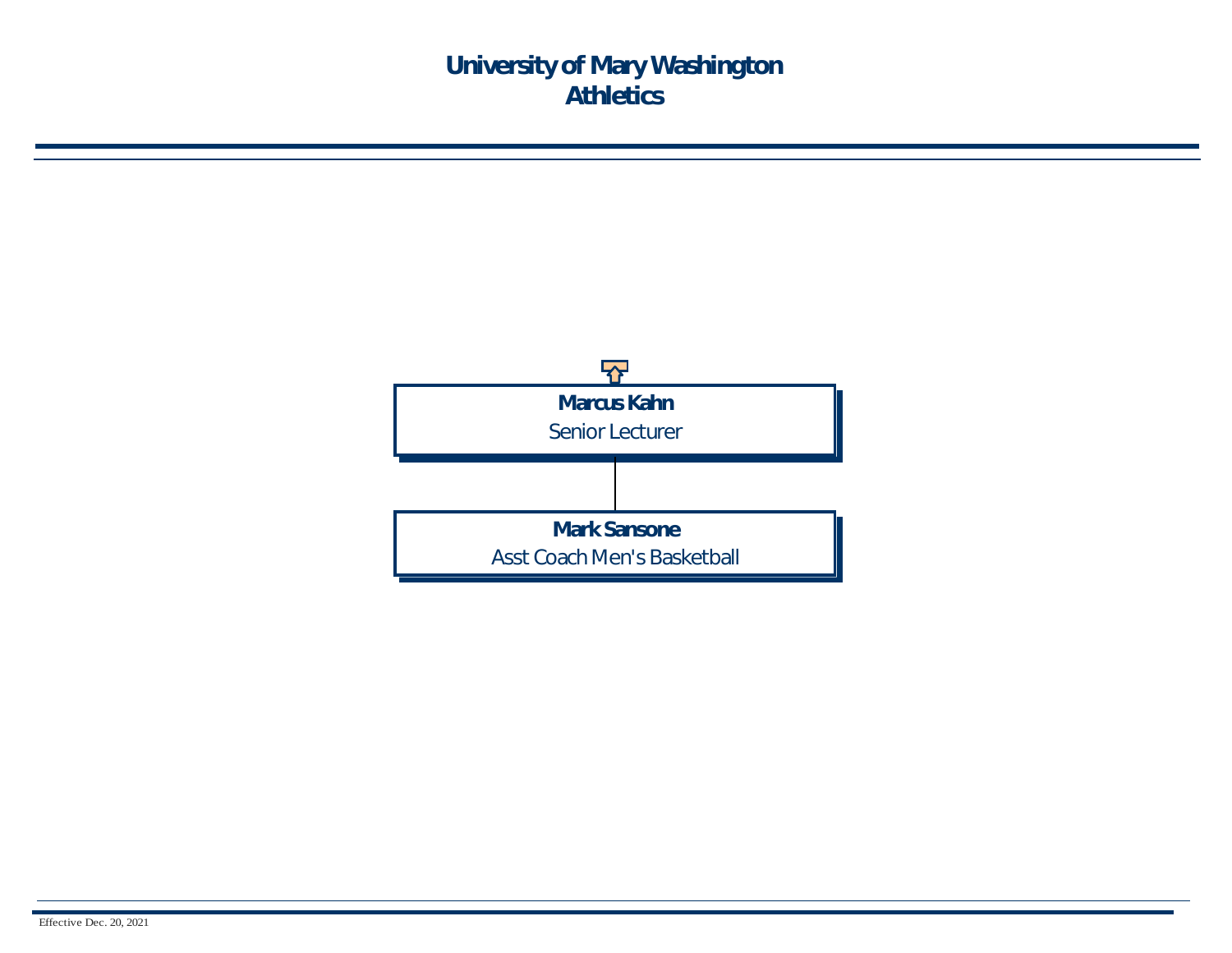# University of Mary Washington
# Athletics

**Marcus Kahn**
Senior Lecturer

**Mark Sansone**
Asst Coach Men's Basketball

Effective Dec. 20, 2021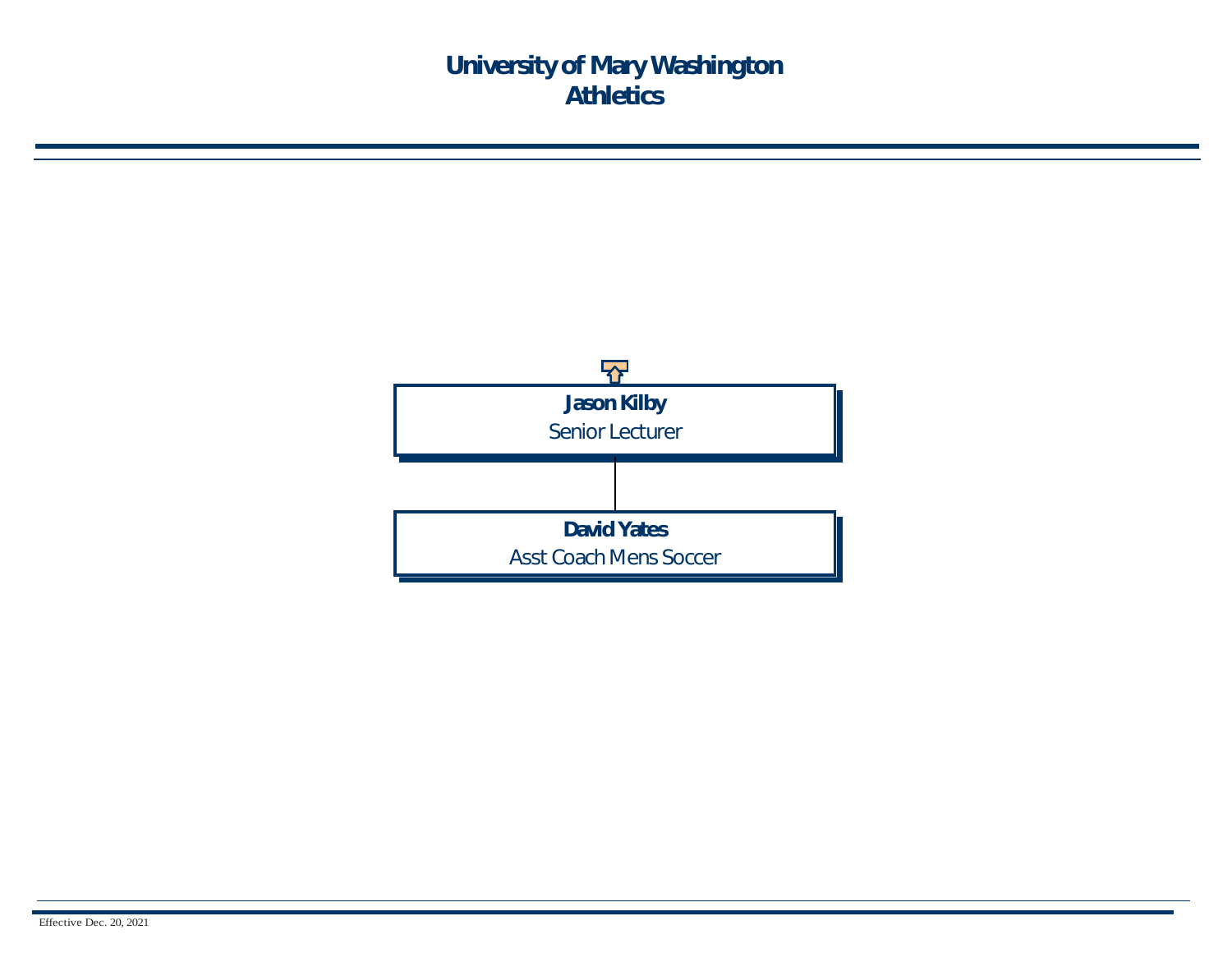# University of Mary Washington
# Athletics

**Jason Kilby**
Senior Lecturer

**David Yates**
Asst Coach Mens Soccer

Effective Dec. 20, 2021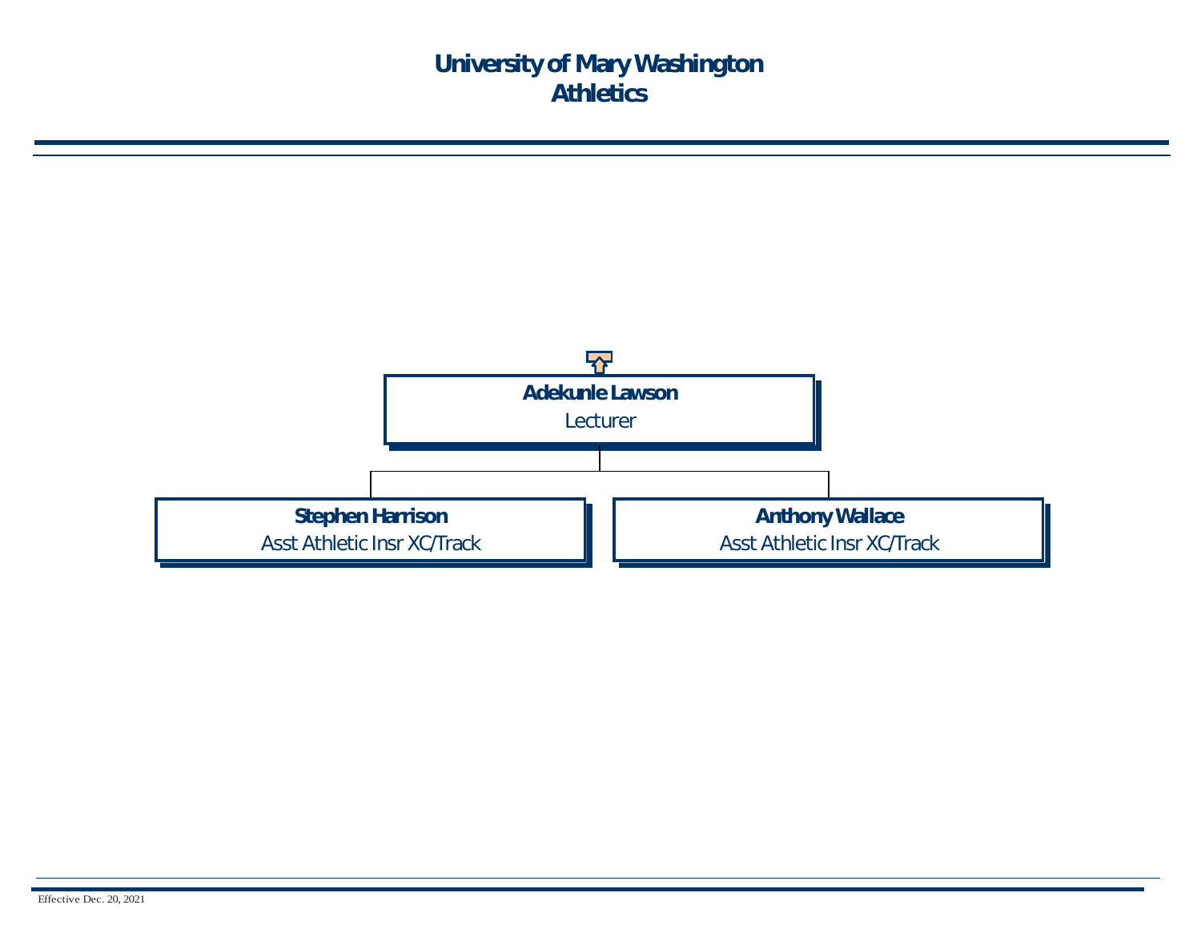# University of Mary Washington
# Athletics

**Adekunle Lawson**
Lecturer

- **Stephen Harrison**
  Asst Athletic Insr XC/Track
- **Anthony Wallace**
  Asst Athletic Insr XC/Track

Effective Dec. 20, 2021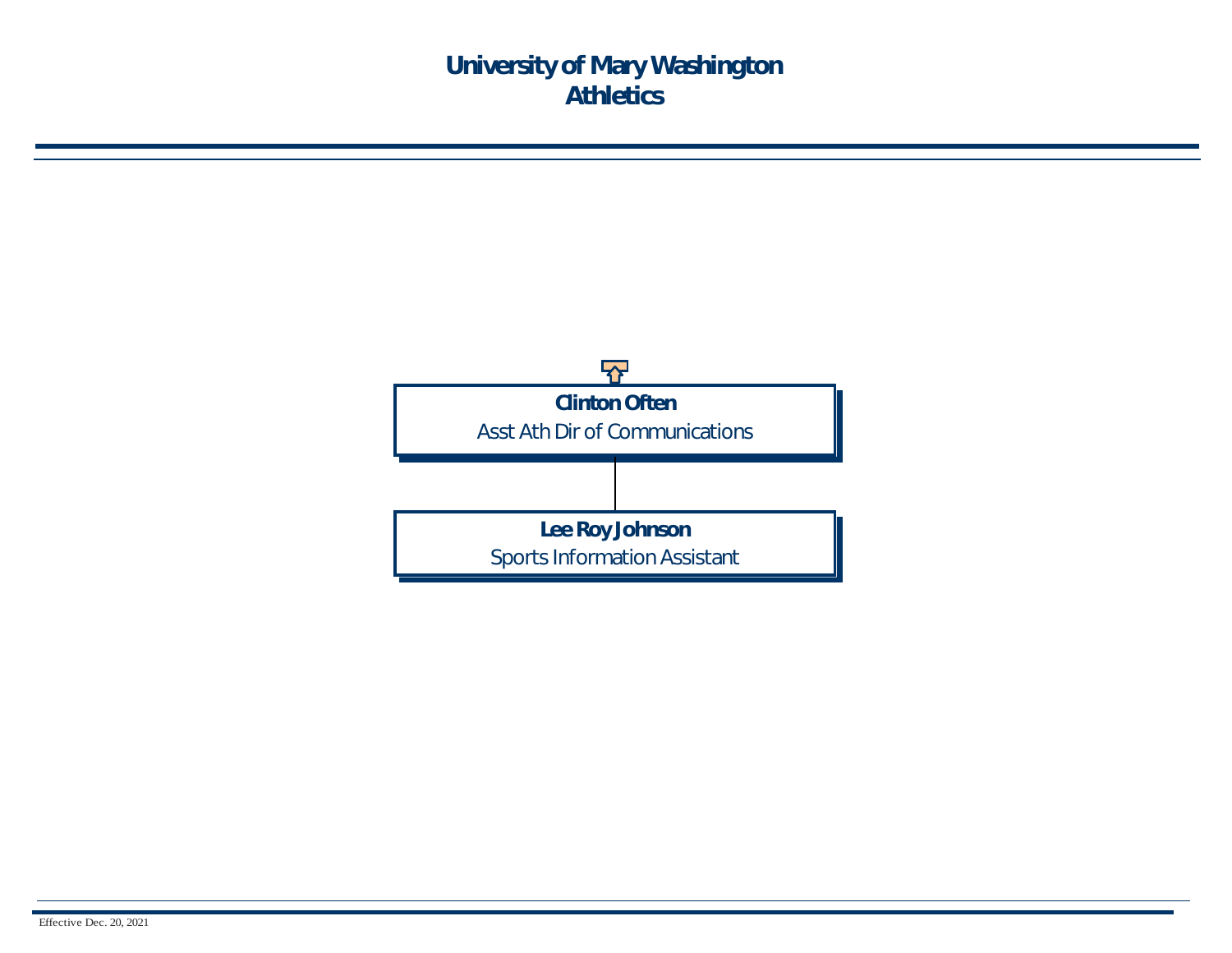# University of Mary Washington
# Athletics

**Clinton Often**
Asst Ath Dir of Communications

**Lee Roy Johnson**
Sports Information Assistant

Effective Dec. 20, 2021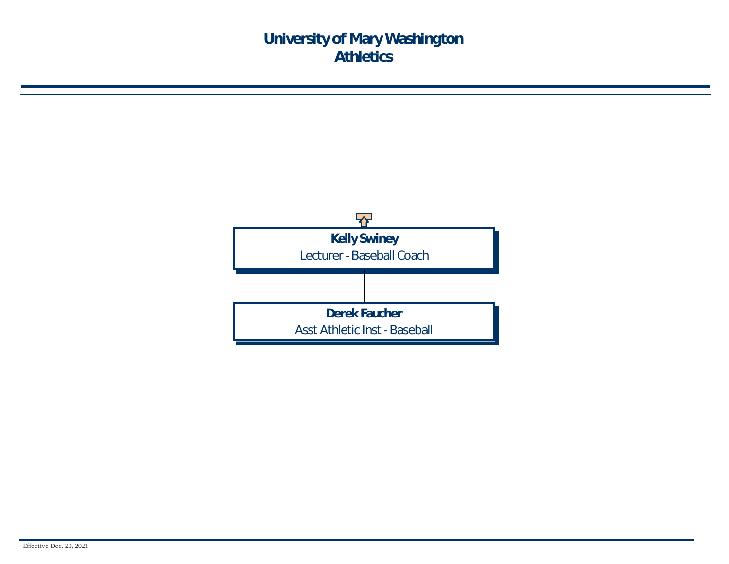# University of Mary Washington
# Athletics

**Kelly Swiney**
Lecturer - Baseball Coach

**Derek Faucher**
Asst Athletic Inst - Baseball

Effective Dec. 20, 2021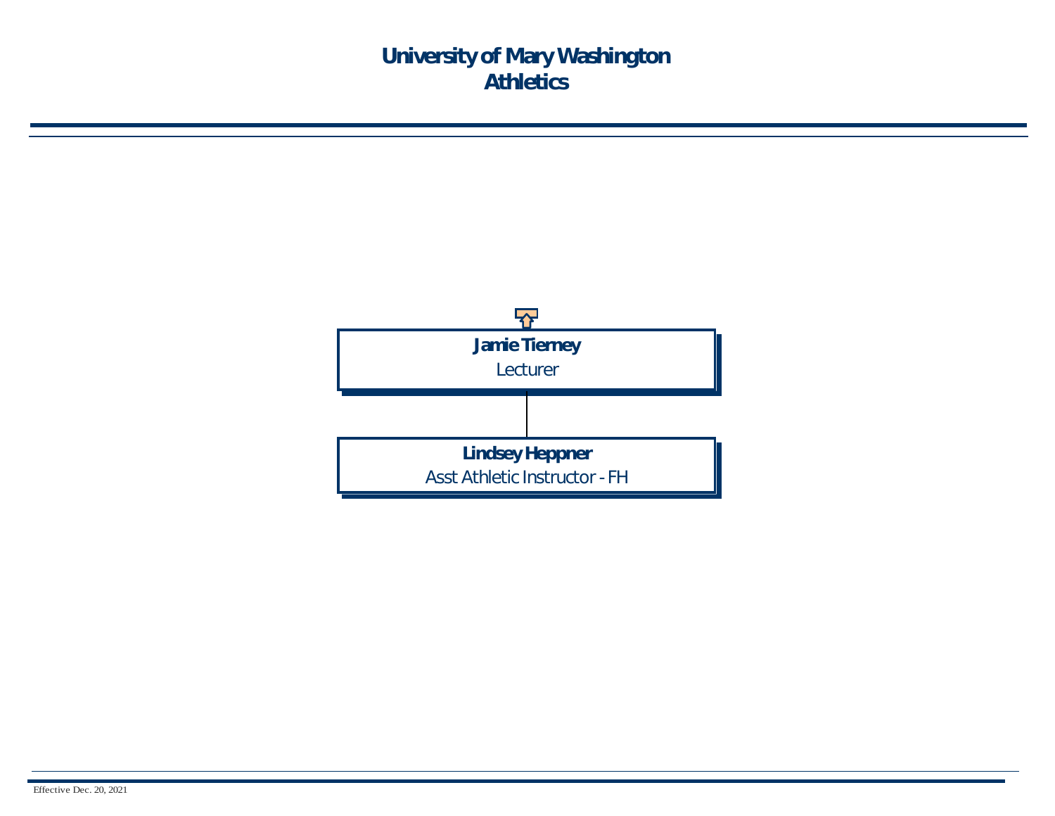# University of Mary Washington
# Athletics

**Jamie Tierney**
Lecturer

- **Lindsey Heppner**
  Asst Athletic Instructor - FH

Effective Dec. 20, 2021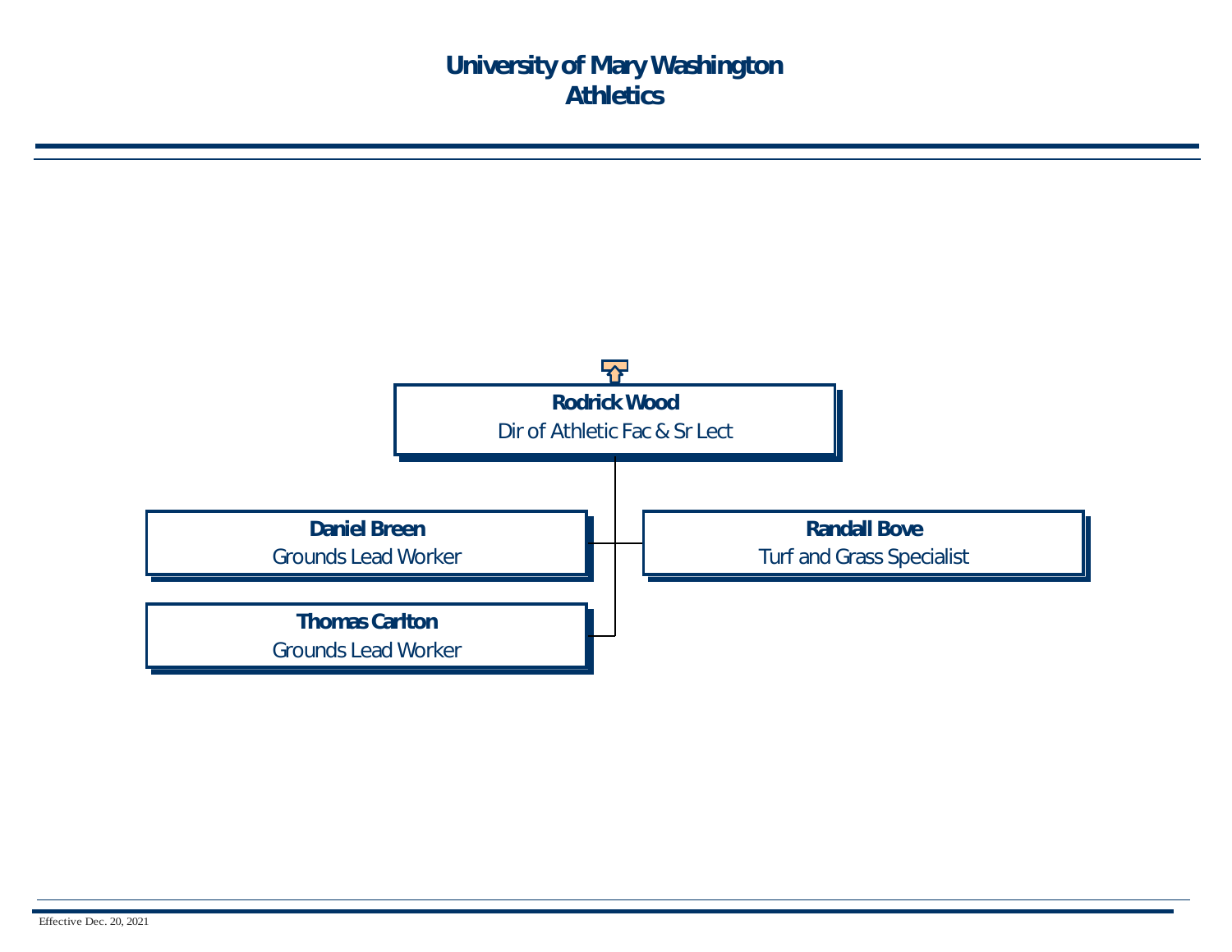# University of Mary Washington
# Athletics

**Rodrick Wood**
Dir of Athletic Fac & Sr Lect

- **Daniel Breen** — Grounds Lead Worker
- **Randall Bove** — Turf and Grass Specialist
- **Thomas Carlton** — Grounds Lead Worker

Effective Dec. 20, 2021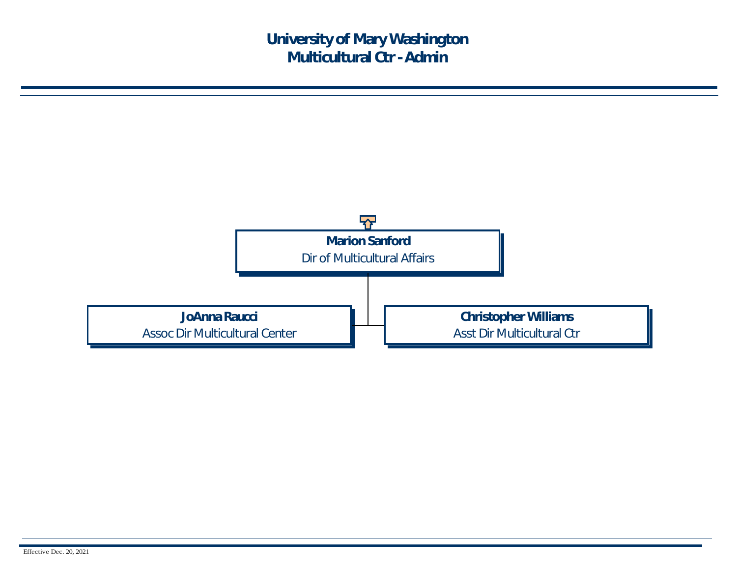# University of Mary Washington
## Multicultural Ctr - Admin

**Marion Sanford**
Dir of Multicultural Affairs

- **JoAnna Raucci**
  Assoc Dir Multicultural Center
- **Christopher Williams**
  Asst Dir Multicultural Ctr

Effective Dec. 20, 2021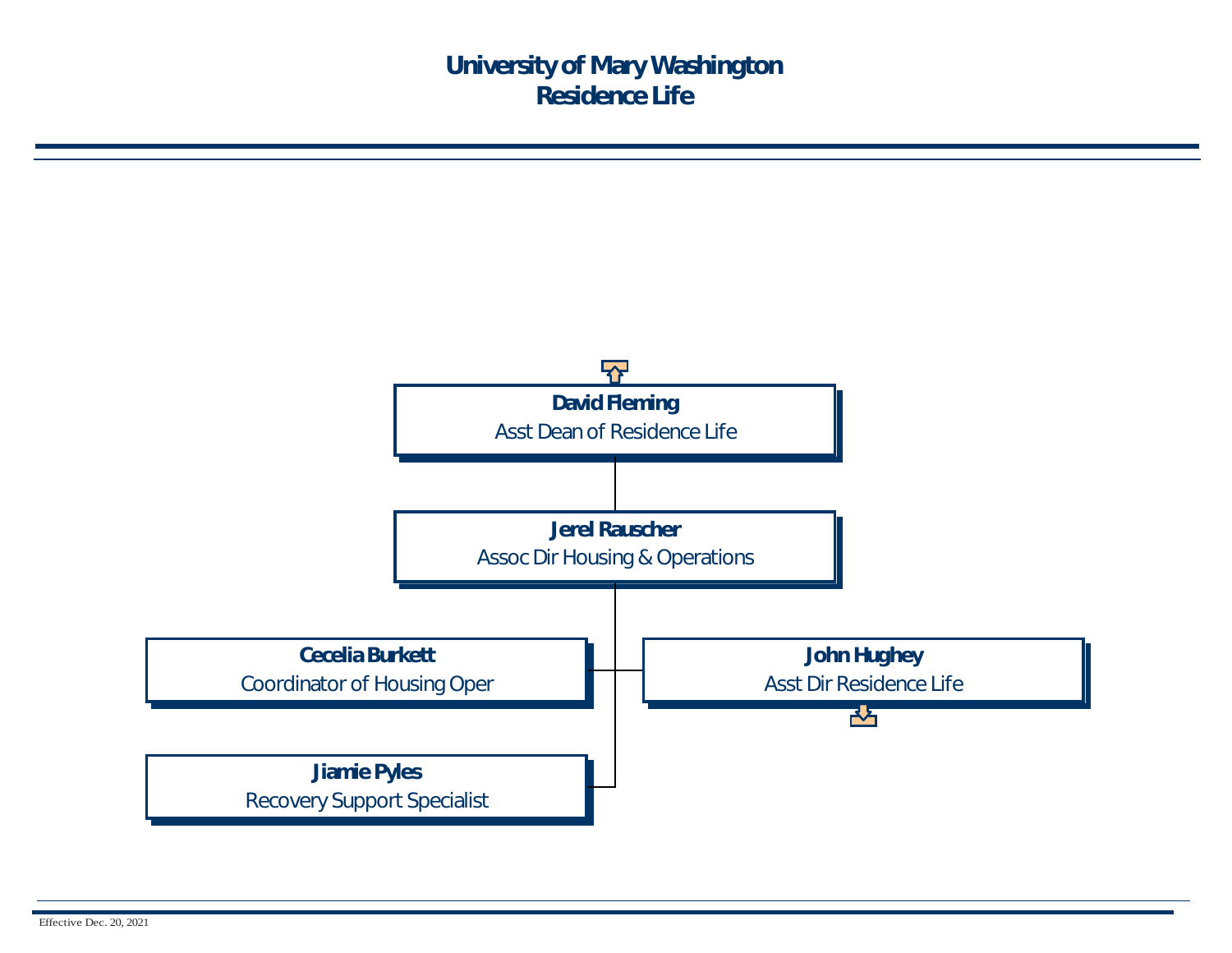# University of Mary Washington
## Residence Life

**David Fleming**
Asst Dean of Residence Life

- **Jerel Rauscher**
  Assoc Dir Housing & Operations
  - **Cecelia Burkett**
    Coordinator of Housing Oper
  - **John Hughey**
    Asst Dir Residence Life
  - **Jiamie Pyles**
    Recovery Support Specialist

Effective Dec. 20, 2021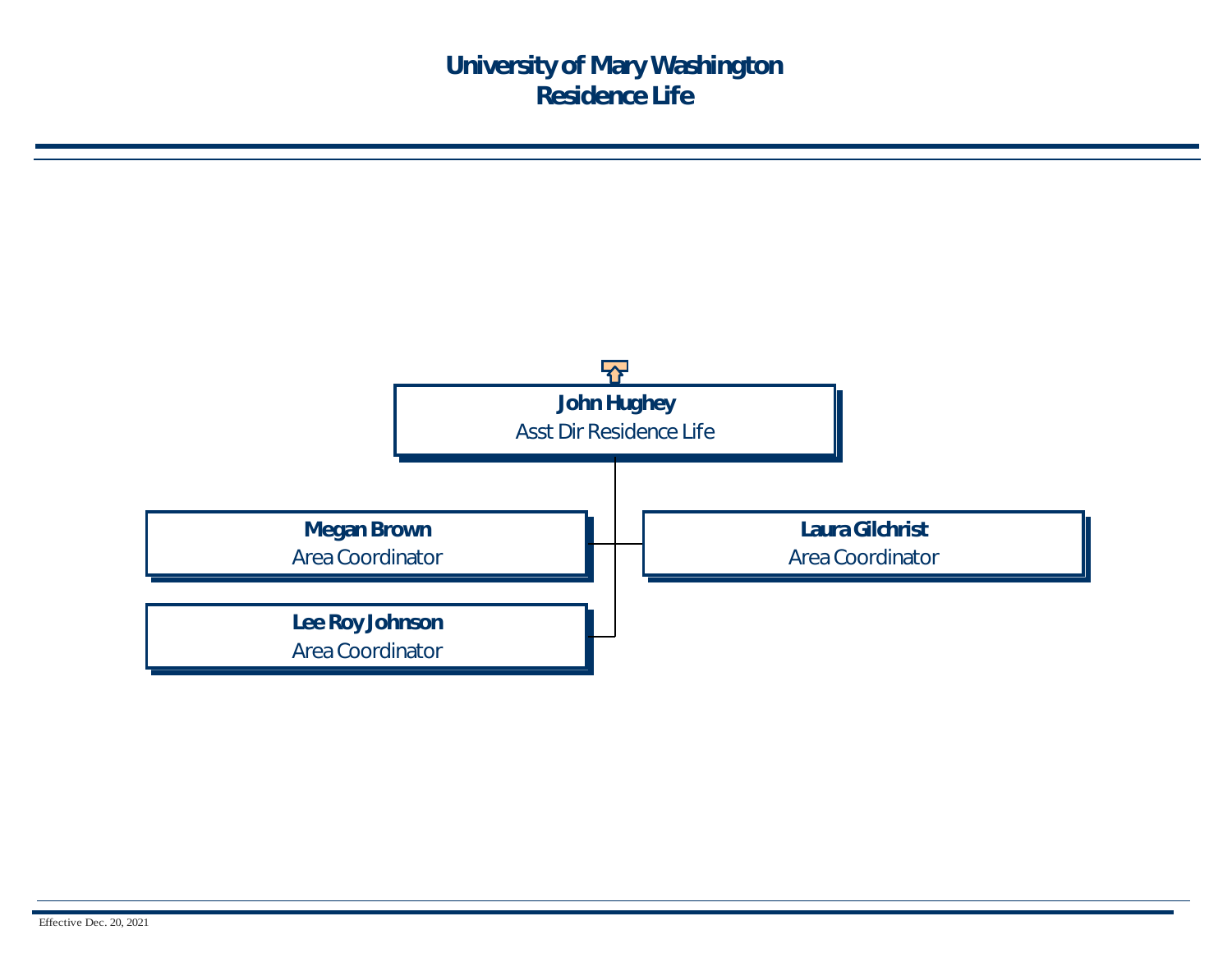# University of Mary Washington
## Residence Life

**John Hughey**
Asst Dir Residence Life

- **Megan Brown**
  Area Coordinator
- **Laura Gilchrist**
  Area Coordinator
- **Lee Roy Johnson**
  Area Coordinator

Effective Dec. 20, 2021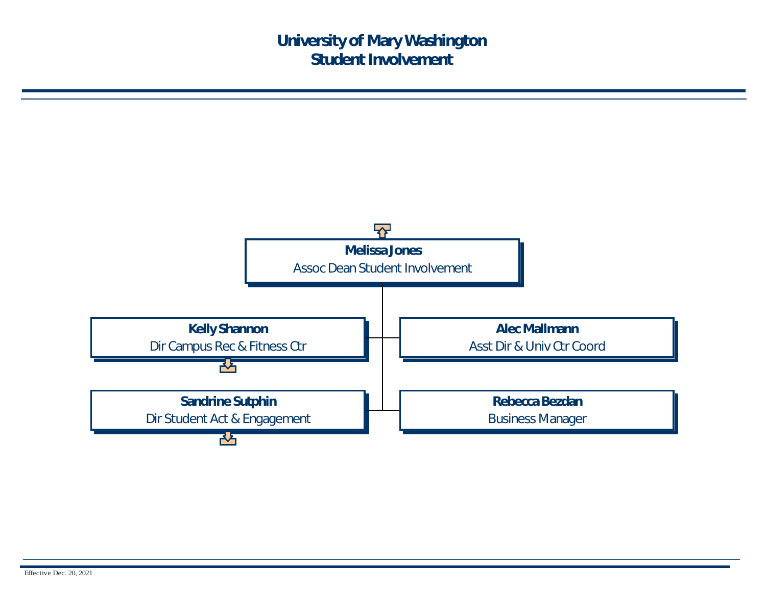# University of Mary Washington
## Student Involvement

**Melissa Jones**
Assoc Dean Student Involvement

- **Kelly Shannon**
  Dir Campus Rec & Fitness Ctr
- **Alec Mallmann**
  Asst Dir & Univ Ctr Coord
- **Sandrine Sutphin**
  Dir Student Act & Engagement
- **Rebecca Bezdan**
  Business Manager

Effective Dec. 20, 2021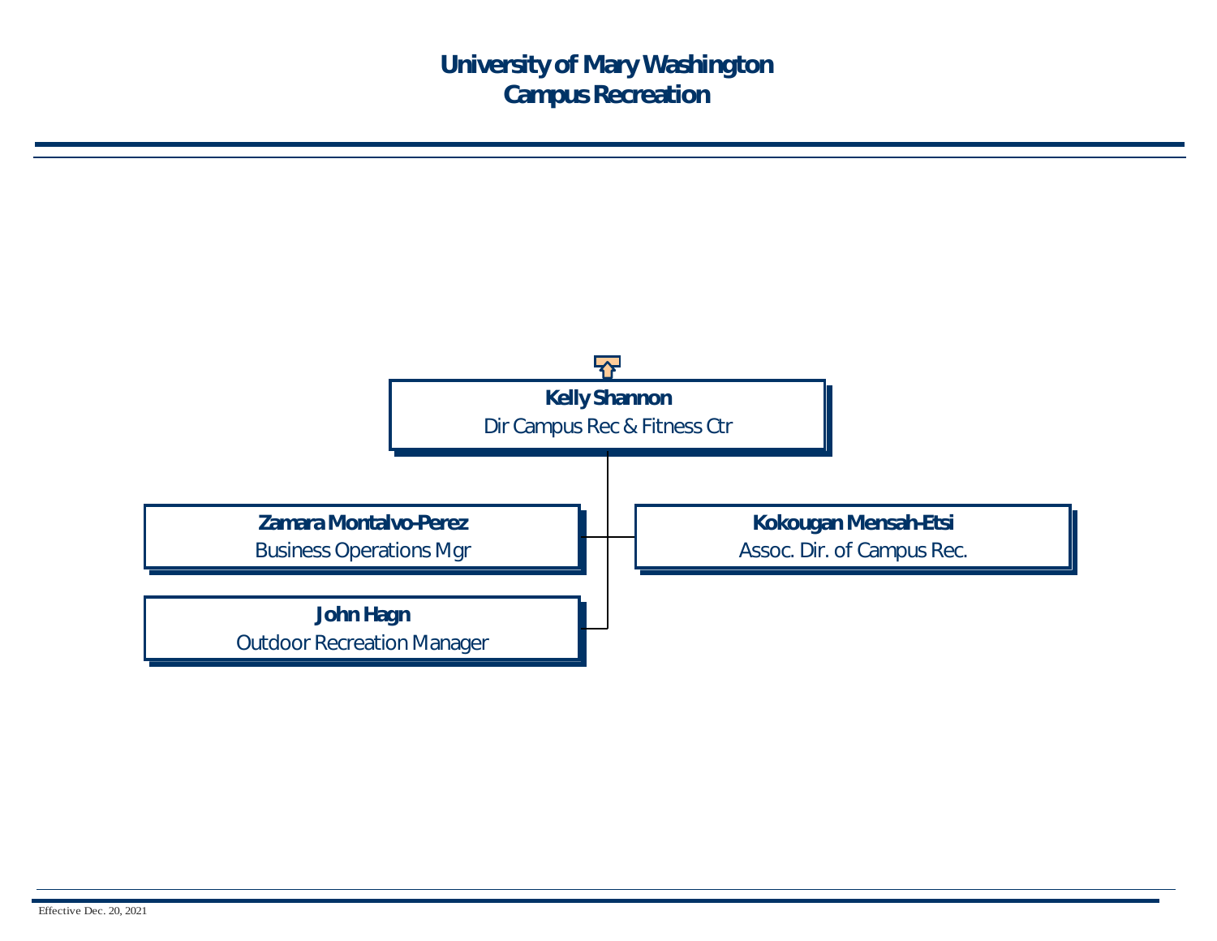# University of Mary Washington
# Campus Recreation

**Kelly Shannon**
Dir Campus Rec & Fitness Ctr

- **Zamara Montalvo-Perez**
  Business Operations Mgr
- **Kokougan Mensah-Etsi**
  Assoc. Dir. of Campus Rec.
- **John Hagn**
  Outdoor Recreation Manager

Effective Dec. 20, 2021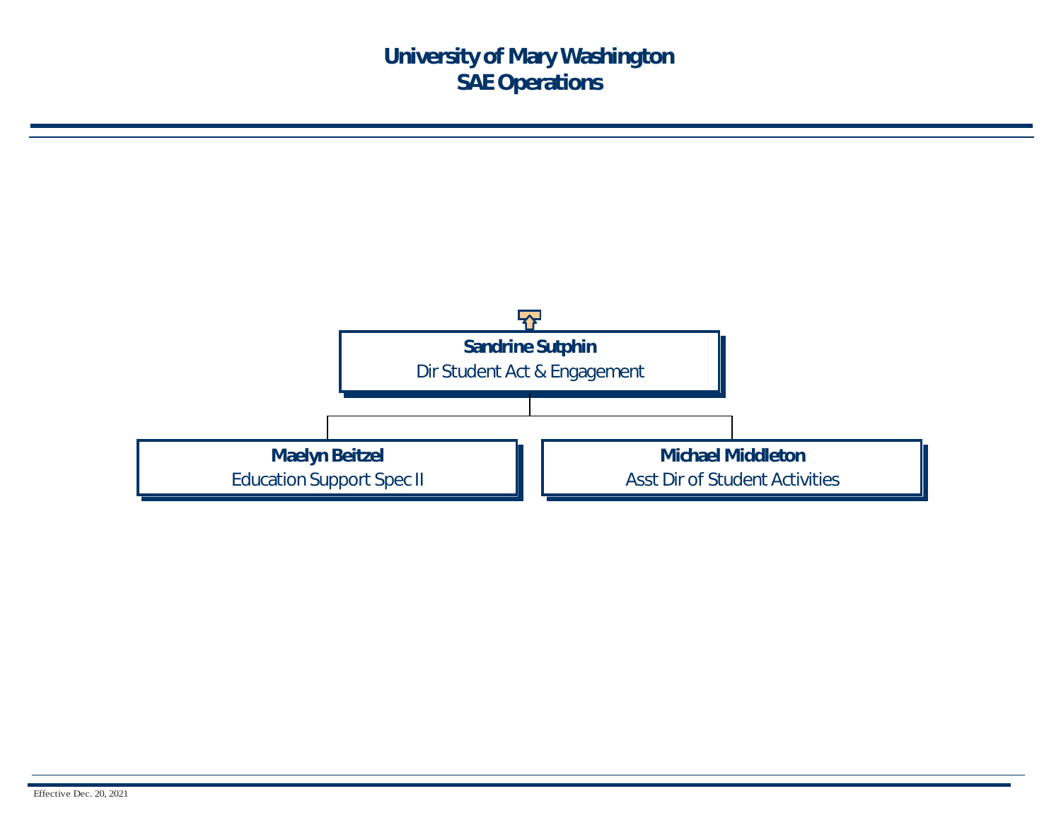# University of Mary Washington
# SAE Operations

**Sandrine Sutphin**
Dir Student Act & Engagement

- **Maelyn Beitzel**
  Education Support Spec II
- **Michael Middleton**
  Asst Dir of Student Activities

Effective Dec. 20, 2021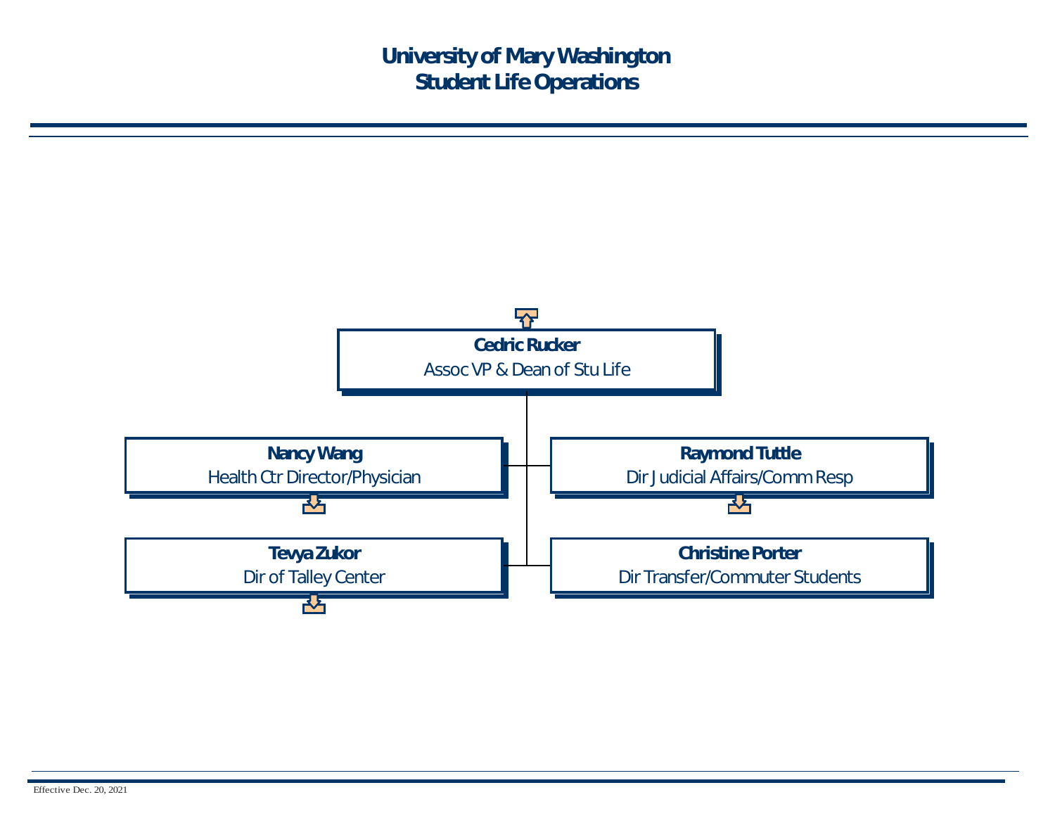# University of Mary Washington
# Student Life Operations

**Cedric Rucker**
Assoc VP & Dean of Stu Life

- **Nancy Wang**
  Health Ctr Director/Physician
- **Raymond Tuttle**
  Dir Judicial Affairs/Comm Resp
- **Tevya Zukor**
  Dir of Talley Center
- **Christine Porter**
  Dir Transfer/Commuter Students

Effective Dec. 20, 2021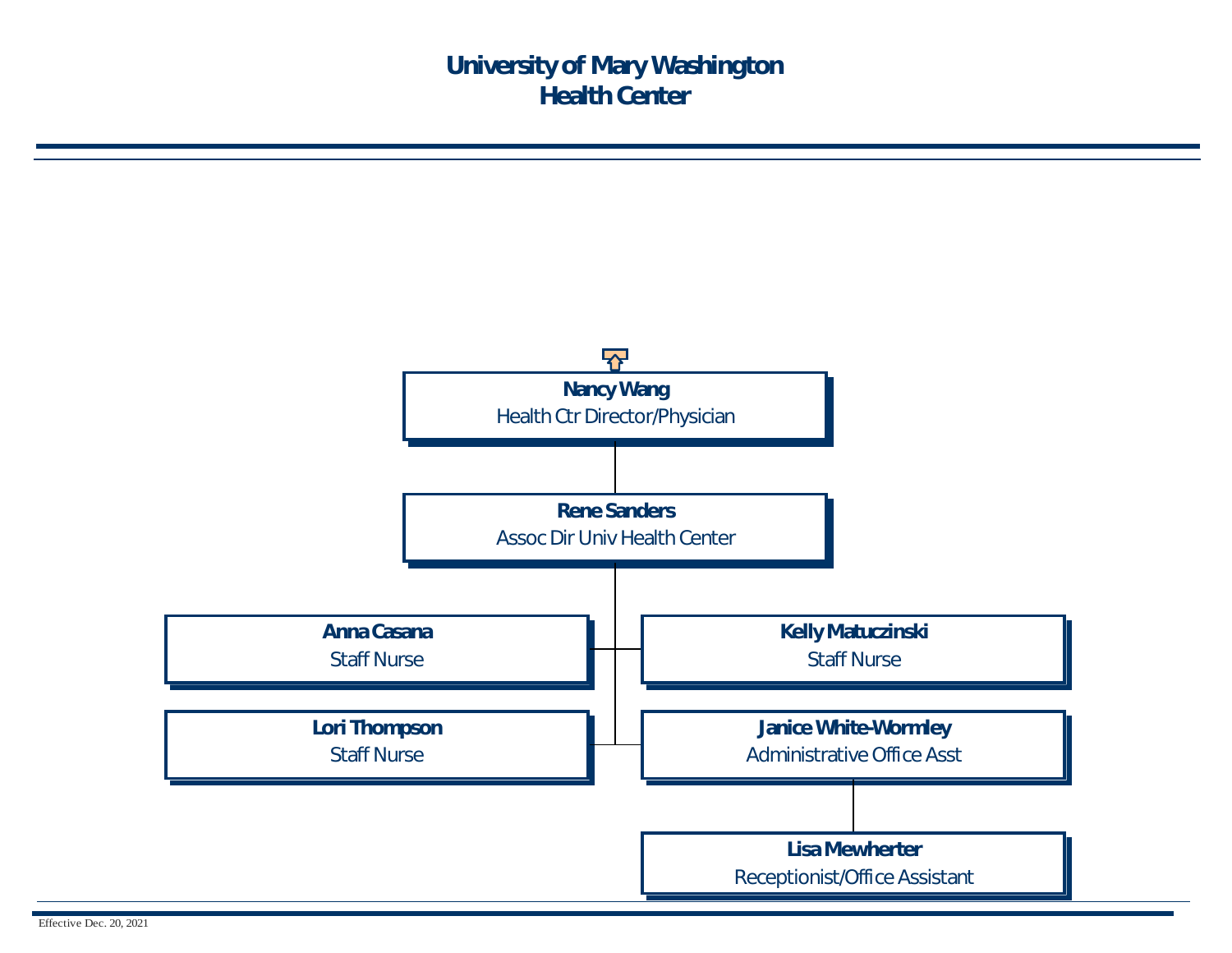# University of Mary Washington
# Health Center

- **Nancy Wang** – Health Ctr Director/Physician
  - **Rene Sanders** – Assoc Dir Univ Health Center
    - **Anna Casana** – Staff Nurse
    - **Kelly Matuczinski** – Staff Nurse
    - **Lori Thompson** – Staff Nurse
    - **Janice White-Wormley** – Administrative Office Asst
      - **Lisa Mewherter** – Receptionist/Office Assistant

Effective Dec. 20, 2021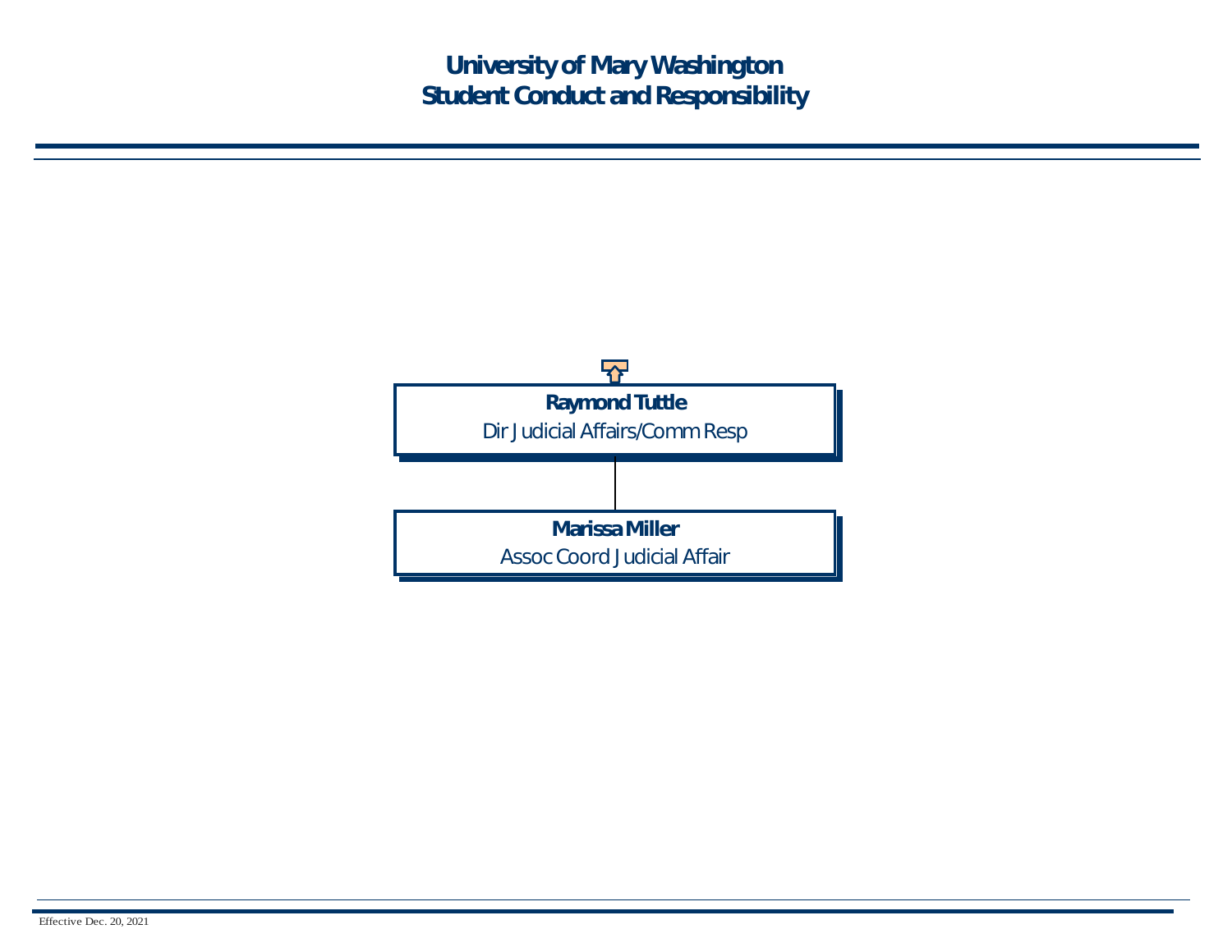# University of Mary Washington
## Student Conduct and Responsibility

**Raymond Tuttle**
Dir Judicial Affairs/Comm Resp

- **Marissa Miller**
  Assoc Coord Judicial Affair

Effective Dec. 20, 2021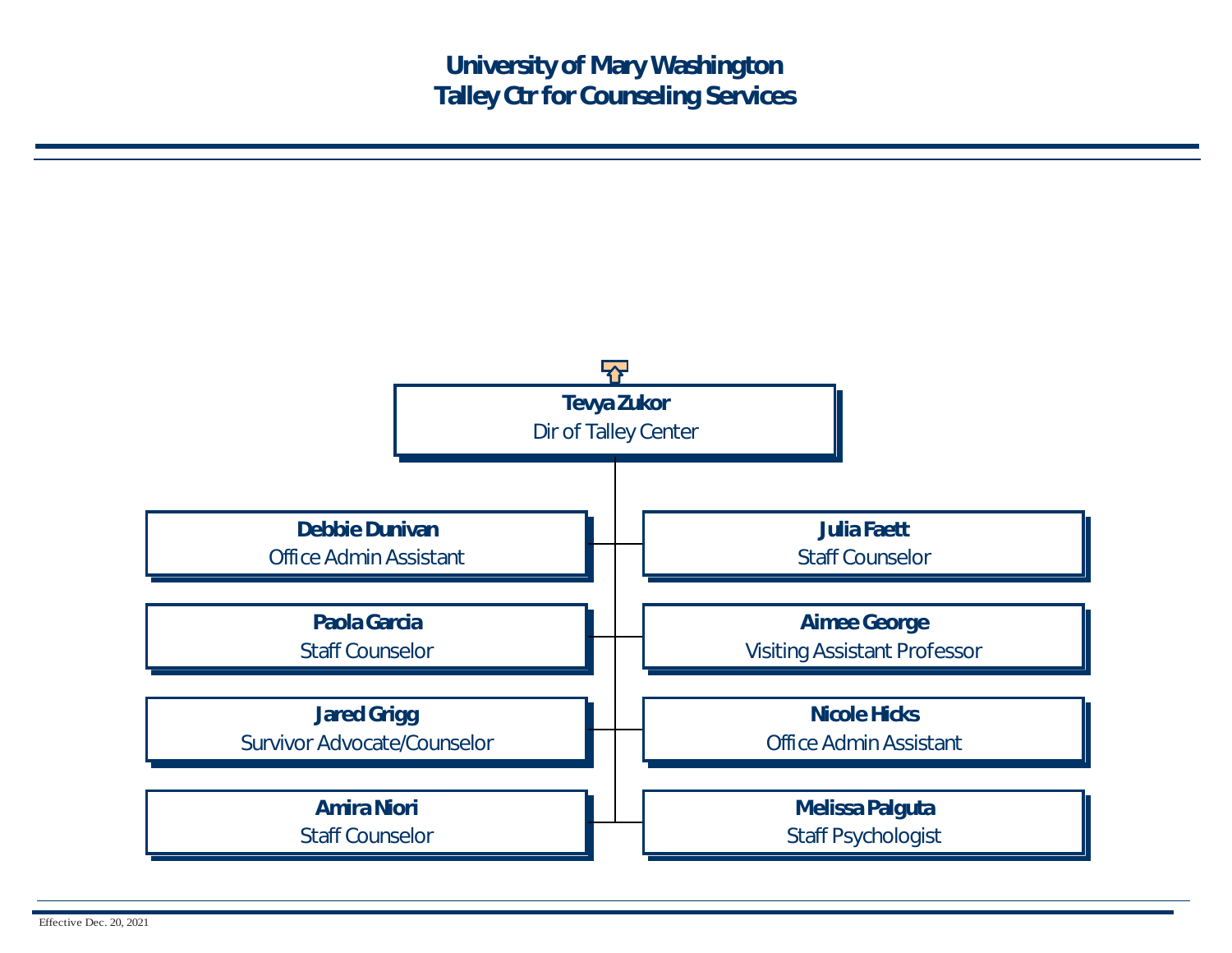# University of Mary Washington
# Talley Ctr for Counseling Services

**Tevya Zukor**
Dir of Talley Center

- **Debbie Dunivan** — Office Admin Assistant
- **Julia Faett** — Staff Counselor
- **Paola Garcia** — Staff Counselor
- **Aimee George** — Visiting Assistant Professor
- **Jared Grigg** — Survivor Advocate/Counselor
- **Nicole Hicks** — Office Admin Assistant
- **Amira Niori** — Staff Counselor
- **Melissa Palguta** — Staff Psychologist

Effective Dec. 20, 2021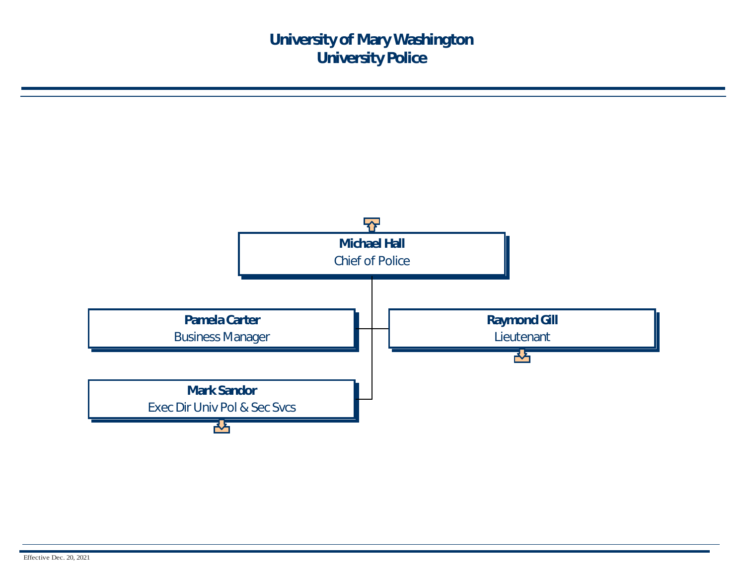# University of Mary Washington
## University Police

**Michael Hall**
Chief of Police

- **Pamela Carter**
  Business Manager
- **Raymond Gill**
  Lieutenant
- **Mark Sandor**
  Exec Dir Univ Pol & Sec Svcs

Effective Dec. 20, 2021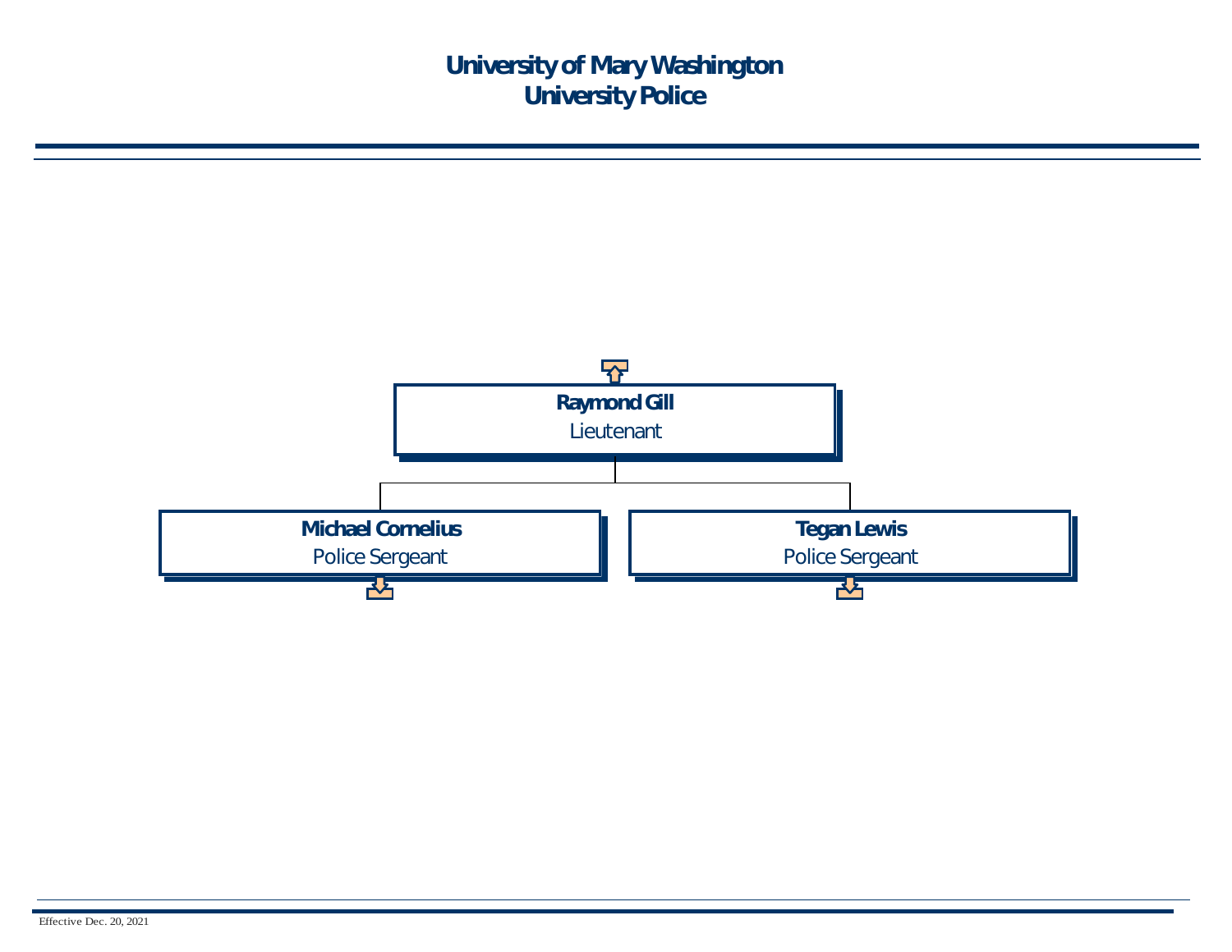# University of Mary Washington
# University Police

**Raymond Gill**
Lieutenant

- **Michael Cornelius**
  Police Sergeant
- **Tegan Lewis**
  Police Sergeant

Effective Dec. 20, 2021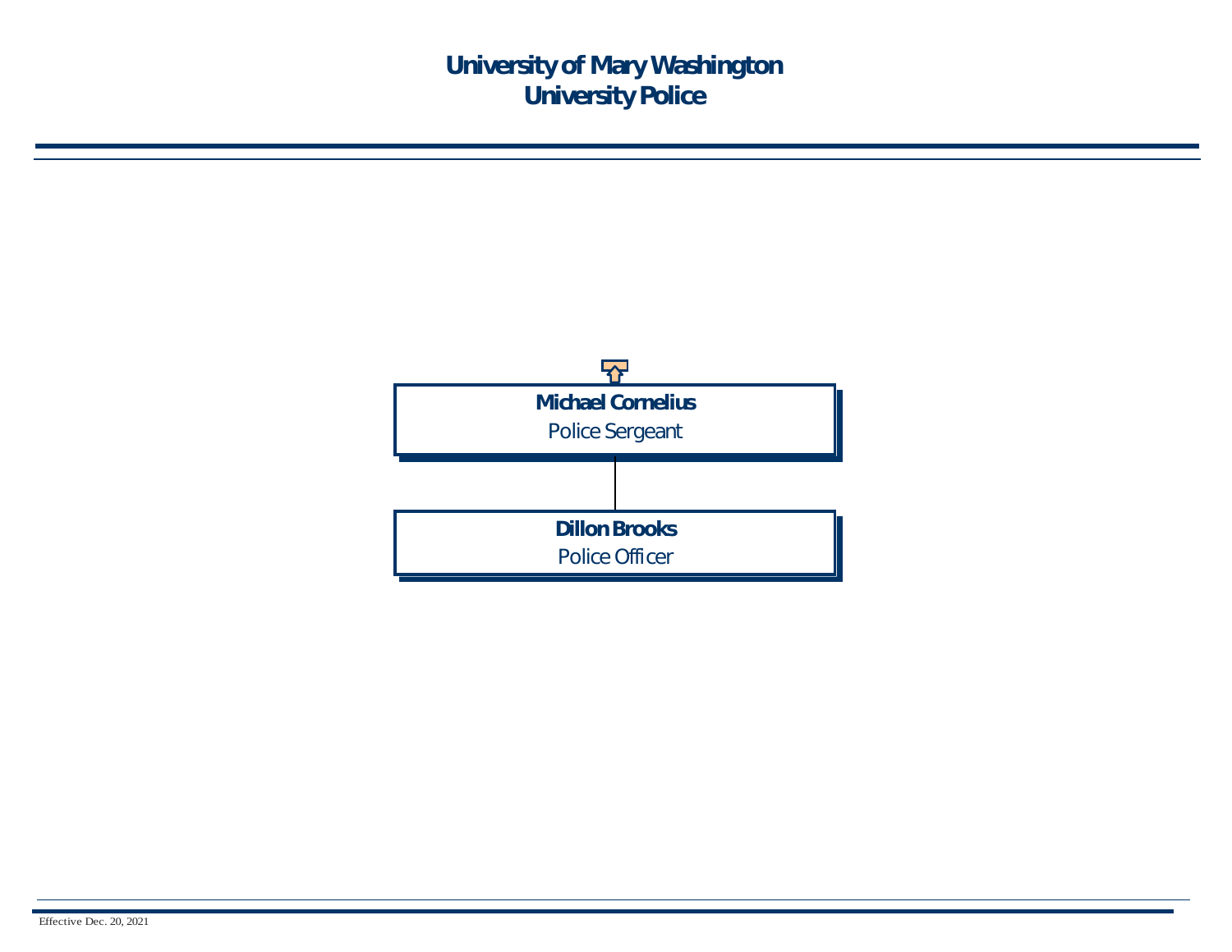# University of Mary Washington
# University Police

**Michael Cornelius**
Police Sergeant

**Dillon Brooks**
Police Officer

Effective Dec. 20, 2021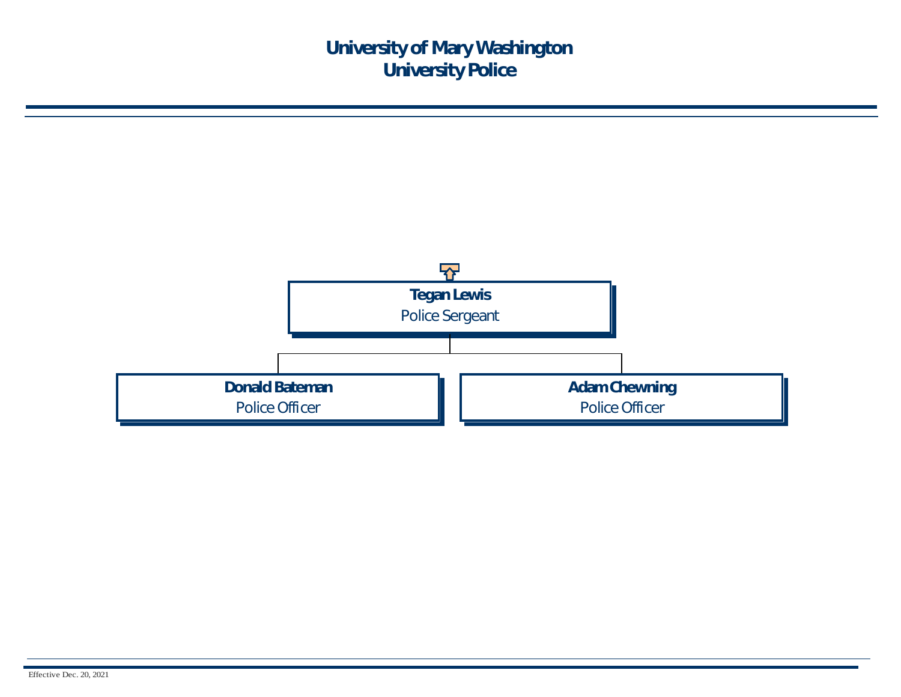# University of Mary Washington
## University Police

**Tegan Lewis**
Police Sergeant

- **Donald Bateman**
  Police Officer
- **Adam Chewning**
  Police Officer

Effective Dec. 20, 2021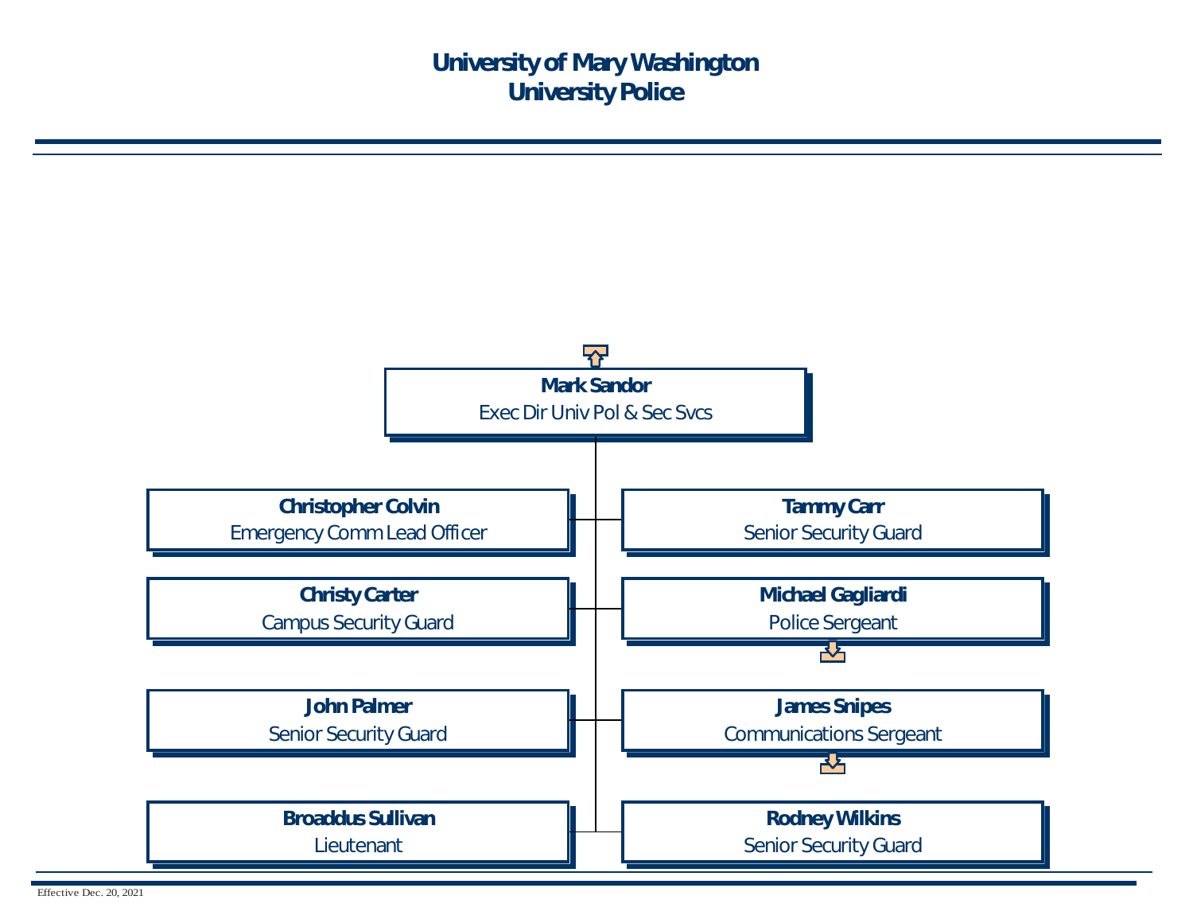# University of Mary Washington
## University Police

**Mark Sandor**
Exec Dir Univ Pol & Sec Svcs

- **Christopher Colvin** — Emergency Comm Lead Officer
- **Tammy Carr** — Senior Security Guard
- **Christy Carter** — Campus Security Guard
- **Michael Gagliardi** — Police Sergeant
- **John Palmer** — Senior Security Guard
- **James Snipes** — Communications Sergeant
- **Broaddus Sullivan** — Lieutenant
- **Rodney Wilkins** — Senior Security Guard

Effective Dec. 20, 2021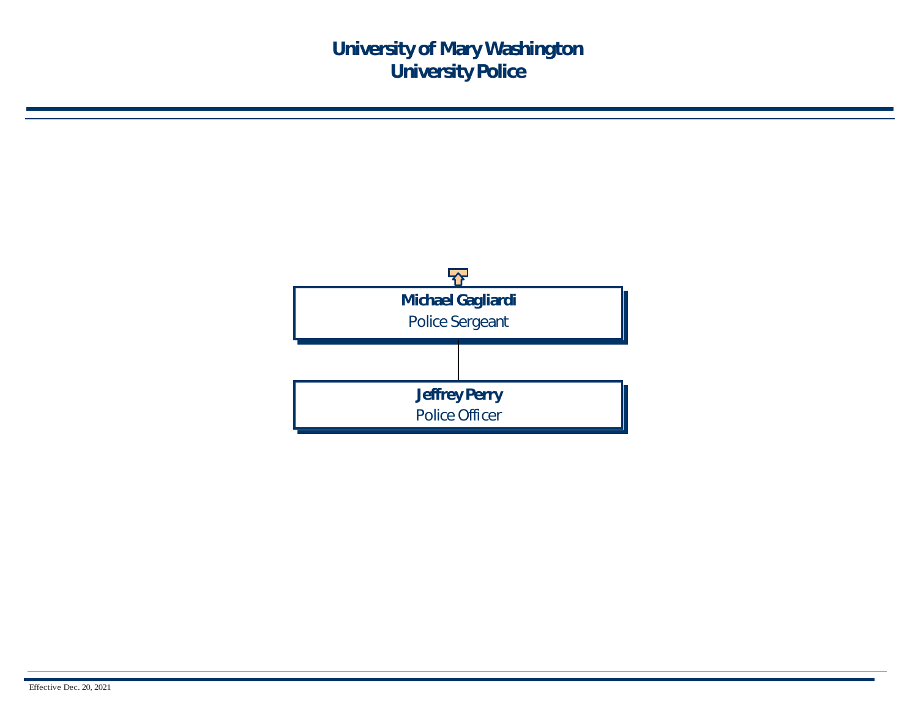# University of Mary Washington
# University Police

**Michael Gagliardi**
Police Sergeant

**Jeffrey Perry**
Police Officer

Effective Dec. 20, 2021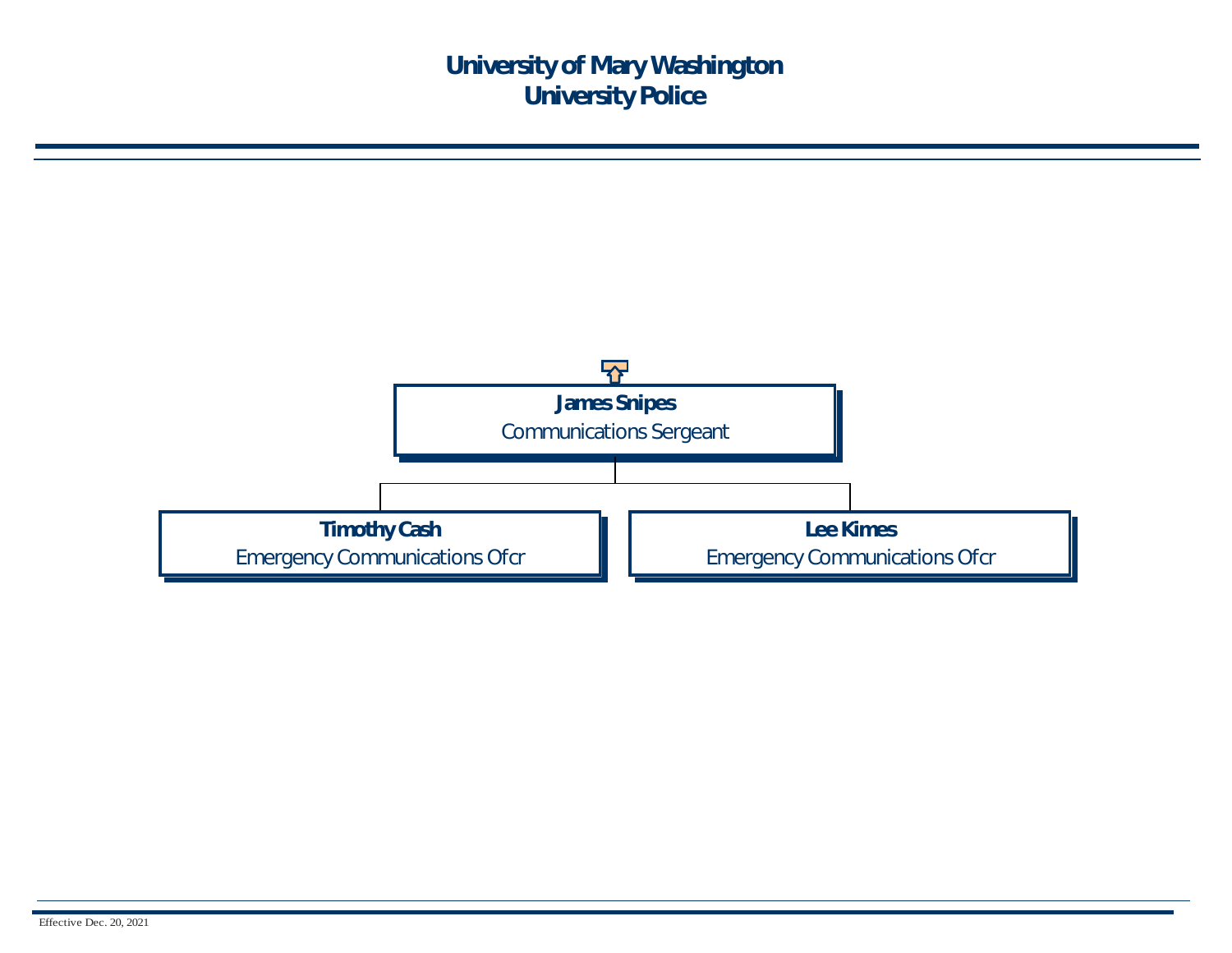# University of Mary Washington
## University Police

**James Snipes**
Communications Sergeant

**Timothy Cash**
Emergency Communications Ofcr

**Lee Kimes**
Emergency Communications Ofcr

Effective Dec. 20, 2021